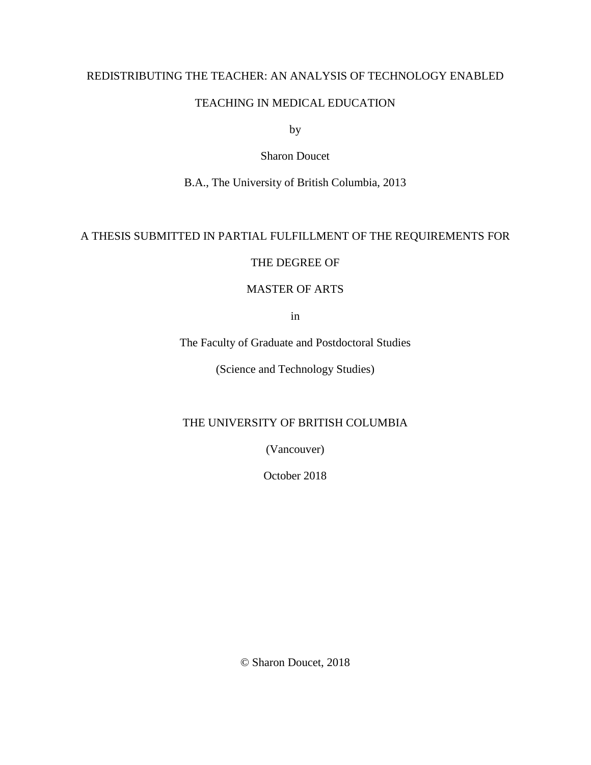# REDISTRIBUTING THE TEACHER: AN ANALYSIS OF TECHNOLOGY ENABLED TEACHING IN MEDICAL EDUCATION

by

Sharon Doucet

B.A., The University of British Columbia, 2013

A THESIS SUBMITTED IN PARTIAL FULFILLMENT OF THE REQUIREMENTS FOR

THE DEGREE OF

MASTER OF ARTS

in

The Faculty of Graduate and Postdoctoral Studies

(Science and Technology Studies)

THE UNIVERSITY OF BRITISH COLUMBIA

(Vancouver)

October 2018

© Sharon Doucet, 2018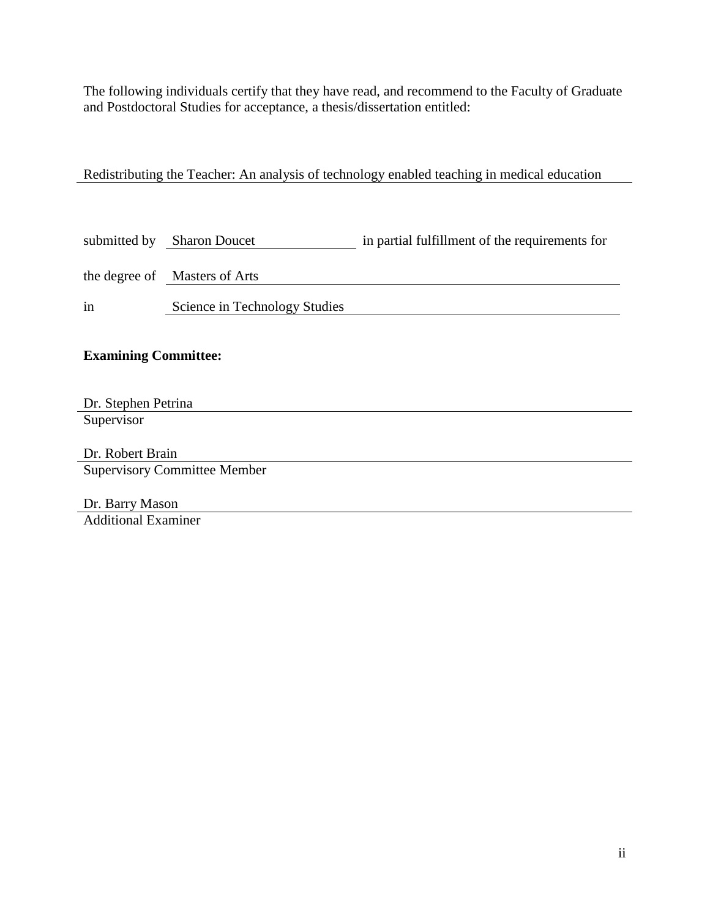The following individuals certify that they have read, and recommend to the Faculty of Graduate and Postdoctoral Studies for acceptance, a thesis/dissertation entitled:

Redistributing the Teacher: An analysis of technology enabled teaching in medical education

submitted by Sharon Doucet in partial fulfillment of the requirements for

the degree of Masters of Arts

in Science in Technology Studies

**Examining Committee:**

Dr. Stephen Petrina
Supervisor

Dr. Robert Brain
Supervisory Committee Member

Dr. Barry Mason
Additional Examiner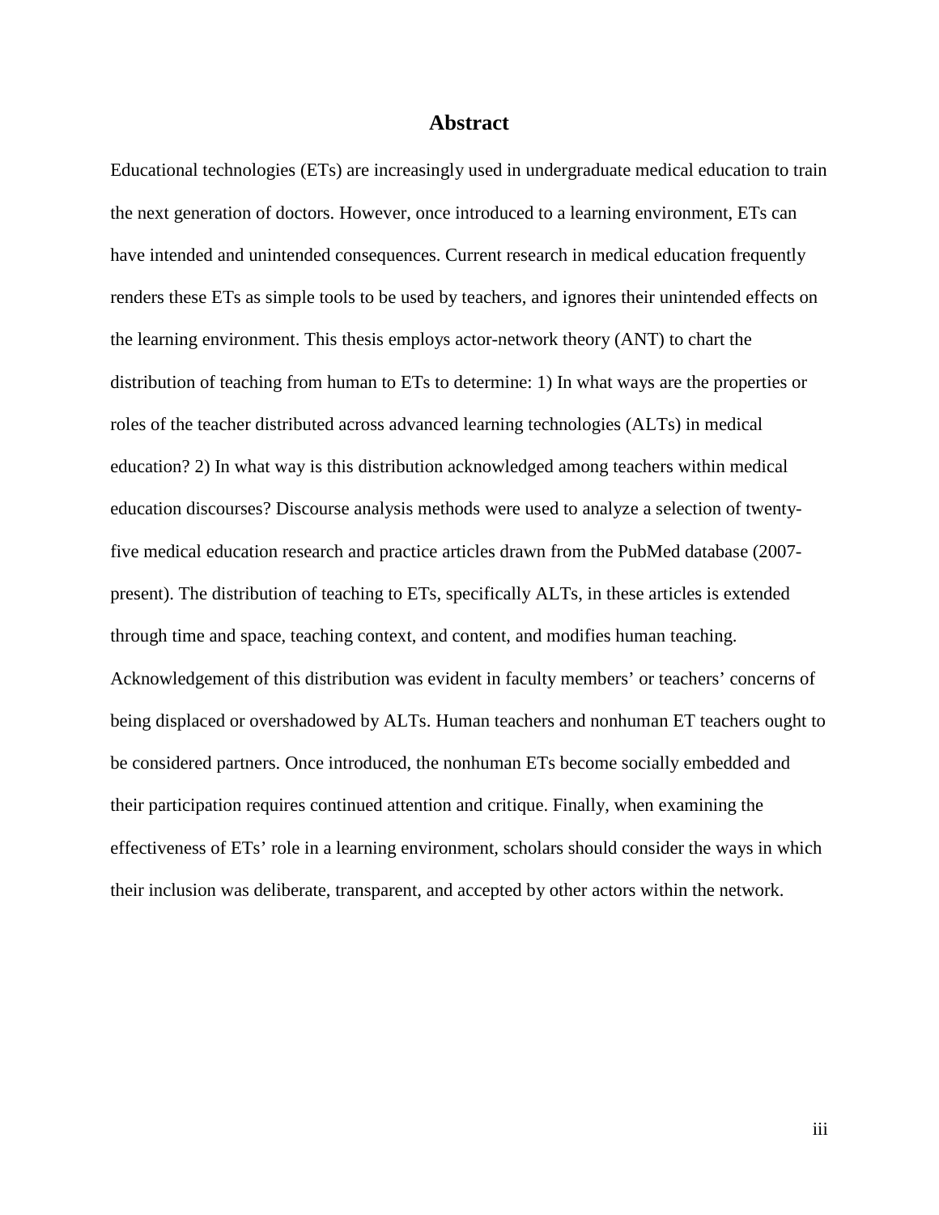## Abstract

Educational technologies (ETs) are increasingly used in undergraduate medical education to train the next generation of doctors. However, once introduced to a learning environment, ETs can have intended and unintended consequences. Current research in medical education frequently renders these ETs as simple tools to be used by teachers, and ignores their unintended effects on the learning environment. This thesis employs actor-network theory (ANT) to chart the distribution of teaching from human to ETs to determine: 1) In what ways are the properties or roles of the teacher distributed across advanced learning technologies (ALTs) in medical education? 2) In what way is this distribution acknowledged among teachers within medical education discourses? Discourse analysis methods were used to analyze a selection of twenty-five medical education research and practice articles drawn from the PubMed database (2007-present). The distribution of teaching to ETs, specifically ALTs, in these articles is extended through time and space, teaching context, and content, and modifies human teaching. Acknowledgement of this distribution was evident in faculty members' or teachers' concerns of being displaced or overshadowed by ALTs. Human teachers and nonhuman ET teachers ought to be considered partners. Once introduced, the nonhuman ETs become socially embedded and their participation requires continued attention and critique. Finally, when examining the effectiveness of ETs' role in a learning environment, scholars should consider the ways in which their inclusion was deliberate, transparent, and accepted by other actors within the network.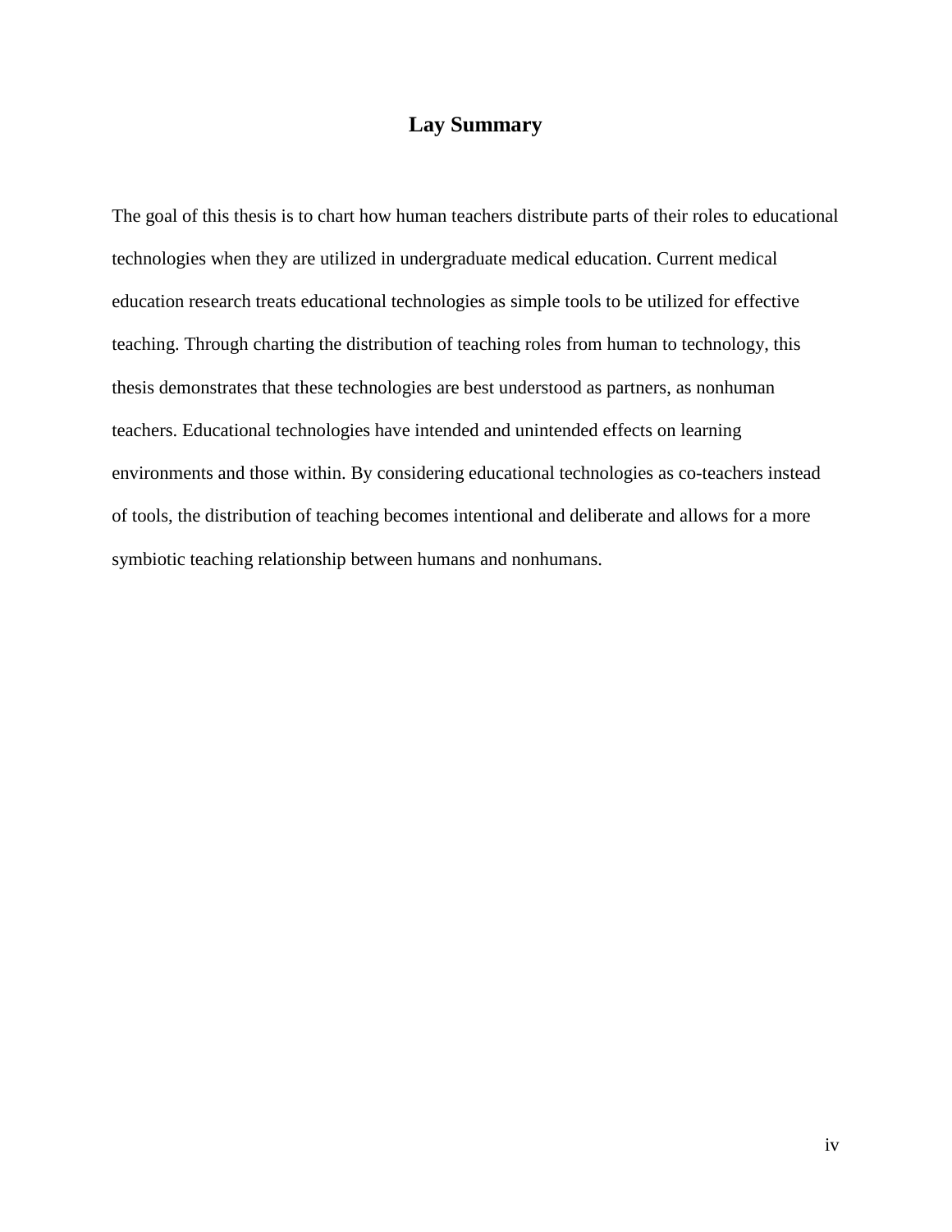# Lay Summary

The goal of this thesis is to chart how human teachers distribute parts of their roles to educational technologies when they are utilized in undergraduate medical education. Current medical education research treats educational technologies as simple tools to be utilized for effective teaching. Through charting the distribution of teaching roles from human to technology, this thesis demonstrates that these technologies are best understood as partners, as nonhuman teachers. Educational technologies have intended and unintended effects on learning environments and those within. By considering educational technologies as co-teachers instead of tools, the distribution of teaching becomes intentional and deliberate and allows for a more symbiotic teaching relationship between humans and nonhumans.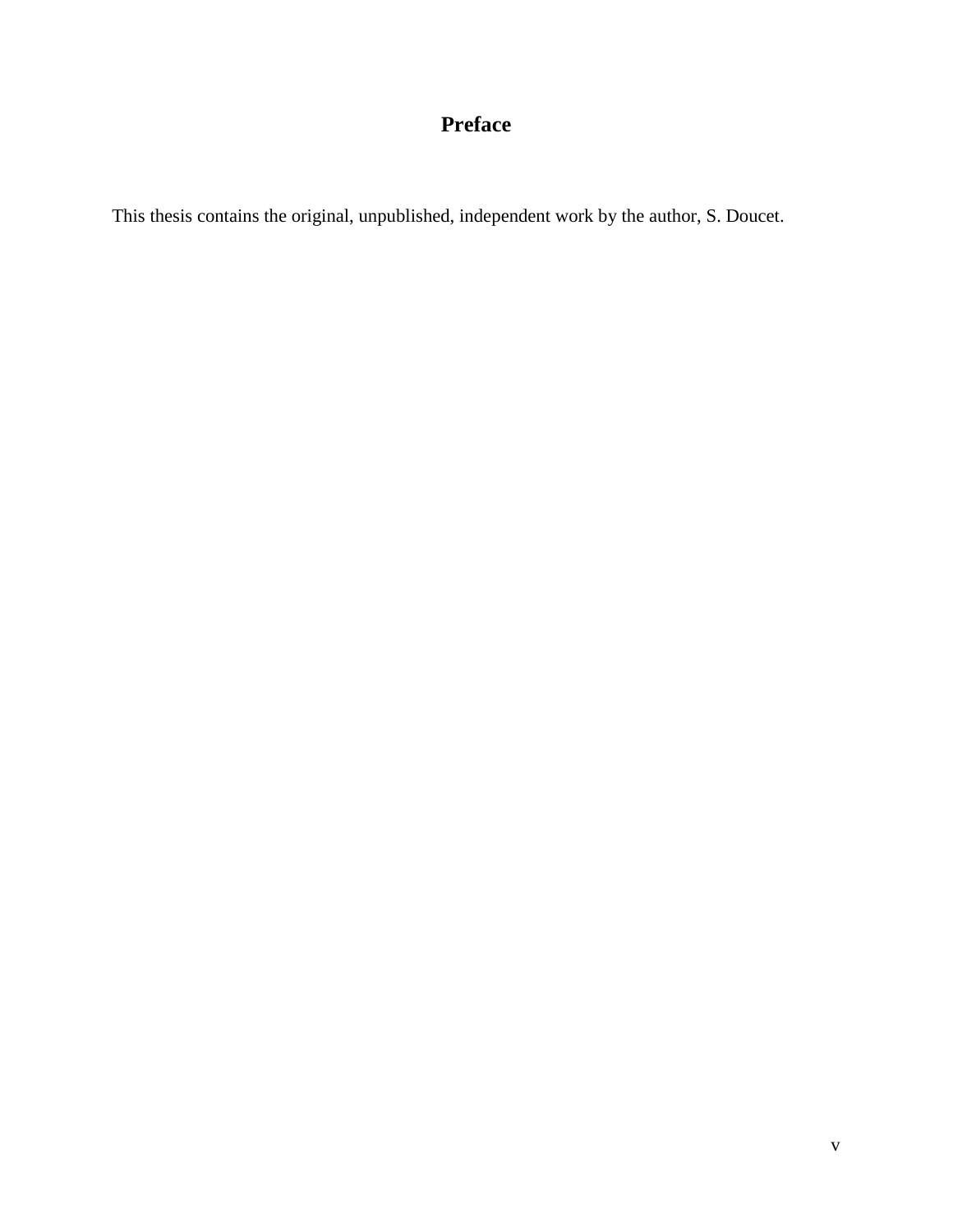# Preface

This thesis contains the original, unpublished, independent work by the author, S. Doucet.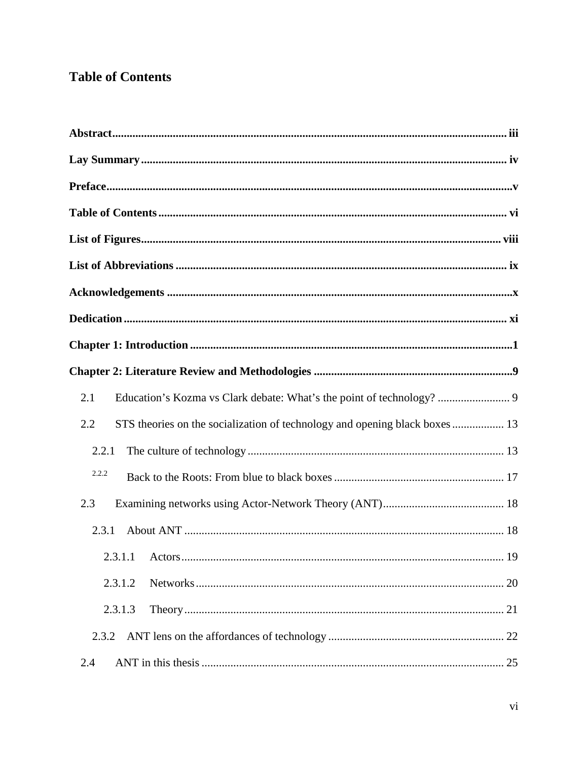# Table of Contents

**Abstract** ........ iii

**Lay Summary** ........ iv

**Preface** ........ v

**Table of Contents** ........ vi

**List of Figures** ........ viii

**List of Abbreviations** ........ ix

**Acknowledgements** ........ x

**Dedication** ........ xi

**Chapter 1: Introduction** ........ 1

**Chapter 2: Literature Review and Methodologies** ........ 9

- 2.1 Education's Kozma vs Clark debate: What's the point of technology? ........ 9
- 2.2 STS theories on the socialization of technology and opening black boxes ........ 13
  - 2.2.1 The culture of technology ........ 13
  - 2.2.2 Back to the Roots: From blue to black boxes ........ 17
- 2.3 Examining networks using Actor-Network Theory (ANT) ........ 18
  - 2.3.1 About ANT ........ 18
    - 2.3.1.1 Actors ........ 19
    - 2.3.1.2 Networks ........ 20
    - 2.3.1.3 Theory ........ 21
  - 2.3.2 ANT lens on the affordances of technology ........ 22
- 2.4 ANT in this thesis ........ 25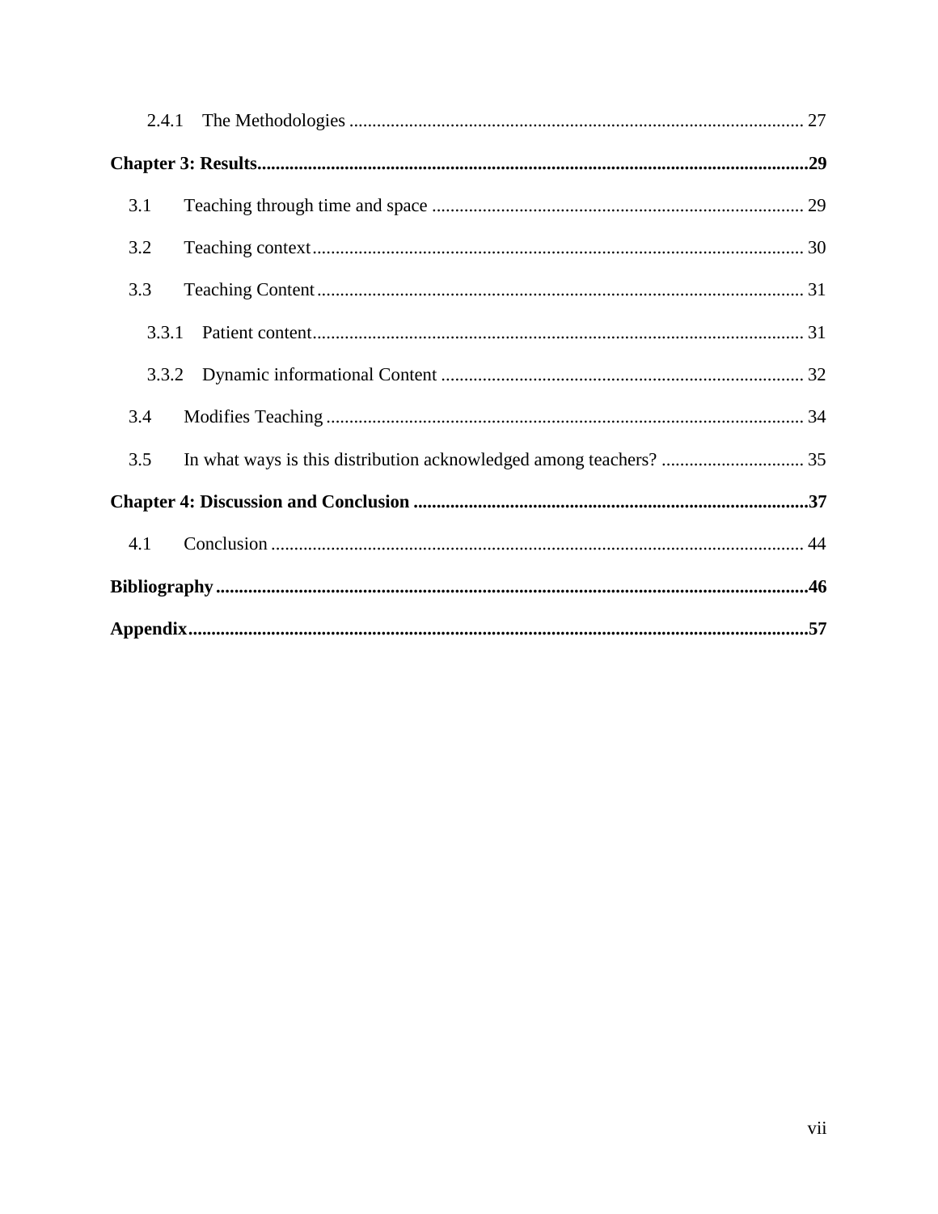- 2.4.1 The Methodologies ... 27

**Chapter 3: Results ... 29**

- 3.1 Teaching through time and space ... 29
- 3.2 Teaching context ... 30
- 3.3 Teaching Content ... 31
  - 3.3.1 Patient content ... 31
  - 3.3.2 Dynamic informational Content ... 32
- 3.4 Modifies Teaching ... 34
- 3.5 In what ways is this distribution acknowledged among teachers? ... 35

**Chapter 4: Discussion and Conclusion ... 37**

- 4.1 Conclusion ... 44

**Bibliography ... 46**

**Appendix ... 57**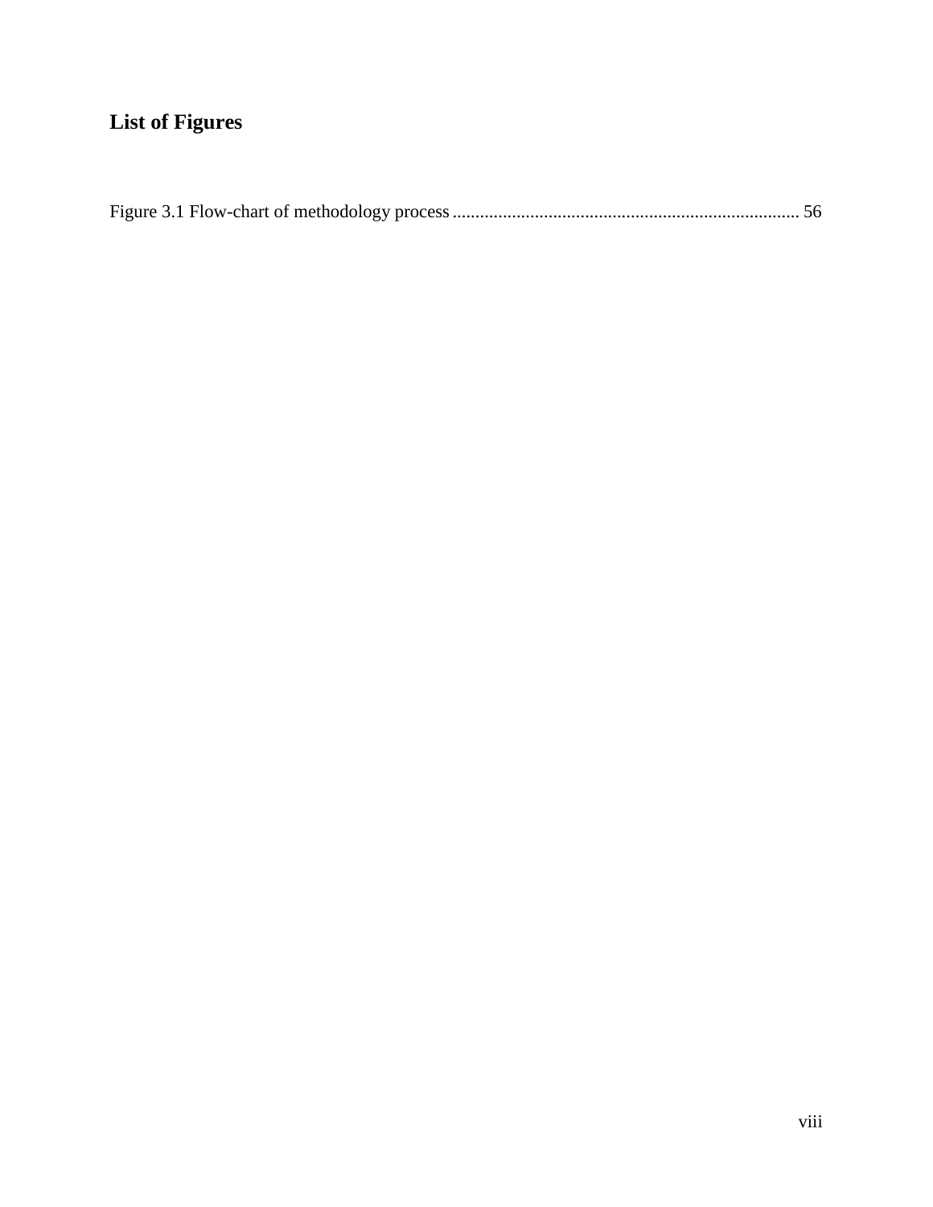# List of Figures

Figure 3.1 Flow-chart of methodology process ........................................................................... 56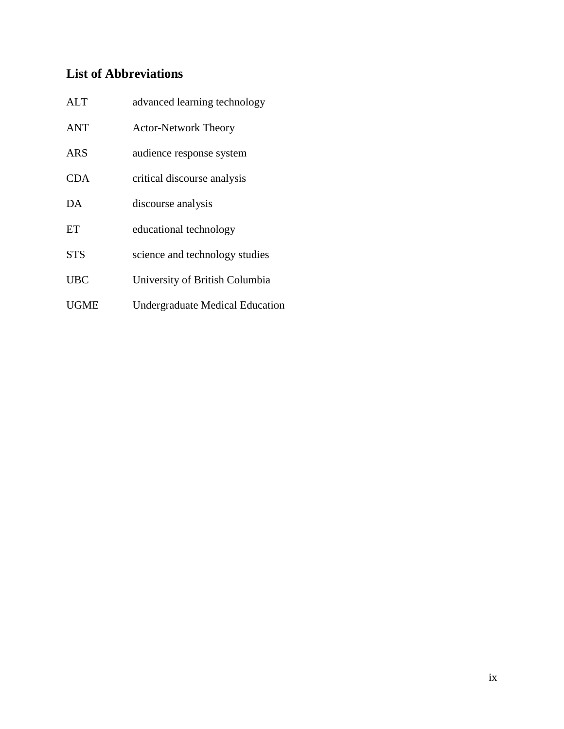## List of Abbreviations

| | |
|---|---|
| ALT | advanced learning technology |
| ANT | Actor-Network Theory |
| ARS | audience response system |
| CDA | critical discourse analysis |
| DA | discourse analysis |
| ET | educational technology |
| STS | science and technology studies |
| UBC | University of British Columbia |
| UGME | Undergraduate Medical Education |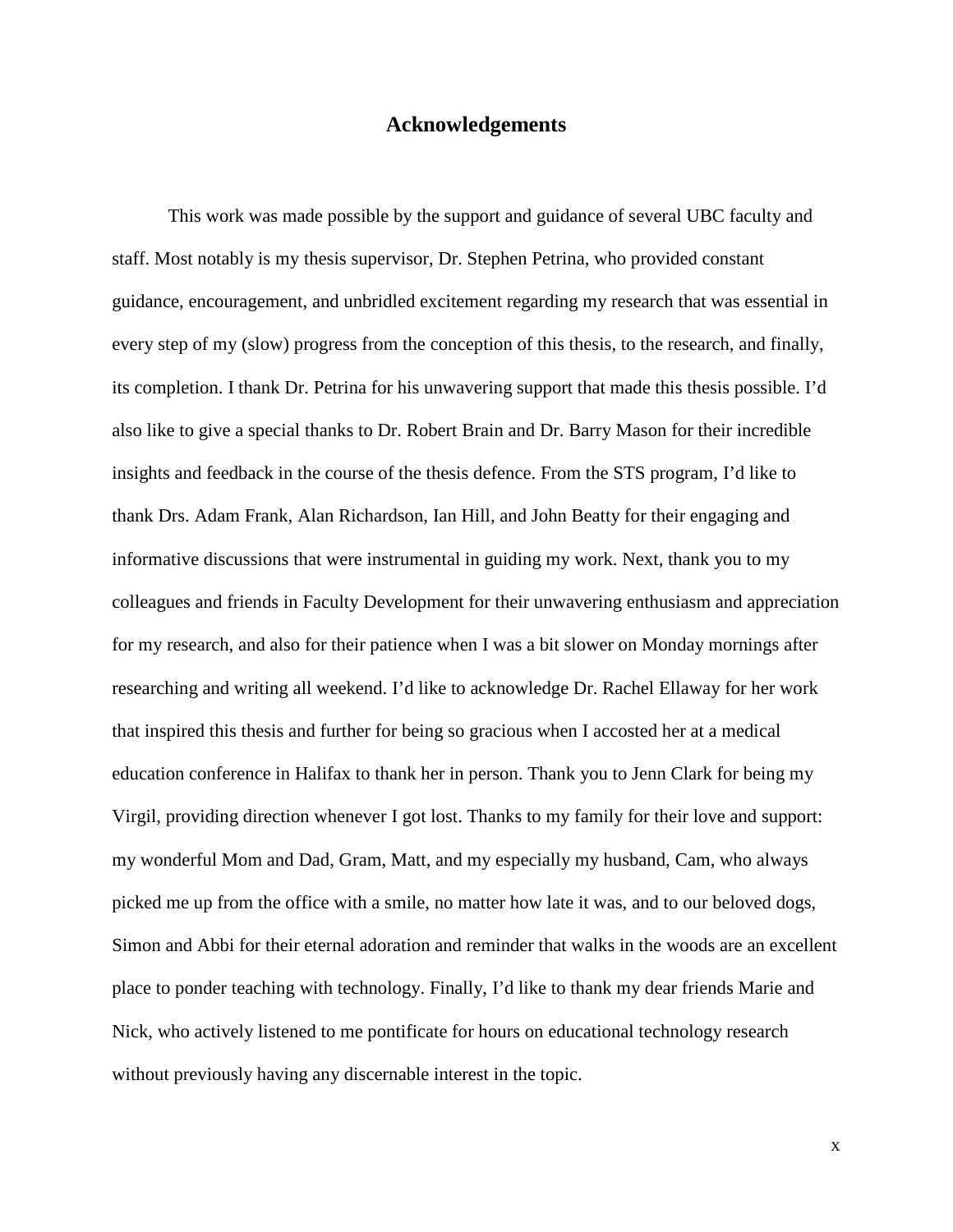# Acknowledgements

This work was made possible by the support and guidance of several UBC faculty and staff. Most notably is my thesis supervisor, Dr. Stephen Petrina, who provided constant guidance, encouragement, and unbridled excitement regarding my research that was essential in every step of my (slow) progress from the conception of this thesis, to the research, and finally, its completion. I thank Dr. Petrina for his unwavering support that made this thesis possible. I'd also like to give a special thanks to Dr. Robert Brain and Dr. Barry Mason for their incredible insights and feedback in the course of the thesis defence. From the STS program, I'd like to thank Drs. Adam Frank, Alan Richardson, Ian Hill, and John Beatty for their engaging and informative discussions that were instrumental in guiding my work. Next, thank you to my colleagues and friends in Faculty Development for their unwavering enthusiasm and appreciation for my research, and also for their patience when I was a bit slower on Monday mornings after researching and writing all weekend. I'd like to acknowledge Dr. Rachel Ellaway for her work that inspired this thesis and further for being so gracious when I accosted her at a medical education conference in Halifax to thank her in person. Thank you to Jenn Clark for being my Virgil, providing direction whenever I got lost. Thanks to my family for their love and support: my wonderful Mom and Dad, Gram, Matt, and my especially my husband, Cam, who always picked me up from the office with a smile, no matter how late it was, and to our beloved dogs, Simon and Abbi for their eternal adoration and reminder that walks in the woods are an excellent place to ponder teaching with technology. Finally, I'd like to thank my dear friends Marie and Nick, who actively listened to me pontificate for hours on educational technology research without previously having any discernable interest in the topic.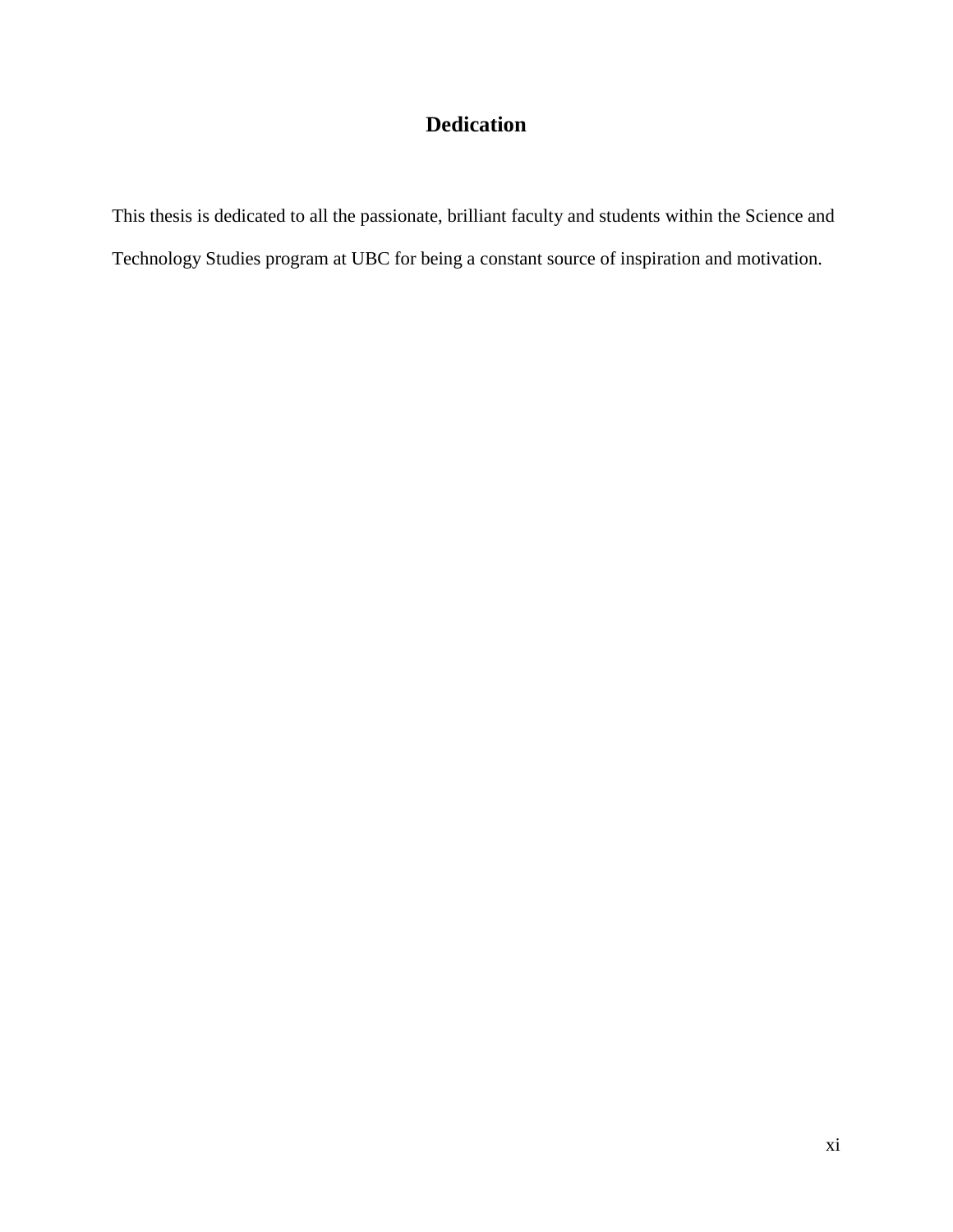# Dedication

This thesis is dedicated to all the passionate, brilliant faculty and students within the Science and Technology Studies program at UBC for being a constant source of inspiration and motivation.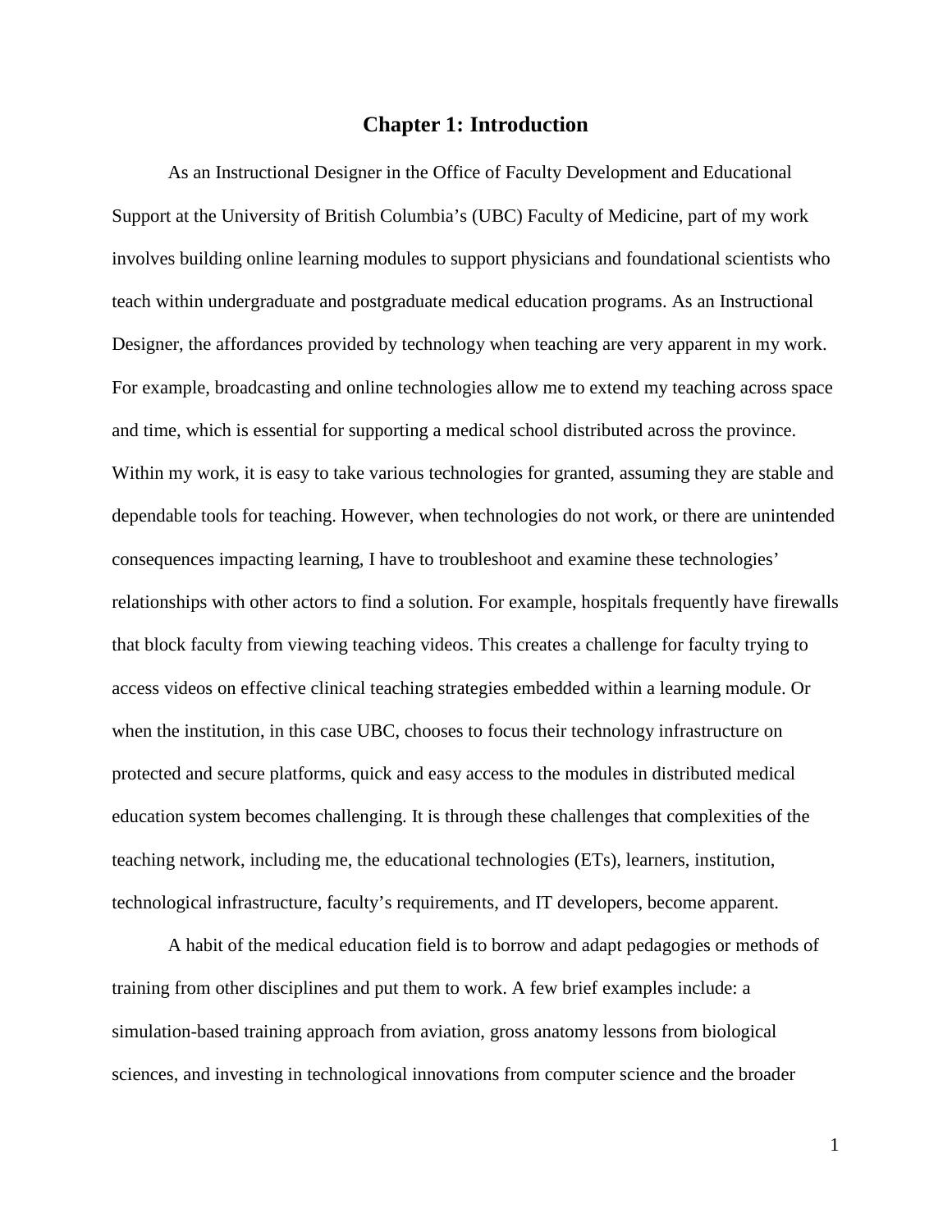# Chapter 1: Introduction

As an Instructional Designer in the Office of Faculty Development and Educational Support at the University of British Columbia's (UBC) Faculty of Medicine, part of my work involves building online learning modules to support physicians and foundational scientists who teach within undergraduate and postgraduate medical education programs. As an Instructional Designer, the affordances provided by technology when teaching are very apparent in my work. For example, broadcasting and online technologies allow me to extend my teaching across space and time, which is essential for supporting a medical school distributed across the province. Within my work, it is easy to take various technologies for granted, assuming they are stable and dependable tools for teaching. However, when technologies do not work, or there are unintended consequences impacting learning, I have to troubleshoot and examine these technologies' relationships with other actors to find a solution. For example, hospitals frequently have firewalls that block faculty from viewing teaching videos. This creates a challenge for faculty trying to access videos on effective clinical teaching strategies embedded within a learning module. Or when the institution, in this case UBC, chooses to focus their technology infrastructure on protected and secure platforms, quick and easy access to the modules in distributed medical education system becomes challenging. It is through these challenges that complexities of the teaching network, including me, the educational technologies (ETs), learners, institution, technological infrastructure, faculty's requirements, and IT developers, become apparent.

A habit of the medical education field is to borrow and adapt pedagogies or methods of training from other disciplines and put them to work. A few brief examples include: a simulation-based training approach from aviation, gross anatomy lessons from biological sciences, and investing in technological innovations from computer science and the broader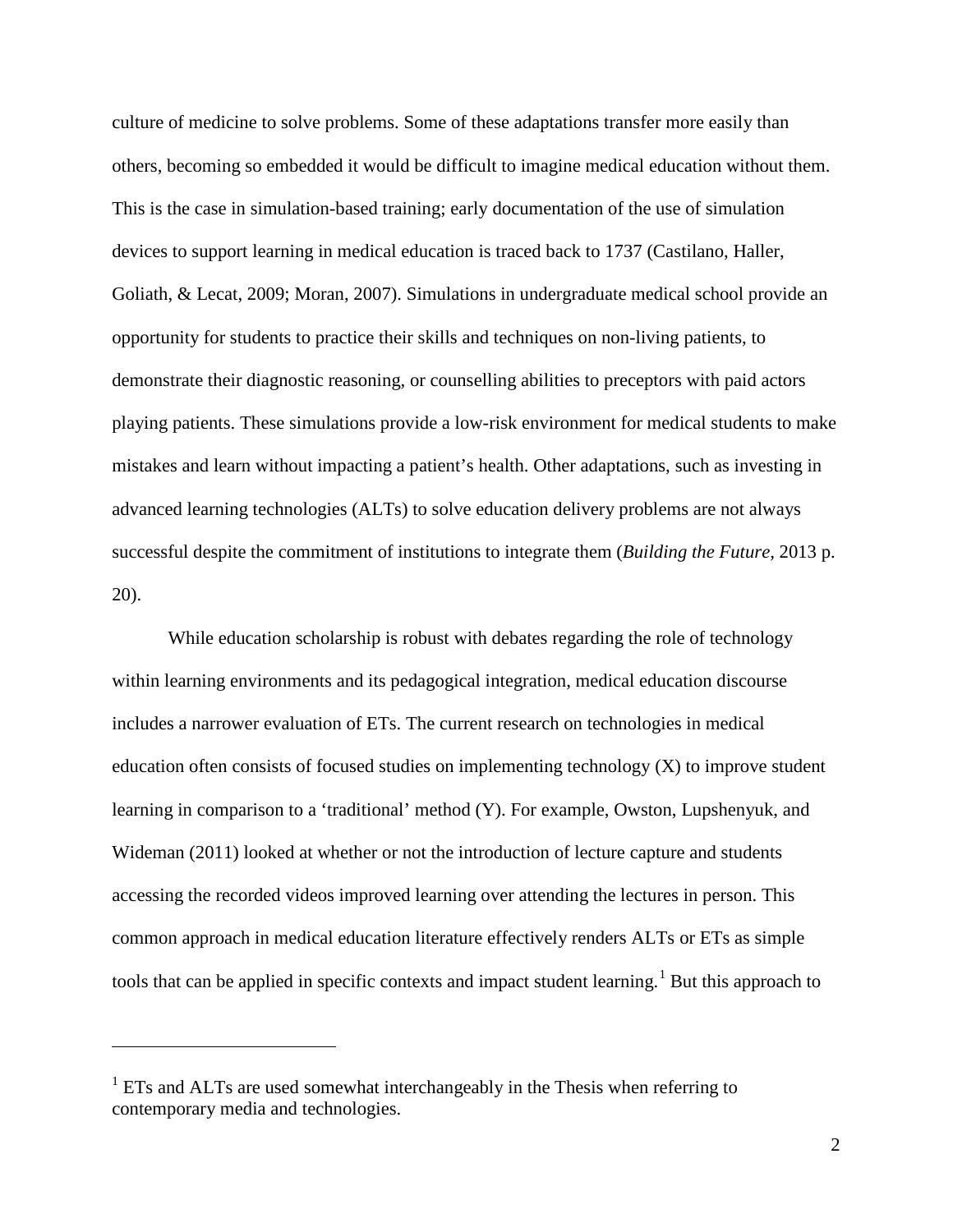culture of medicine to solve problems. Some of these adaptations transfer more easily than others, becoming so embedded it would be difficult to imagine medical education without them. This is the case in simulation-based training; early documentation of the use of simulation devices to support learning in medical education is traced back to 1737 (Castilano, Haller, Goliath, & Lecat, 2009; Moran, 2007). Simulations in undergraduate medical school provide an opportunity for students to practice their skills and techniques on non-living patients, to demonstrate their diagnostic reasoning, or counselling abilities to preceptors with paid actors playing patients. These simulations provide a low-risk environment for medical students to make mistakes and learn without impacting a patient's health. Other adaptations, such as investing in advanced learning technologies (ALTs) to solve education delivery problems are not always successful despite the commitment of institutions to integrate them (*Building the Future*, 2013 p. 20).

While education scholarship is robust with debates regarding the role of technology within learning environments and its pedagogical integration, medical education discourse includes a narrower evaluation of ETs. The current research on technologies in medical education often consists of focused studies on implementing technology (X) to improve student learning in comparison to a 'traditional' method (Y). For example, Owston, Lupshenyuk, and Wideman (2011) looked at whether or not the introduction of lecture capture and students accessing the recorded videos improved learning over attending the lectures in person. This common approach in medical education literature effectively renders ALTs or ETs as simple tools that can be applied in specific contexts and impact student learning.[1] But this approach to

[1] ETs and ALTs are used somewhat interchangeably in the Thesis when referring to contemporary media and technologies.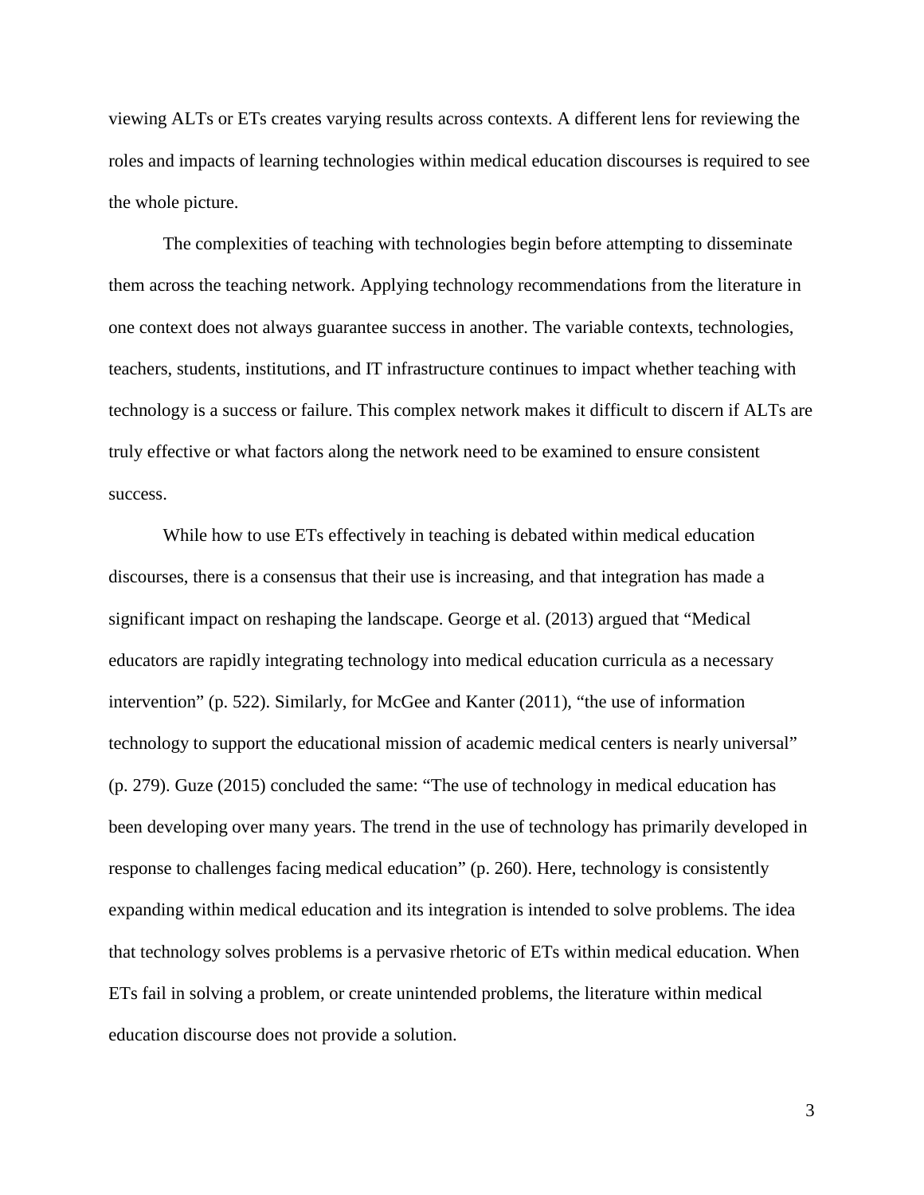viewing ALTs or ETs creates varying results across contexts. A different lens for reviewing the roles and impacts of learning technologies within medical education discourses is required to see the whole picture.

The complexities of teaching with technologies begin before attempting to disseminate them across the teaching network. Applying technology recommendations from the literature in one context does not always guarantee success in another. The variable contexts, technologies, teachers, students, institutions, and IT infrastructure continues to impact whether teaching with technology is a success or failure. This complex network makes it difficult to discern if ALTs are truly effective or what factors along the network need to be examined to ensure consistent success.

While how to use ETs effectively in teaching is debated within medical education discourses, there is a consensus that their use is increasing, and that integration has made a significant impact on reshaping the landscape. George et al. (2013) argued that "Medical educators are rapidly integrating technology into medical education curricula as a necessary intervention" (p. 522). Similarly, for McGee and Kanter (2011), "the use of information technology to support the educational mission of academic medical centers is nearly universal" (p. 279). Guze (2015) concluded the same: "The use of technology in medical education has been developing over many years. The trend in the use of technology has primarily developed in response to challenges facing medical education" (p. 260). Here, technology is consistently expanding within medical education and its integration is intended to solve problems. The idea that technology solves problems is a pervasive rhetoric of ETs within medical education. When ETs fail in solving a problem, or create unintended problems, the literature within medical education discourse does not provide a solution.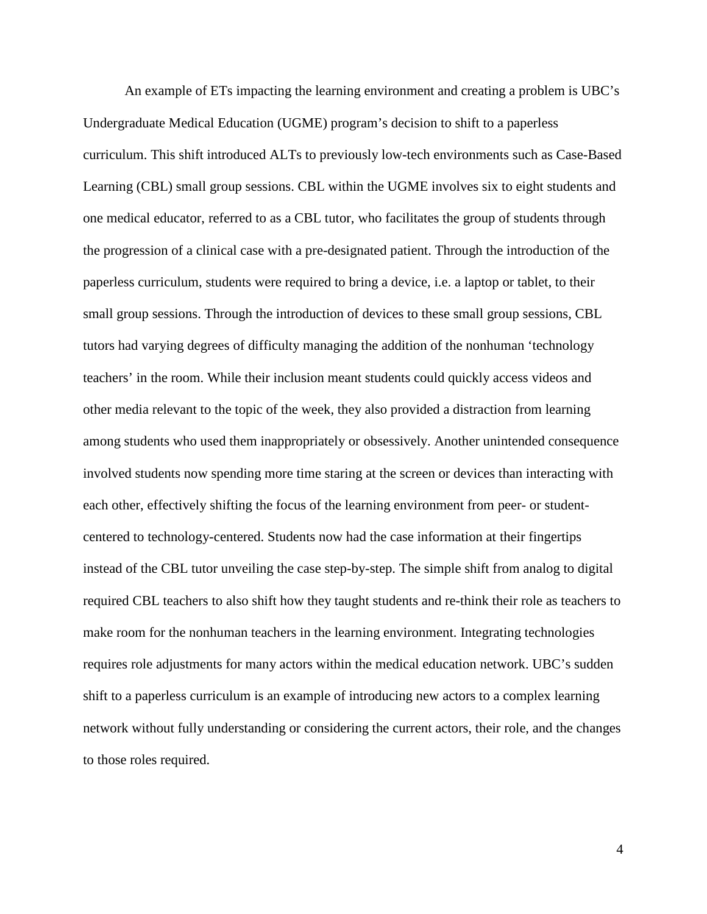An example of ETs impacting the learning environment and creating a problem is UBC's Undergraduate Medical Education (UGME) program's decision to shift to a paperless curriculum. This shift introduced ALTs to previously low-tech environments such as Case-Based Learning (CBL) small group sessions. CBL within the UGME involves six to eight students and one medical educator, referred to as a CBL tutor, who facilitates the group of students through the progression of a clinical case with a pre-designated patient. Through the introduction of the paperless curriculum, students were required to bring a device, i.e. a laptop or tablet, to their small group sessions. Through the introduction of devices to these small group sessions, CBL tutors had varying degrees of difficulty managing the addition of the nonhuman 'technology teachers' in the room. While their inclusion meant students could quickly access videos and other media relevant to the topic of the week, they also provided a distraction from learning among students who used them inappropriately or obsessively. Another unintended consequence involved students now spending more time staring at the screen or devices than interacting with each other, effectively shifting the focus of the learning environment from peer- or student-centered to technology-centered. Students now had the case information at their fingertips instead of the CBL tutor unveiling the case step-by-step. The simple shift from analog to digital required CBL teachers to also shift how they taught students and re-think their role as teachers to make room for the nonhuman teachers in the learning environment. Integrating technologies requires role adjustments for many actors within the medical education network. UBC's sudden shift to a paperless curriculum is an example of introducing new actors to a complex learning network without fully understanding or considering the current actors, their role, and the changes to those roles required.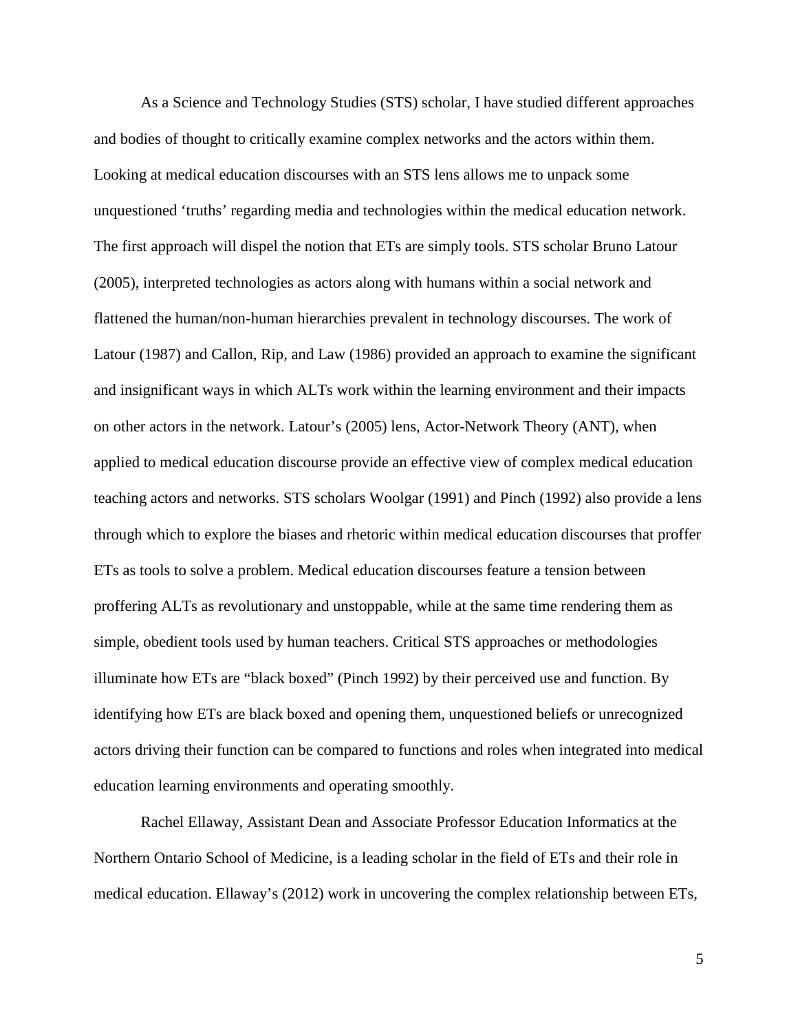As a Science and Technology Studies (STS) scholar, I have studied different approaches and bodies of thought to critically examine complex networks and the actors within them. Looking at medical education discourses with an STS lens allows me to unpack some unquestioned 'truths' regarding media and technologies within the medical education network. The first approach will dispel the notion that ETs are simply tools. STS scholar Bruno Latour (2005), interpreted technologies as actors along with humans within a social network and flattened the human/non-human hierarchies prevalent in technology discourses. The work of Latour (1987) and Callon, Rip, and Law (1986) provided an approach to examine the significant and insignificant ways in which ALTs work within the learning environment and their impacts on other actors in the network. Latour's (2005) lens, Actor-Network Theory (ANT), when applied to medical education discourse provide an effective view of complex medical education teaching actors and networks. STS scholars Woolgar (1991) and Pinch (1992) also provide a lens through which to explore the biases and rhetoric within medical education discourses that proffer ETs as tools to solve a problem. Medical education discourses feature a tension between proffering ALTs as revolutionary and unstoppable, while at the same time rendering them as simple, obedient tools used by human teachers. Critical STS approaches or methodologies illuminate how ETs are "black boxed" (Pinch 1992) by their perceived use and function. By identifying how ETs are black boxed and opening them, unquestioned beliefs or unrecognized actors driving their function can be compared to functions and roles when integrated into medical education learning environments and operating smoothly.

Rachel Ellaway, Assistant Dean and Associate Professor Education Informatics at the Northern Ontario School of Medicine, is a leading scholar in the field of ETs and their role in medical education. Ellaway's (2012) work in uncovering the complex relationship between ETs,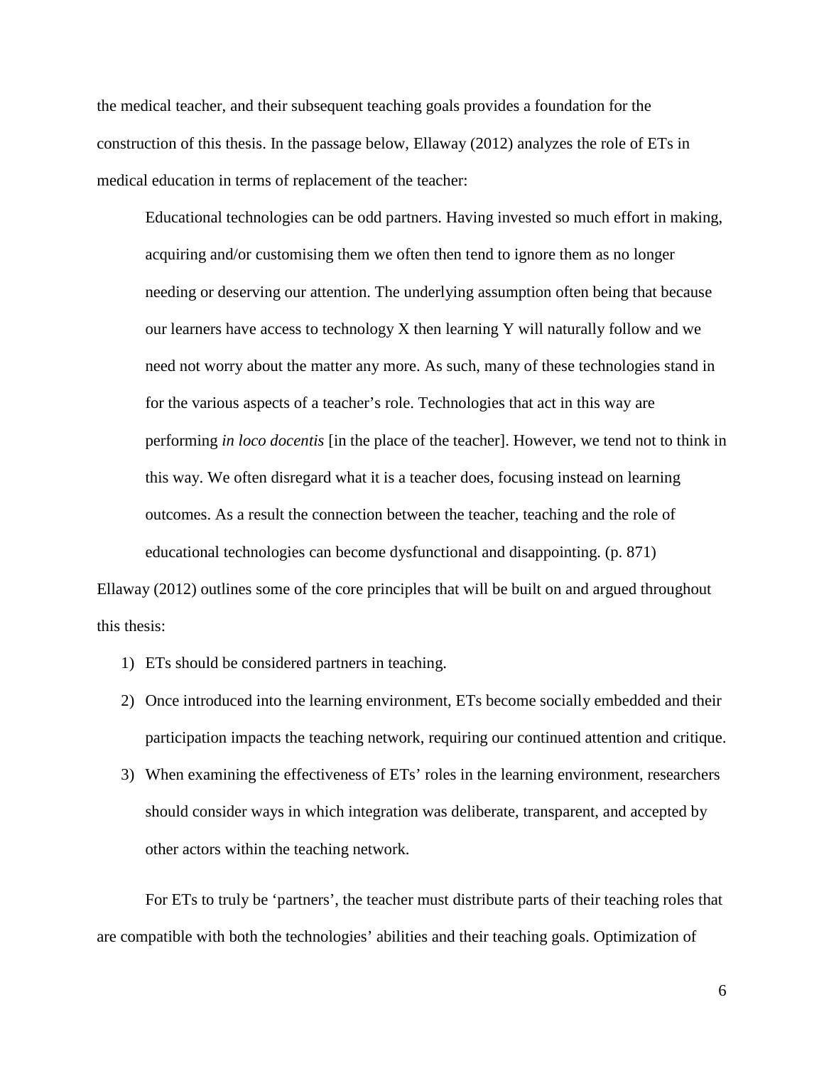the medical teacher, and their subsequent teaching goals provides a foundation for the construction of this thesis. In the passage below, Ellaway (2012) analyzes the role of ETs in medical education in terms of replacement of the teacher:

> Educational technologies can be odd partners. Having invested so much effort in making, acquiring and/or customising them we often then tend to ignore them as no longer needing or deserving our attention. The underlying assumption often being that because our learners have access to technology X then learning Y will naturally follow and we need not worry about the matter any more. As such, many of these technologies stand in for the various aspects of a teacher's role. Technologies that act in this way are performing *in loco docentis* [in the place of the teacher]. However, we tend not to think in this way. We often disregard what it is a teacher does, focusing instead on learning outcomes. As a result the connection between the teacher, teaching and the role of educational technologies can become dysfunctional and disappointing. (p. 871)

Ellaway (2012) outlines some of the core principles that will be built on and argued throughout this thesis:

1) ETs should be considered partners in teaching.
2) Once introduced into the learning environment, ETs become socially embedded and their participation impacts the teaching network, requiring our continued attention and critique.
3) When examining the effectiveness of ETs' roles in the learning environment, researchers should consider ways in which integration was deliberate, transparent, and accepted by other actors within the teaching network.

For ETs to truly be 'partners', the teacher must distribute parts of their teaching roles that are compatible with both the technologies' abilities and their teaching goals. Optimization of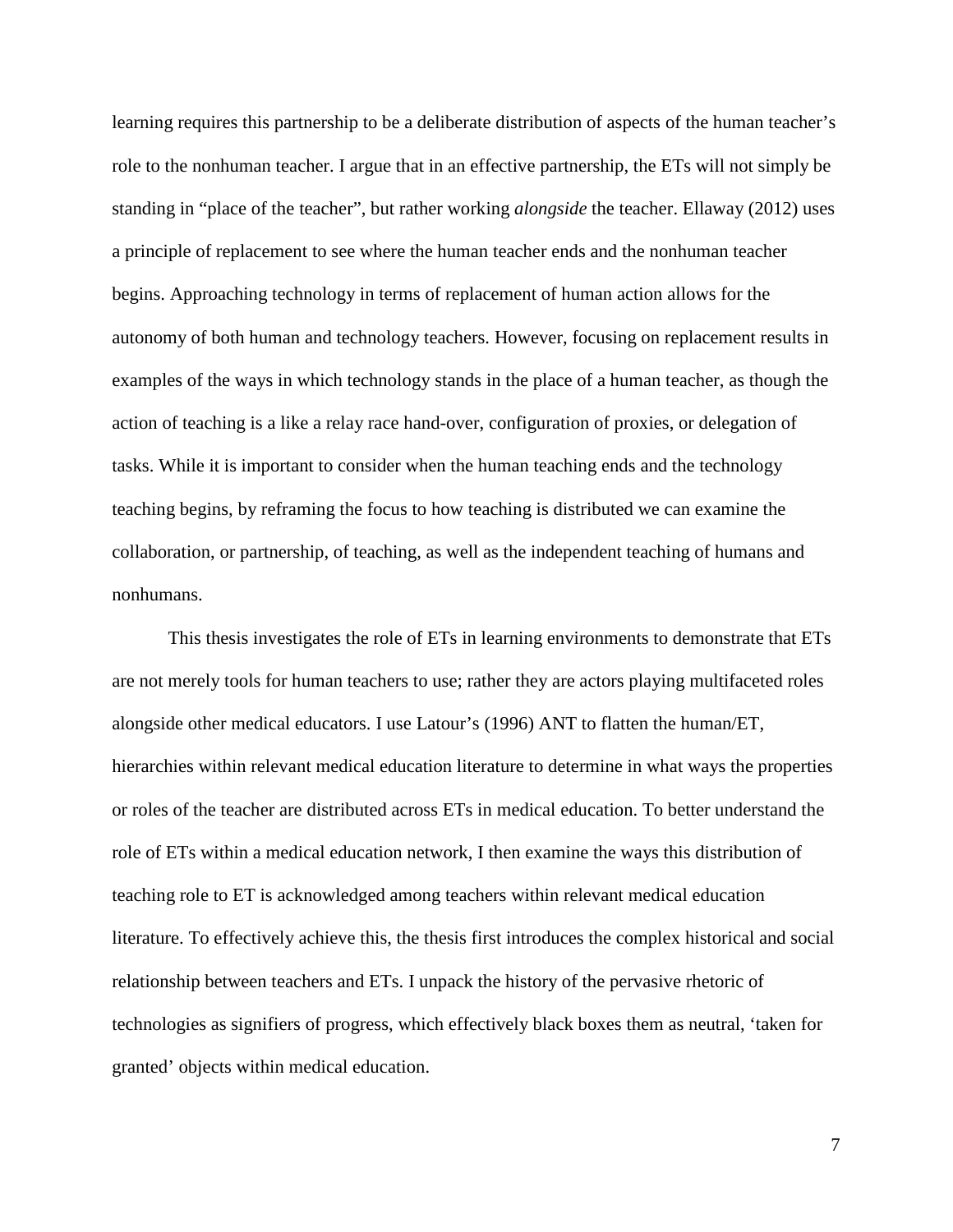learning requires this partnership to be a deliberate distribution of aspects of the human teacher's role to the nonhuman teacher. I argue that in an effective partnership, the ETs will not simply be standing in "place of the teacher", but rather working *alongside* the teacher. Ellaway (2012) uses a principle of replacement to see where the human teacher ends and the nonhuman teacher begins. Approaching technology in terms of replacement of human action allows for the autonomy of both human and technology teachers. However, focusing on replacement results in examples of the ways in which technology stands in the place of a human teacher, as though the action of teaching is a like a relay race hand-over, configuration of proxies, or delegation of tasks. While it is important to consider when the human teaching ends and the technology teaching begins, by reframing the focus to how teaching is distributed we can examine the collaboration, or partnership, of teaching, as well as the independent teaching of humans and nonhumans.

This thesis investigates the role of ETs in learning environments to demonstrate that ETs are not merely tools for human teachers to use; rather they are actors playing multifaceted roles alongside other medical educators. I use Latour's (1996) ANT to flatten the human/ET, hierarchies within relevant medical education literature to determine in what ways the properties or roles of the teacher are distributed across ETs in medical education. To better understand the role of ETs within a medical education network, I then examine the ways this distribution of teaching role to ET is acknowledged among teachers within relevant medical education literature. To effectively achieve this, the thesis first introduces the complex historical and social relationship between teachers and ETs. I unpack the history of the pervasive rhetoric of technologies as signifiers of progress, which effectively black boxes them as neutral, 'taken for granted' objects within medical education.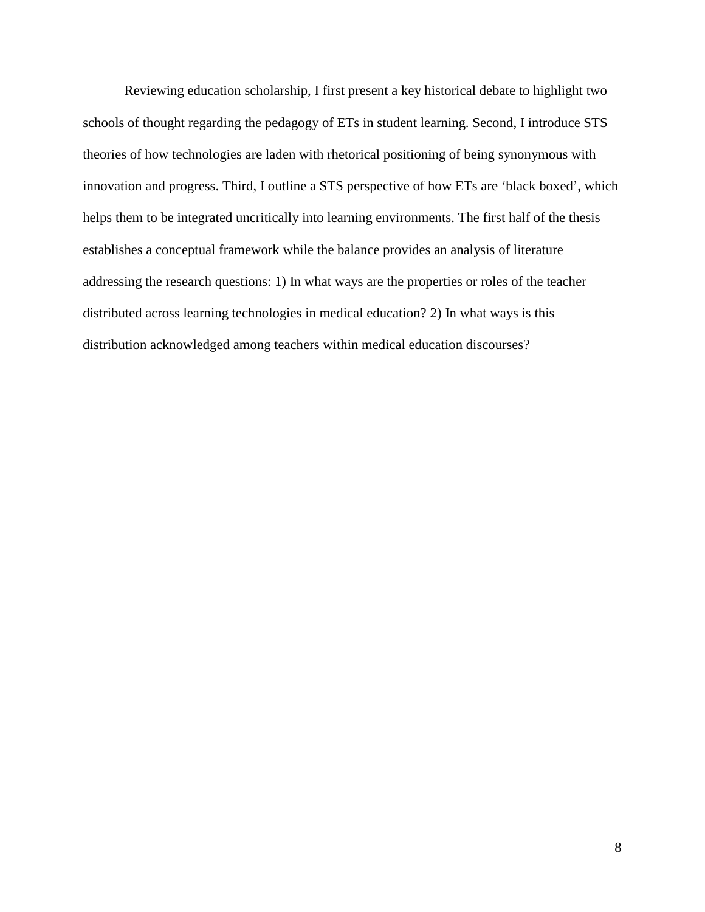Reviewing education scholarship, I first present a key historical debate to highlight two schools of thought regarding the pedagogy of ETs in student learning. Second, I introduce STS theories of how technologies are laden with rhetorical positioning of being synonymous with innovation and progress. Third, I outline a STS perspective of how ETs are 'black boxed', which helps them to be integrated uncritically into learning environments. The first half of the thesis establishes a conceptual framework while the balance provides an analysis of literature addressing the research questions: 1) In what ways are the properties or roles of the teacher distributed across learning technologies in medical education? 2) In what ways is this distribution acknowledged among teachers within medical education discourses?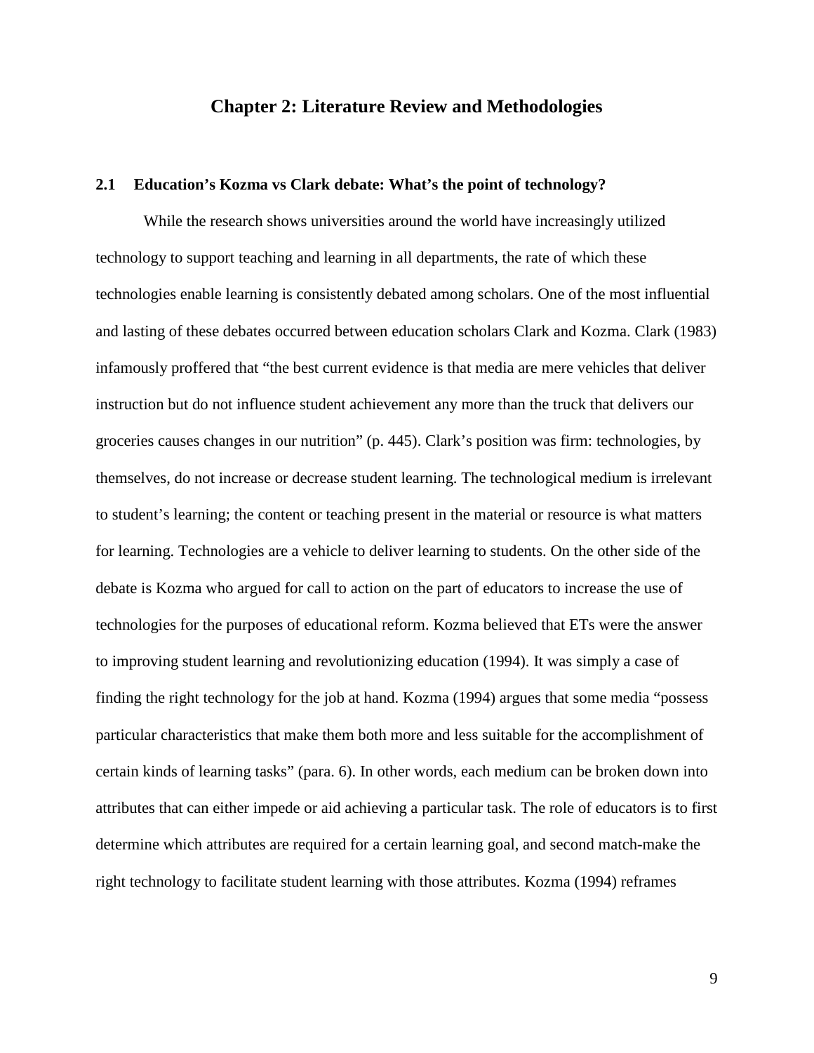# Chapter 2: Literature Review and Methodologies

## 2.1 Education's Kozma vs Clark debate: What's the point of technology?

While the research shows universities around the world have increasingly utilized technology to support teaching and learning in all departments, the rate of which these technologies enable learning is consistently debated among scholars. One of the most influential and lasting of these debates occurred between education scholars Clark and Kozma. Clark (1983) infamously proffered that "the best current evidence is that media are mere vehicles that deliver instruction but do not influence student achievement any more than the truck that delivers our groceries causes changes in our nutrition" (p. 445). Clark's position was firm: technologies, by themselves, do not increase or decrease student learning. The technological medium is irrelevant to student's learning; the content or teaching present in the material or resource is what matters for learning. Technologies are a vehicle to deliver learning to students. On the other side of the debate is Kozma who argued for call to action on the part of educators to increase the use of technologies for the purposes of educational reform. Kozma believed that ETs were the answer to improving student learning and revolutionizing education (1994). It was simply a case of finding the right technology for the job at hand. Kozma (1994) argues that some media "possess particular characteristics that make them both more and less suitable for the accomplishment of certain kinds of learning tasks" (para. 6). In other words, each medium can be broken down into attributes that can either impede or aid achieving a particular task. The role of educators is to first determine which attributes are required for a certain learning goal, and second match-make the right technology to facilitate student learning with those attributes. Kozma (1994) reframes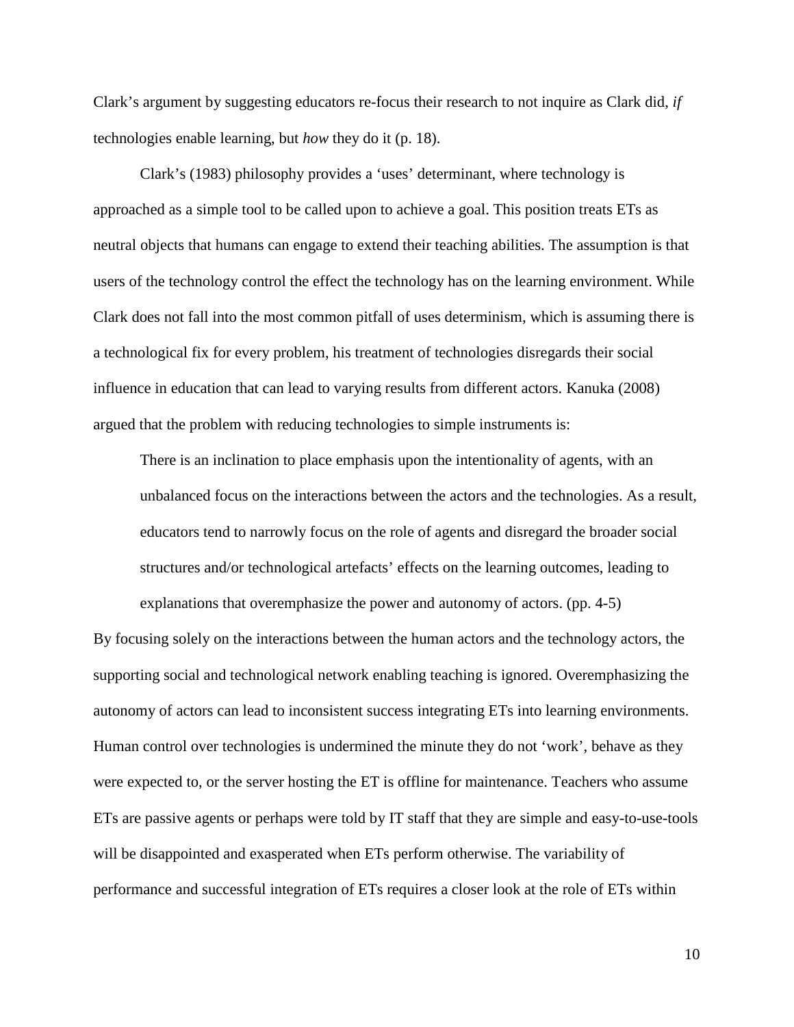Clark's argument by suggesting educators re-focus their research to not inquire as Clark did, *if* technologies enable learning, but *how* they do it (p. 18).

Clark's (1983) philosophy provides a 'uses' determinant, where technology is approached as a simple tool to be called upon to achieve a goal. This position treats ETs as neutral objects that humans can engage to extend their teaching abilities. The assumption is that users of the technology control the effect the technology has on the learning environment. While Clark does not fall into the most common pitfall of uses determinism, which is assuming there is a technological fix for every problem, his treatment of technologies disregards their social influence in education that can lead to varying results from different actors. Kanuka (2008) argued that the problem with reducing technologies to simple instruments is:

> There is an inclination to place emphasis upon the intentionality of agents, with an unbalanced focus on the interactions between the actors and the technologies. As a result, educators tend to narrowly focus on the role of agents and disregard the broader social structures and/or technological artefacts' effects on the learning outcomes, leading to explanations that overemphasize the power and autonomy of actors. (pp. 4-5)

By focusing solely on the interactions between the human actors and the technology actors, the supporting social and technological network enabling teaching is ignored. Overemphasizing the autonomy of actors can lead to inconsistent success integrating ETs into learning environments. Human control over technologies is undermined the minute they do not 'work', behave as they were expected to, or the server hosting the ET is offline for maintenance. Teachers who assume ETs are passive agents or perhaps were told by IT staff that they are simple and easy-to-use-tools will be disappointed and exasperated when ETs perform otherwise. The variability of performance and successful integration of ETs requires a closer look at the role of ETs within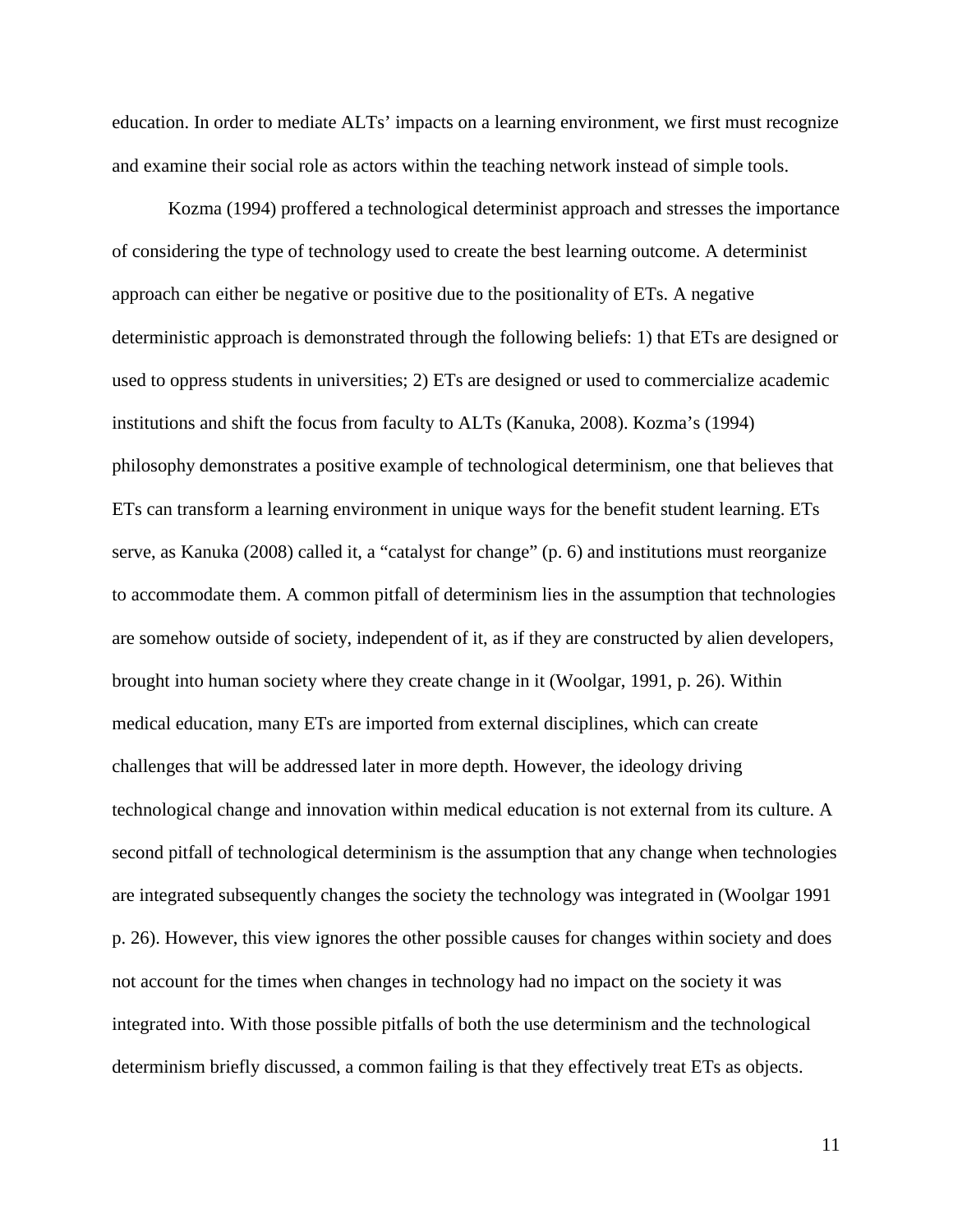education. In order to mediate ALTs' impacts on a learning environment, we first must recognize and examine their social role as actors within the teaching network instead of simple tools.

Kozma (1994) proffered a technological determinist approach and stresses the importance of considering the type of technology used to create the best learning outcome. A determinist approach can either be negative or positive due to the positionality of ETs. A negative deterministic approach is demonstrated through the following beliefs: 1) that ETs are designed or used to oppress students in universities; 2) ETs are designed or used to commercialize academic institutions and shift the focus from faculty to ALTs (Kanuka, 2008). Kozma's (1994) philosophy demonstrates a positive example of technological determinism, one that believes that ETs can transform a learning environment in unique ways for the benefit student learning. ETs serve, as Kanuka (2008) called it, a "catalyst for change" (p. 6) and institutions must reorganize to accommodate them. A common pitfall of determinism lies in the assumption that technologies are somehow outside of society, independent of it, as if they are constructed by alien developers, brought into human society where they create change in it (Woolgar, 1991, p. 26). Within medical education, many ETs are imported from external disciplines, which can create challenges that will be addressed later in more depth. However, the ideology driving technological change and innovation within medical education is not external from its culture. A second pitfall of technological determinism is the assumption that any change when technologies are integrated subsequently changes the society the technology was integrated in (Woolgar 1991 p. 26). However, this view ignores the other possible causes for changes within society and does not account for the times when changes in technology had no impact on the society it was integrated into. With those possible pitfalls of both the use determinism and the technological determinism briefly discussed, a common failing is that they effectively treat ETs as objects.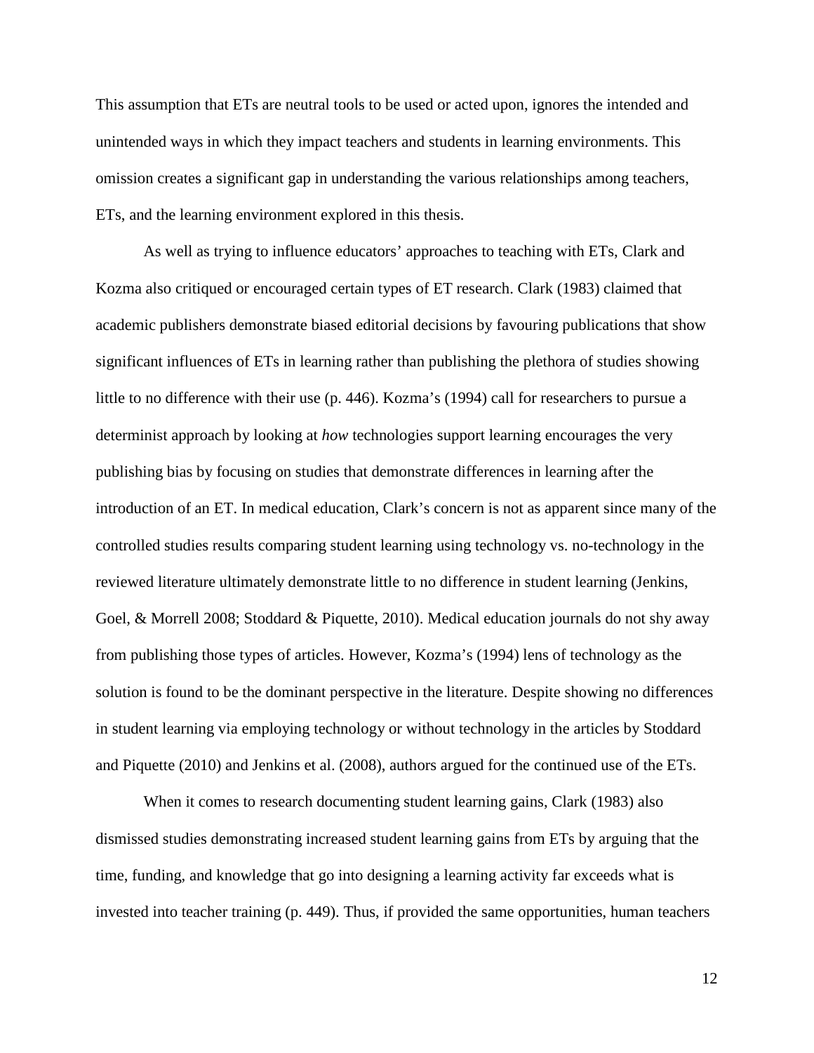This assumption that ETs are neutral tools to be used or acted upon, ignores the intended and unintended ways in which they impact teachers and students in learning environments. This omission creates a significant gap in understanding the various relationships among teachers, ETs, and the learning environment explored in this thesis.

As well as trying to influence educators' approaches to teaching with ETs, Clark and Kozma also critiqued or encouraged certain types of ET research. Clark (1983) claimed that academic publishers demonstrate biased editorial decisions by favouring publications that show significant influences of ETs in learning rather than publishing the plethora of studies showing little to no difference with their use (p. 446). Kozma's (1994) call for researchers to pursue a determinist approach by looking at *how* technologies support learning encourages the very publishing bias by focusing on studies that demonstrate differences in learning after the introduction of an ET. In medical education, Clark's concern is not as apparent since many of the controlled studies results comparing student learning using technology vs. no-technology in the reviewed literature ultimately demonstrate little to no difference in student learning (Jenkins, Goel, & Morrell 2008; Stoddard & Piquette, 2010). Medical education journals do not shy away from publishing those types of articles. However, Kozma's (1994) lens of technology as the solution is found to be the dominant perspective in the literature. Despite showing no differences in student learning via employing technology or without technology in the articles by Stoddard and Piquette (2010) and Jenkins et al. (2008), authors argued for the continued use of the ETs.

When it comes to research documenting student learning gains, Clark (1983) also dismissed studies demonstrating increased student learning gains from ETs by arguing that the time, funding, and knowledge that go into designing a learning activity far exceeds what is invested into teacher training (p. 449). Thus, if provided the same opportunities, human teachers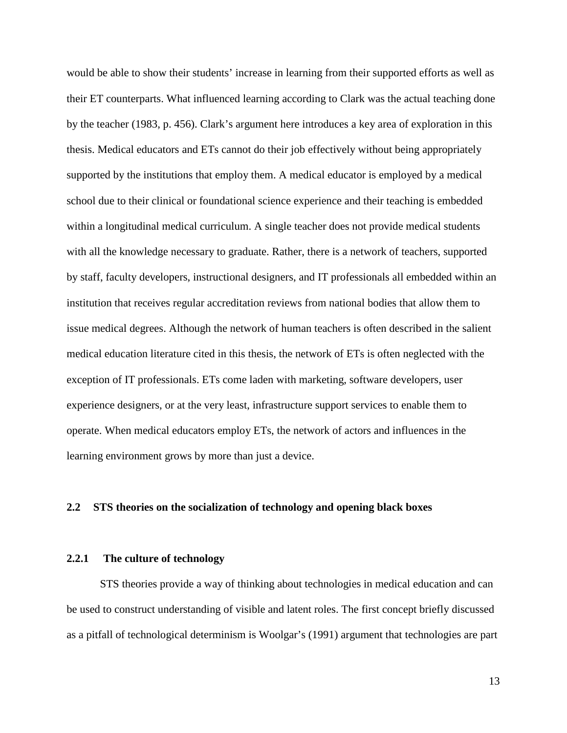would be able to show their students' increase in learning from their supported efforts as well as their ET counterparts. What influenced learning according to Clark was the actual teaching done by the teacher (1983, p. 456). Clark's argument here introduces a key area of exploration in this thesis. Medical educators and ETs cannot do their job effectively without being appropriately supported by the institutions that employ them. A medical educator is employed by a medical school due to their clinical or foundational science experience and their teaching is embedded within a longitudinal medical curriculum. A single teacher does not provide medical students with all the knowledge necessary to graduate. Rather, there is a network of teachers, supported by staff, faculty developers, instructional designers, and IT professionals all embedded within an institution that receives regular accreditation reviews from national bodies that allow them to issue medical degrees. Although the network of human teachers is often described in the salient medical education literature cited in this thesis, the network of ETs is often neglected with the exception of IT professionals. ETs come laden with marketing, software developers, user experience designers, or at the very least, infrastructure support services to enable them to operate. When medical educators employ ETs, the network of actors and influences in the learning environment grows by more than just a device.

## 2.2 STS theories on the socialization of technology and opening black boxes

### 2.2.1 The culture of technology

STS theories provide a way of thinking about technologies in medical education and can be used to construct understanding of visible and latent roles. The first concept briefly discussed as a pitfall of technological determinism is Woolgar's (1991) argument that technologies are part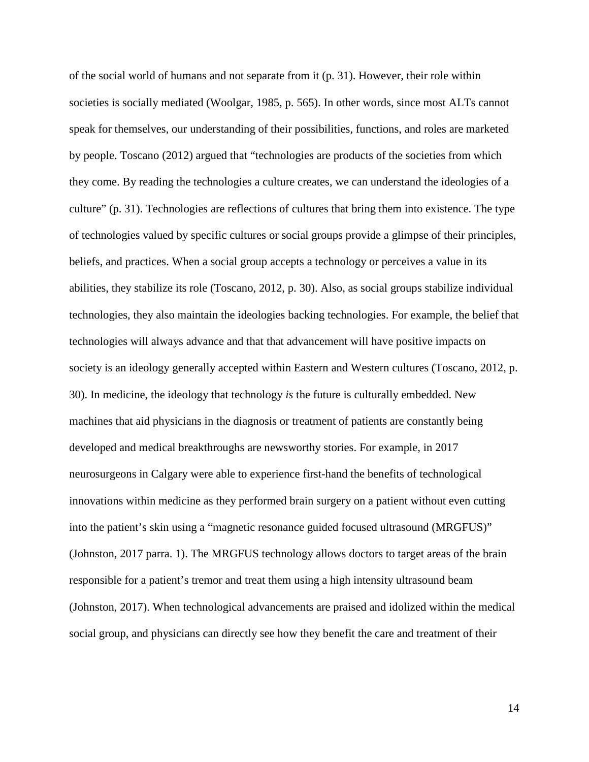of the social world of humans and not separate from it (p. 31). However, their role within societies is socially mediated (Woolgar, 1985, p. 565). In other words, since most ALTs cannot speak for themselves, our understanding of their possibilities, functions, and roles are marketed by people. Toscano (2012) argued that "technologies are products of the societies from which they come. By reading the technologies a culture creates, we can understand the ideologies of a culture" (p. 31). Technologies are reflections of cultures that bring them into existence. The type of technologies valued by specific cultures or social groups provide a glimpse of their principles, beliefs, and practices. When a social group accepts a technology or perceives a value in its abilities, they stabilize its role (Toscano, 2012, p. 30). Also, as social groups stabilize individual technologies, they also maintain the ideologies backing technologies. For example, the belief that technologies will always advance and that that advancement will have positive impacts on society is an ideology generally accepted within Eastern and Western cultures (Toscano, 2012, p. 30). In medicine, the ideology that technology *is* the future is culturally embedded. New machines that aid physicians in the diagnosis or treatment of patients are constantly being developed and medical breakthroughs are newsworthy stories. For example, in 2017 neurosurgeons in Calgary were able to experience first-hand the benefits of technological innovations within medicine as they performed brain surgery on a patient without even cutting into the patient's skin using a "magnetic resonance guided focused ultrasound (MRGFUS)" (Johnston, 2017 parra. 1). The MRGFUS technology allows doctors to target areas of the brain responsible for a patient's tremor and treat them using a high intensity ultrasound beam (Johnston, 2017). When technological advancements are praised and idolized within the medical social group, and physicians can directly see how they benefit the care and treatment of their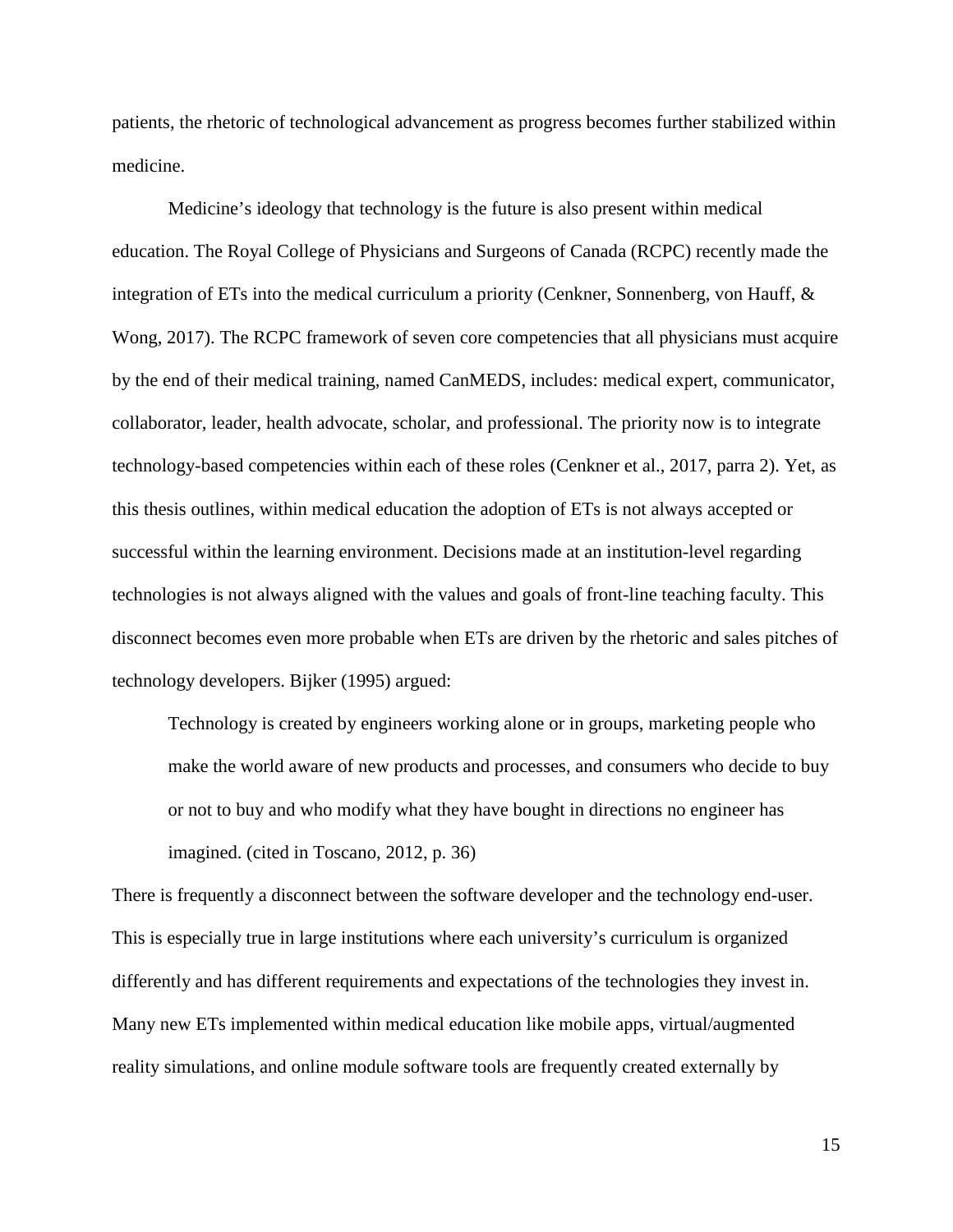patients, the rhetoric of technological advancement as progress becomes further stabilized within medicine.

Medicine's ideology that technology is the future is also present within medical education. The Royal College of Physicians and Surgeons of Canada (RCPC) recently made the integration of ETs into the medical curriculum a priority (Cenkner, Sonnenberg, von Hauff, & Wong, 2017). The RCPC framework of seven core competencies that all physicians must acquire by the end of their medical training, named CanMEDS, includes: medical expert, communicator, collaborator, leader, health advocate, scholar, and professional. The priority now is to integrate technology-based competencies within each of these roles (Cenkner et al., 2017, parra 2). Yet, as this thesis outlines, within medical education the adoption of ETs is not always accepted or successful within the learning environment. Decisions made at an institution-level regarding technologies is not always aligned with the values and goals of front-line teaching faculty. This disconnect becomes even more probable when ETs are driven by the rhetoric and sales pitches of technology developers. Bijker (1995) argued:

> Technology is created by engineers working alone or in groups, marketing people who make the world aware of new products and processes, and consumers who decide to buy or not to buy and who modify what they have bought in directions no engineer has imagined. (cited in Toscano, 2012, p. 36)

There is frequently a disconnect between the software developer and the technology end-user. This is especially true in large institutions where each university's curriculum is organized differently and has different requirements and expectations of the technologies they invest in. Many new ETs implemented within medical education like mobile apps, virtual/augmented reality simulations, and online module software tools are frequently created externally by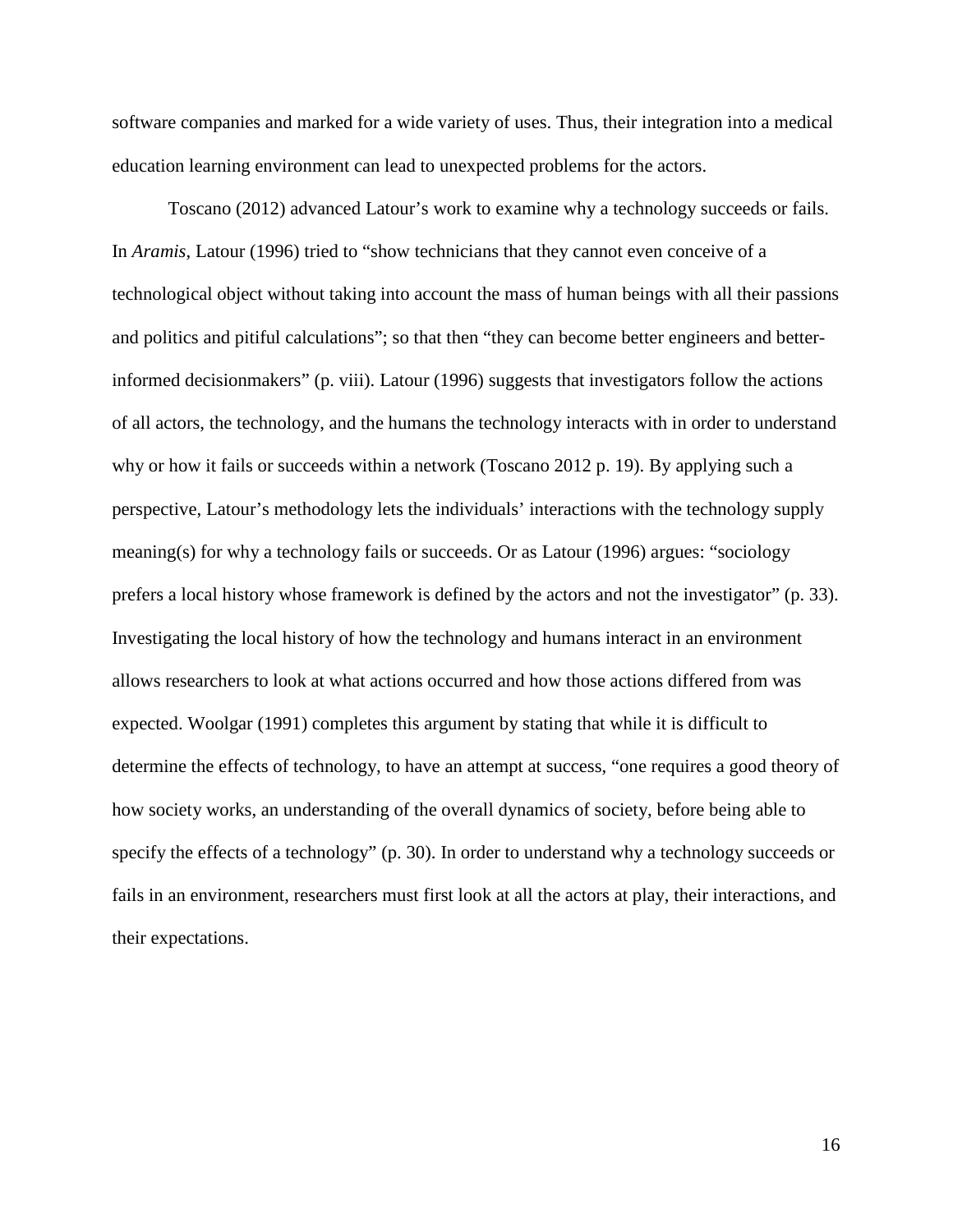software companies and marked for a wide variety of uses. Thus, their integration into a medical education learning environment can lead to unexpected problems for the actors.

Toscano (2012) advanced Latour's work to examine why a technology succeeds or fails. In *Aramis*, Latour (1996) tried to "show technicians that they cannot even conceive of a technological object without taking into account the mass of human beings with all their passions and politics and pitiful calculations"; so that then "they can become better engineers and better-informed decisionmakers" (p. viii). Latour (1996) suggests that investigators follow the actions of all actors, the technology, and the humans the technology interacts with in order to understand why or how it fails or succeeds within a network (Toscano 2012 p. 19). By applying such a perspective, Latour's methodology lets the individuals' interactions with the technology supply meaning(s) for why a technology fails or succeeds. Or as Latour (1996) argues: "sociology prefers a local history whose framework is defined by the actors and not the investigator" (p. 33). Investigating the local history of how the technology and humans interact in an environment allows researchers to look at what actions occurred and how those actions differed from was expected. Woolgar (1991) completes this argument by stating that while it is difficult to determine the effects of technology, to have an attempt at success, "one requires a good theory of how society works, an understanding of the overall dynamics of society, before being able to specify the effects of a technology" (p. 30). In order to understand why a technology succeeds or fails in an environment, researchers must first look at all the actors at play, their interactions, and their expectations.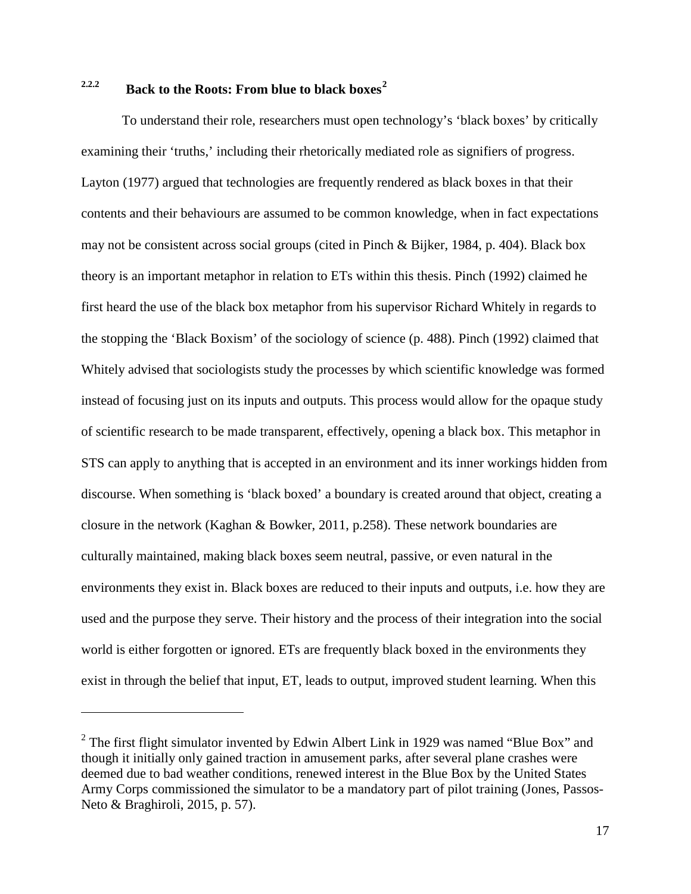### 2.2.2 Back to the Roots: From blue to black boxes[2]

To understand their role, researchers must open technology's 'black boxes' by critically examining their 'truths,' including their rhetorically mediated role as signifiers of progress. Layton (1977) argued that technologies are frequently rendered as black boxes in that their contents and their behaviours are assumed to be common knowledge, when in fact expectations may not be consistent across social groups (cited in Pinch & Bijker, 1984, p. 404). Black box theory is an important metaphor in relation to ETs within this thesis. Pinch (1992) claimed he first heard the use of the black box metaphor from his supervisor Richard Whitely in regards to the stopping the 'Black Boxism' of the sociology of science (p. 488). Pinch (1992) claimed that Whitely advised that sociologists study the processes by which scientific knowledge was formed instead of focusing just on its inputs and outputs. This process would allow for the opaque study of scientific research to be made transparent, effectively, opening a black box. This metaphor in STS can apply to anything that is accepted in an environment and its inner workings hidden from discourse. When something is 'black boxed' a boundary is created around that object, creating a closure in the network (Kaghan & Bowker, 2011, p.258). These network boundaries are culturally maintained, making black boxes seem neutral, passive, or even natural in the environments they exist in. Black boxes are reduced to their inputs and outputs, i.e. how they are used and the purpose they serve. Their history and the process of their integration into the social world is either forgotten or ignored. ETs are frequently black boxed in the environments they exist in through the belief that input, ET, leads to output, improved student learning. When this

[2] The first flight simulator invented by Edwin Albert Link in 1929 was named "Blue Box" and though it initially only gained traction in amusement parks, after several plane crashes were deemed due to bad weather conditions, renewed interest in the Blue Box by the United States Army Corps commissioned the simulator to be a mandatory part of pilot training (Jones, Passos-Neto & Braghiroli, 2015, p. 57).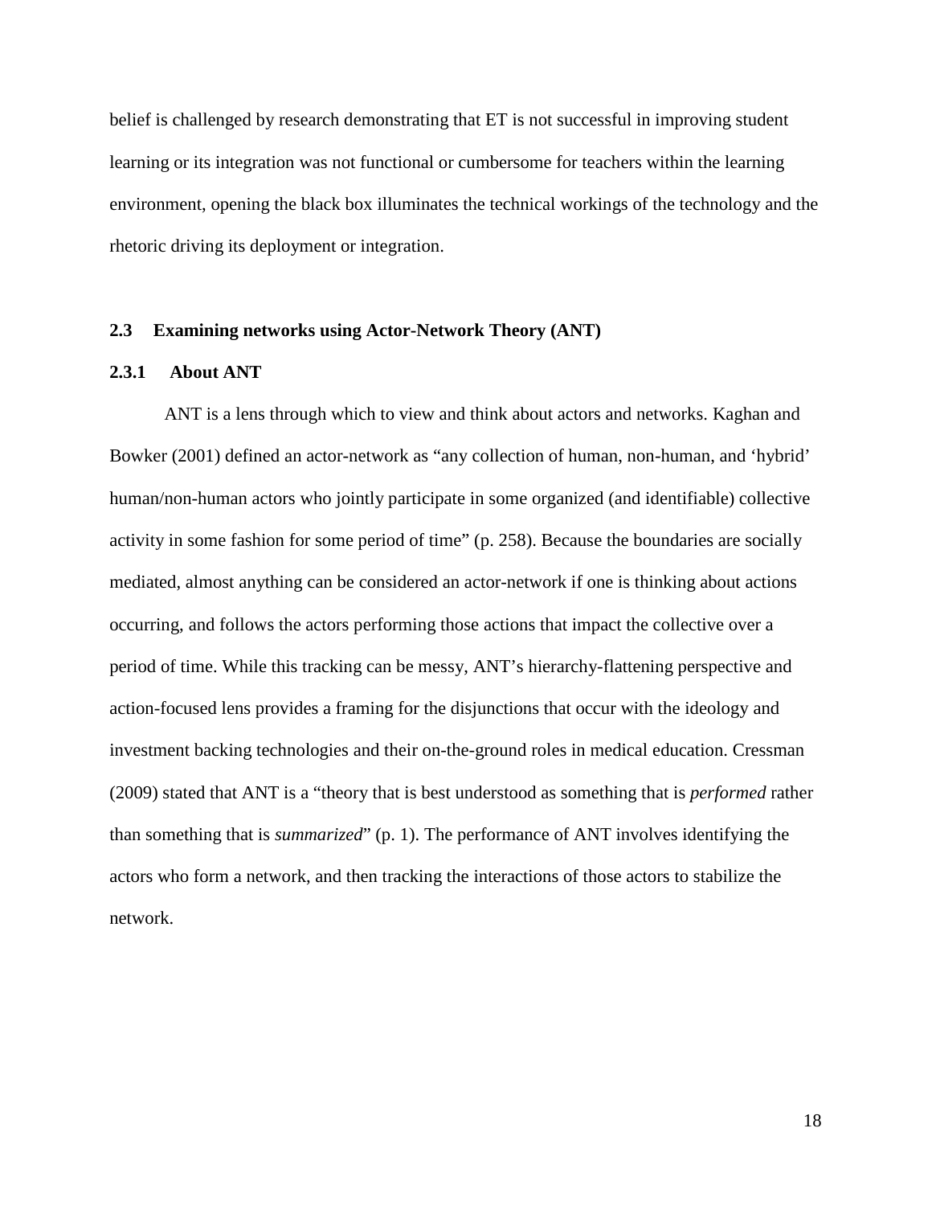belief is challenged by research demonstrating that ET is not successful in improving student learning or its integration was not functional or cumbersome for teachers within the learning environment, opening the black box illuminates the technical workings of the technology and the rhetoric driving its deployment or integration.

## 2.3 Examining networks using Actor-Network Theory (ANT)

### 2.3.1 About ANT

ANT is a lens through which to view and think about actors and networks. Kaghan and Bowker (2001) defined an actor-network as "any collection of human, non-human, and 'hybrid' human/non-human actors who jointly participate in some organized (and identifiable) collective activity in some fashion for some period of time" (p. 258). Because the boundaries are socially mediated, almost anything can be considered an actor-network if one is thinking about actions occurring, and follows the actors performing those actions that impact the collective over a period of time. While this tracking can be messy, ANT's hierarchy-flattening perspective and action-focused lens provides a framing for the disjunctions that occur with the ideology and investment backing technologies and their on-the-ground roles in medical education. Cressman (2009) stated that ANT is a "theory that is best understood as something that is *performed* rather than something that is *summarized*" (p. 1). The performance of ANT involves identifying the actors who form a network, and then tracking the interactions of those actors to stabilize the network.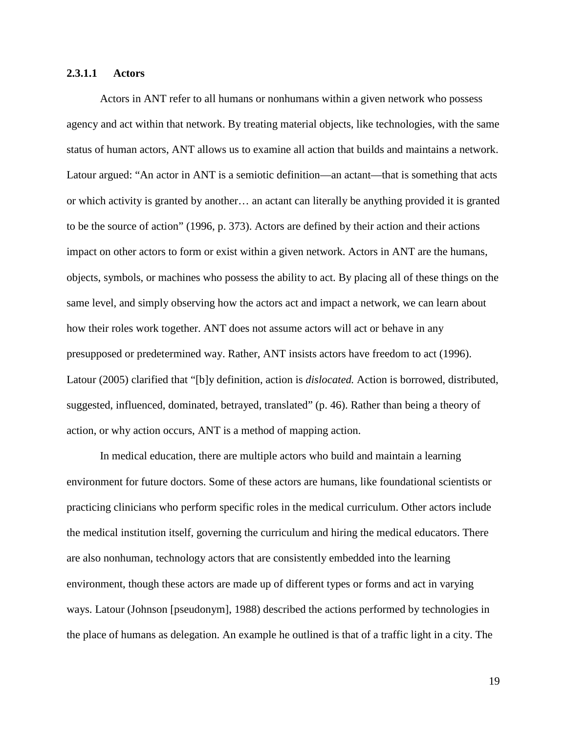#### 2.3.1.1 Actors

Actors in ANT refer to all humans or nonhumans within a given network who possess agency and act within that network. By treating material objects, like technologies, with the same status of human actors, ANT allows us to examine all action that builds and maintains a network. Latour argued: "An actor in ANT is a semiotic definition—an actant—that is something that acts or which activity is granted by another… an actant can literally be anything provided it is granted to be the source of action" (1996, p. 373). Actors are defined by their action and their actions impact on other actors to form or exist within a given network. Actors in ANT are the humans, objects, symbols, or machines who possess the ability to act. By placing all of these things on the same level, and simply observing how the actors act and impact a network, we can learn about how their roles work together. ANT does not assume actors will act or behave in any presupposed or predetermined way. Rather, ANT insists actors have freedom to act (1996). Latour (2005) clarified that "[b]y definition, action is *dislocated.* Action is borrowed, distributed, suggested, influenced, dominated, betrayed, translated" (p. 46). Rather than being a theory of action, or why action occurs, ANT is a method of mapping action.

In medical education, there are multiple actors who build and maintain a learning environment for future doctors. Some of these actors are humans, like foundational scientists or practicing clinicians who perform specific roles in the medical curriculum. Other actors include the medical institution itself, governing the curriculum and hiring the medical educators. There are also nonhuman, technology actors that are consistently embedded into the learning environment, though these actors are made up of different types or forms and act in varying ways. Latour (Johnson [pseudonym], 1988) described the actions performed by technologies in the place of humans as delegation. An example he outlined is that of a traffic light in a city. The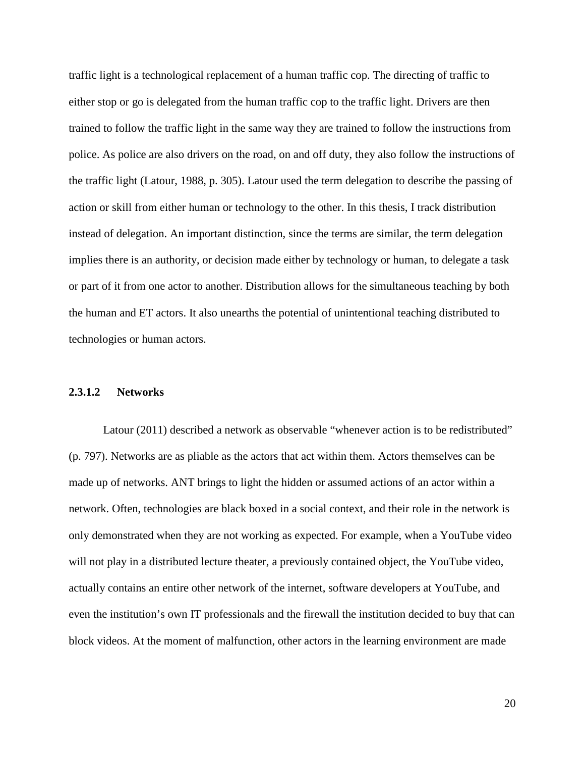traffic light is a technological replacement of a human traffic cop. The directing of traffic to either stop or go is delegated from the human traffic cop to the traffic light. Drivers are then trained to follow the traffic light in the same way they are trained to follow the instructions from police. As police are also drivers on the road, on and off duty, they also follow the instructions of the traffic light (Latour, 1988, p. 305). Latour used the term delegation to describe the passing of action or skill from either human or technology to the other. In this thesis, I track distribution instead of delegation. An important distinction, since the terms are similar, the term delegation implies there is an authority, or decision made either by technology or human, to delegate a task or part of it from one actor to another. Distribution allows for the simultaneous teaching by both the human and ET actors. It also unearths the potential of unintentional teaching distributed to technologies or human actors.

#### 2.3.1.2 Networks

Latour (2011) described a network as observable "whenever action is to be redistributed" (p. 797). Networks are as pliable as the actors that act within them. Actors themselves can be made up of networks. ANT brings to light the hidden or assumed actions of an actor within a network. Often, technologies are black boxed in a social context, and their role in the network is only demonstrated when they are not working as expected. For example, when a YouTube video will not play in a distributed lecture theater, a previously contained object, the YouTube video, actually contains an entire other network of the internet, software developers at YouTube, and even the institution's own IT professionals and the firewall the institution decided to buy that can block videos. At the moment of malfunction, other actors in the learning environment are made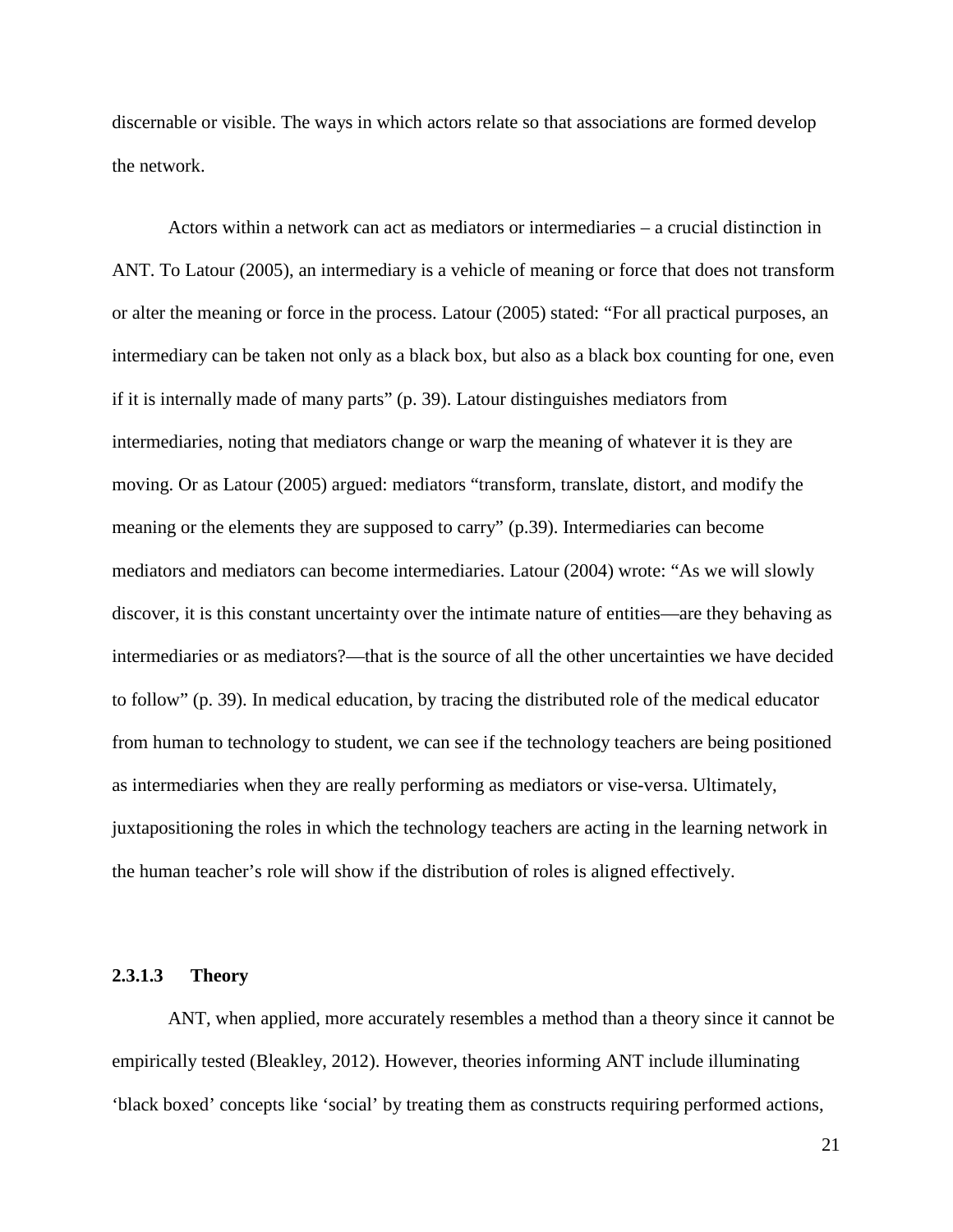discernable or visible. The ways in which actors relate so that associations are formed develop the network.

Actors within a network can act as mediators or intermediaries – a crucial distinction in ANT. To Latour (2005), an intermediary is a vehicle of meaning or force that does not transform or alter the meaning or force in the process. Latour (2005) stated: "For all practical purposes, an intermediary can be taken not only as a black box, but also as a black box counting for one, even if it is internally made of many parts" (p. 39). Latour distinguishes mediators from intermediaries, noting that mediators change or warp the meaning of whatever it is they are moving. Or as Latour (2005) argued: mediators "transform, translate, distort, and modify the meaning or the elements they are supposed to carry" (p.39). Intermediaries can become mediators and mediators can become intermediaries. Latour (2004) wrote: "As we will slowly discover, it is this constant uncertainty over the intimate nature of entities—are they behaving as intermediaries or as mediators?—that is the source of all the other uncertainties we have decided to follow" (p. 39). In medical education, by tracing the distributed role of the medical educator from human to technology to student, we can see if the technology teachers are being positioned as intermediaries when they are really performing as mediators or vise-versa. Ultimately, juxtapositioning the roles in which the technology teachers are acting in the learning network in the human teacher's role will show if the distribution of roles is aligned effectively.

#### 2.3.1.3 Theory

ANT, when applied, more accurately resembles a method than a theory since it cannot be empirically tested (Bleakley, 2012). However, theories informing ANT include illuminating 'black boxed' concepts like 'social' by treating them as constructs requiring performed actions,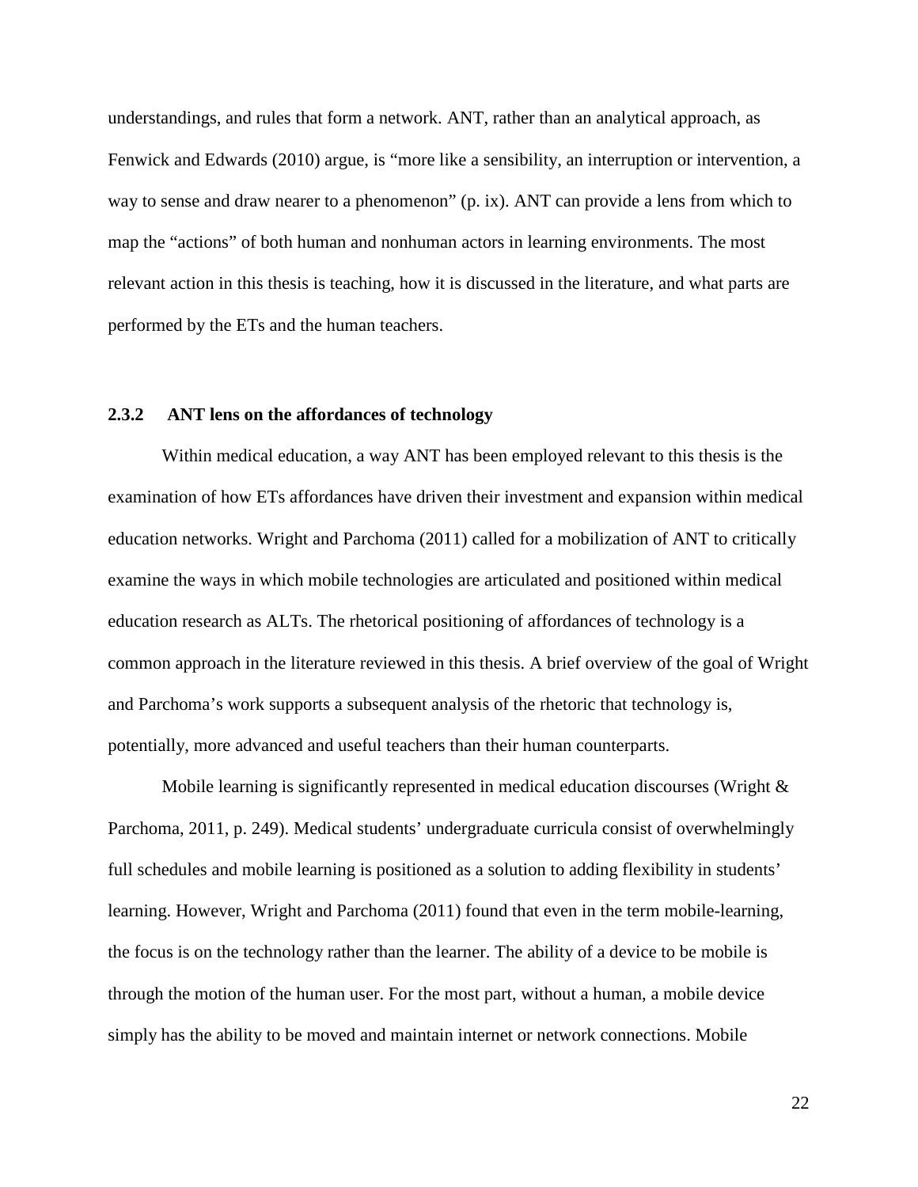understandings, and rules that form a network. ANT, rather than an analytical approach, as Fenwick and Edwards (2010) argue, is "more like a sensibility, an interruption or intervention, a way to sense and draw nearer to a phenomenon" (p. ix). ANT can provide a lens from which to map the "actions" of both human and nonhuman actors in learning environments. The most relevant action in this thesis is teaching, how it is discussed in the literature, and what parts are performed by the ETs and the human teachers.

### 2.3.2 ANT lens on the affordances of technology

Within medical education, a way ANT has been employed relevant to this thesis is the examination of how ETs affordances have driven their investment and expansion within medical education networks. Wright and Parchoma (2011) called for a mobilization of ANT to critically examine the ways in which mobile technologies are articulated and positioned within medical education research as ALTs. The rhetorical positioning of affordances of technology is a common approach in the literature reviewed in this thesis. A brief overview of the goal of Wright and Parchoma's work supports a subsequent analysis of the rhetoric that technology is, potentially, more advanced and useful teachers than their human counterparts.

Mobile learning is significantly represented in medical education discourses (Wright & Parchoma, 2011, p. 249). Medical students' undergraduate curricula consist of overwhelmingly full schedules and mobile learning is positioned as a solution to adding flexibility in students' learning. However, Wright and Parchoma (2011) found that even in the term mobile-learning, the focus is on the technology rather than the learner. The ability of a device to be mobile is through the motion of the human user. For the most part, without a human, a mobile device simply has the ability to be moved and maintain internet or network connections. Mobile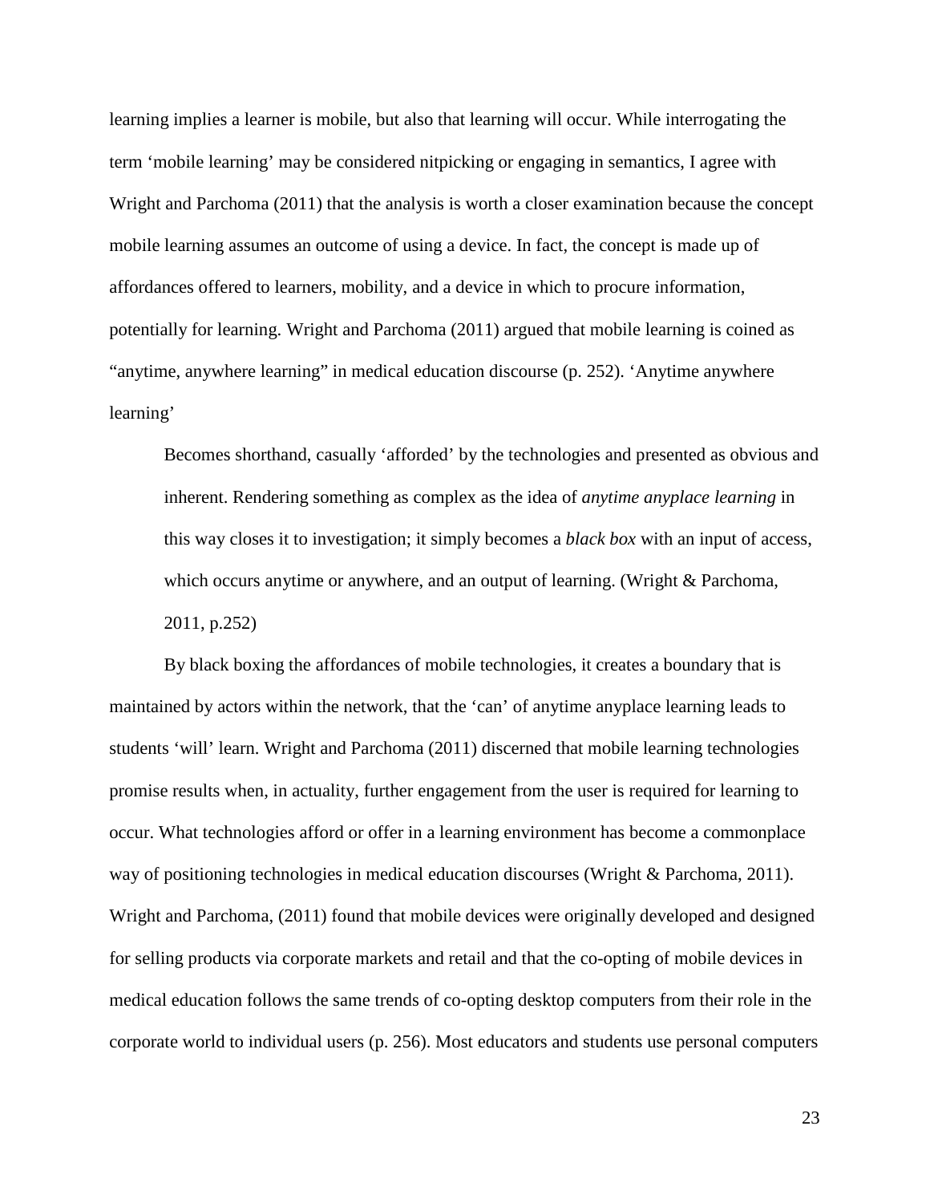learning implies a learner is mobile, but also that learning will occur. While interrogating the term ‘mobile learning’ may be considered nitpicking or engaging in semantics, I agree with Wright and Parchoma (2011) that the analysis is worth a closer examination because the concept mobile learning assumes an outcome of using a device. In fact, the concept is made up of affordances offered to learners, mobility, and a device in which to procure information, potentially for learning. Wright and Parchoma (2011) argued that mobile learning is coined as “anytime, anywhere learning” in medical education discourse (p. 252). ‘Anytime anywhere learning’

> Becomes shorthand, casually ‘afforded’ by the technologies and presented as obvious and inherent. Rendering something as complex as the idea of *anytime anyplace learning* in this way closes it to investigation; it simply becomes a *black box* with an input of access, which occurs anytime or anywhere, and an output of learning. (Wright & Parchoma, 2011, p.252)

By black boxing the affordances of mobile technologies, it creates a boundary that is maintained by actors within the network, that the ‘can’ of anytime anyplace learning leads to students ‘will’ learn. Wright and Parchoma (2011) discerned that mobile learning technologies promise results when, in actuality, further engagement from the user is required for learning to occur. What technologies afford or offer in a learning environment has become a commonplace way of positioning technologies in medical education discourses (Wright & Parchoma, 2011). Wright and Parchoma, (2011) found that mobile devices were originally developed and designed for selling products via corporate markets and retail and that the co-opting of mobile devices in medical education follows the same trends of co-opting desktop computers from their role in the corporate world to individual users (p. 256). Most educators and students use personal computers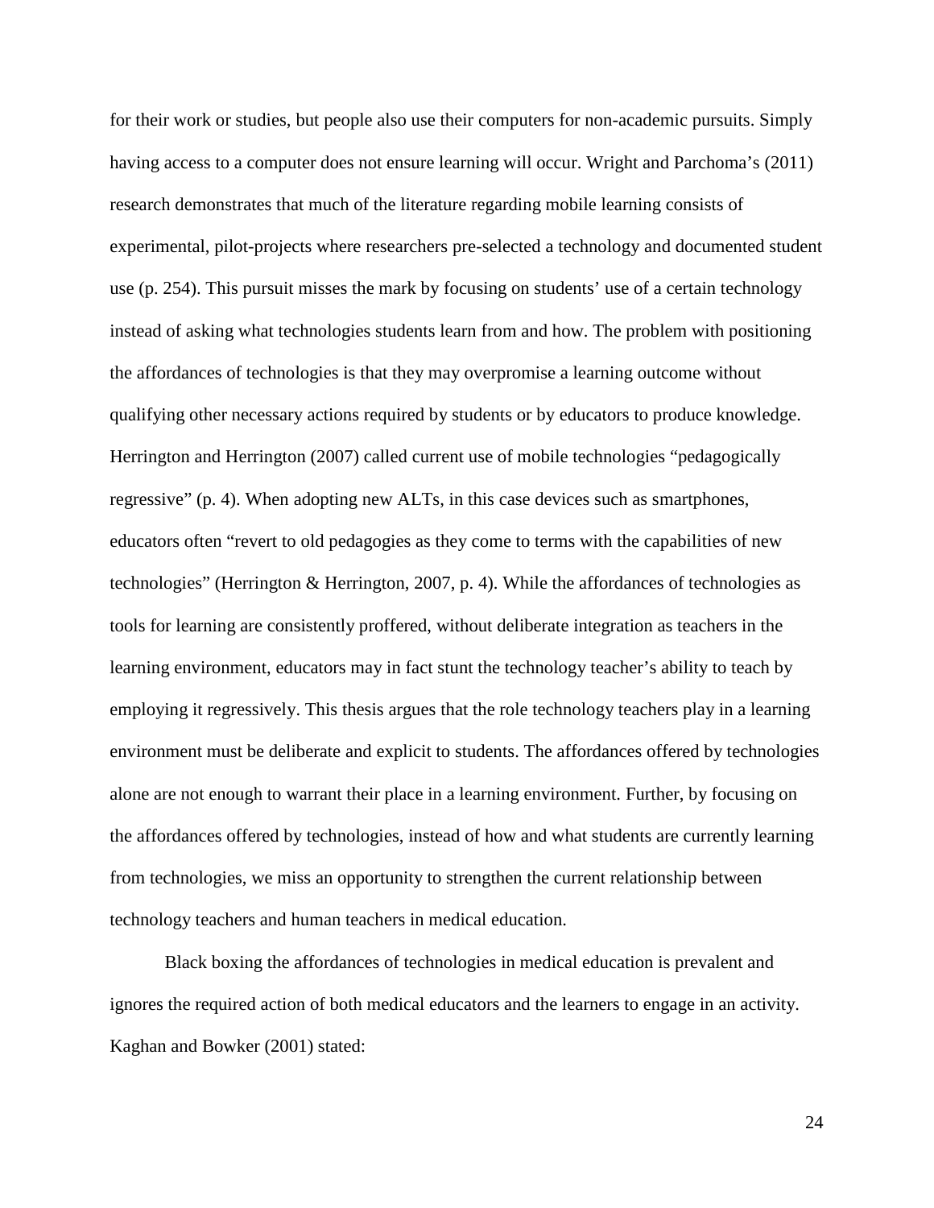for their work or studies, but people also use their computers for non-academic pursuits. Simply having access to a computer does not ensure learning will occur. Wright and Parchoma's (2011) research demonstrates that much of the literature regarding mobile learning consists of experimental, pilot-projects where researchers pre-selected a technology and documented student use (p. 254). This pursuit misses the mark by focusing on students' use of a certain technology instead of asking what technologies students learn from and how. The problem with positioning the affordances of technologies is that they may overpromise a learning outcome without qualifying other necessary actions required by students or by educators to produce knowledge. Herrington and Herrington (2007) called current use of mobile technologies "pedagogically regressive" (p. 4). When adopting new ALTs, in this case devices such as smartphones, educators often "revert to old pedagogies as they come to terms with the capabilities of new technologies" (Herrington & Herrington, 2007, p. 4). While the affordances of technologies as tools for learning are consistently proffered, without deliberate integration as teachers in the learning environment, educators may in fact stunt the technology teacher's ability to teach by employing it regressively. This thesis argues that the role technology teachers play in a learning environment must be deliberate and explicit to students. The affordances offered by technologies alone are not enough to warrant their place in a learning environment. Further, by focusing on the affordances offered by technologies, instead of how and what students are currently learning from technologies, we miss an opportunity to strengthen the current relationship between technology teachers and human teachers in medical education.

Black boxing the affordances of technologies in medical education is prevalent and ignores the required action of both medical educators and the learners to engage in an activity. Kaghan and Bowker (2001) stated: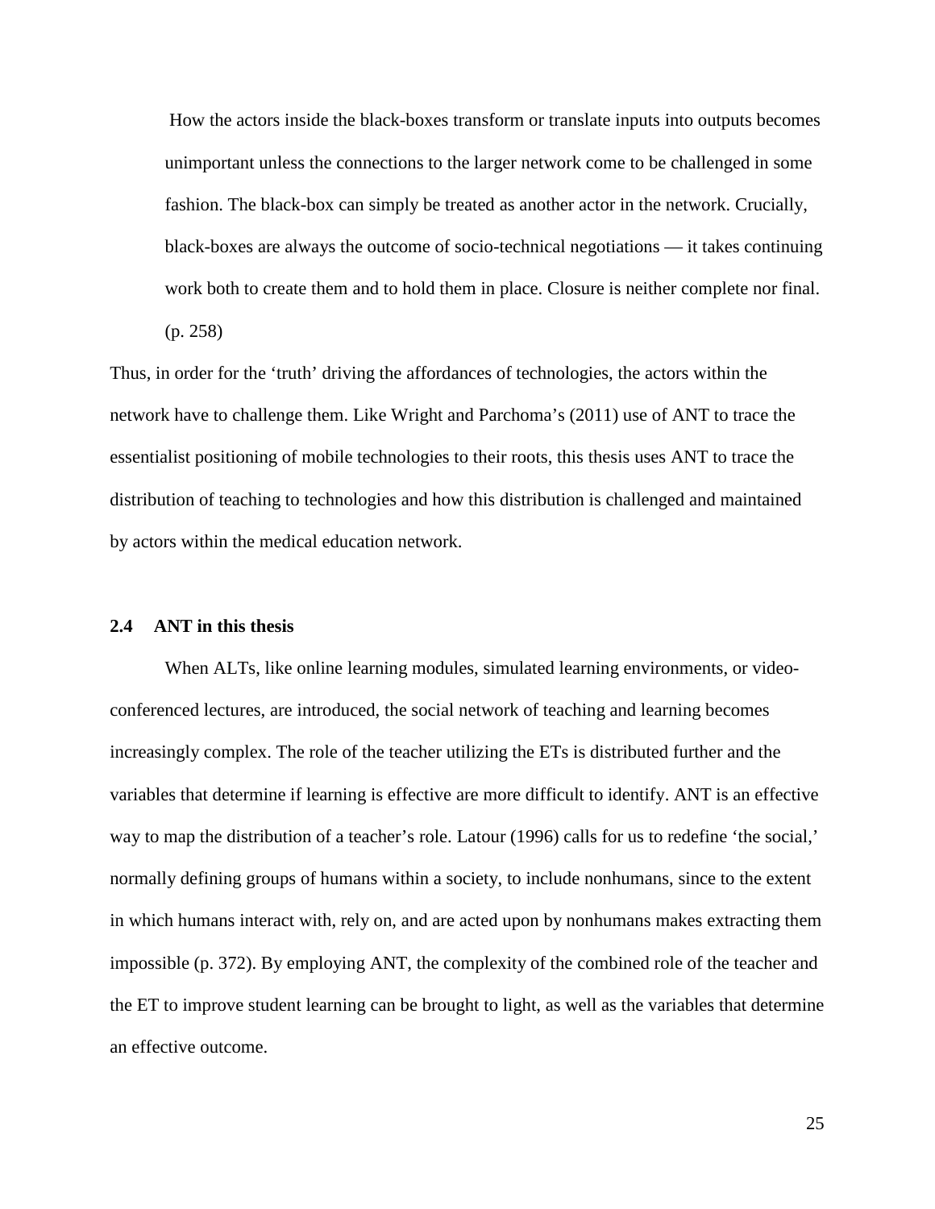> How the actors inside the black-boxes transform or translate inputs into outputs becomes unimportant unless the connections to the larger network come to be challenged in some fashion. The black-box can simply be treated as another actor in the network. Crucially, black-boxes are always the outcome of socio-technical negotiations — it takes continuing work both to create them and to hold them in place. Closure is neither complete nor final. (p. 258)

Thus, in order for the 'truth' driving the affordances of technologies, the actors within the network have to challenge them. Like Wright and Parchoma's (2011) use of ANT to trace the essentialist positioning of mobile technologies to their roots, this thesis uses ANT to trace the distribution of teaching to technologies and how this distribution is challenged and maintained by actors within the medical education network.

## 2.4 ANT in this thesis

When ALTs, like online learning modules, simulated learning environments, or video-conferenced lectures, are introduced, the social network of teaching and learning becomes increasingly complex. The role of the teacher utilizing the ETs is distributed further and the variables that determine if learning is effective are more difficult to identify. ANT is an effective way to map the distribution of a teacher's role. Latour (1996) calls for us to redefine 'the social,' normally defining groups of humans within a society, to include nonhumans, since to the extent in which humans interact with, rely on, and are acted upon by nonhumans makes extracting them impossible (p. 372). By employing ANT, the complexity of the combined role of the teacher and the ET to improve student learning can be brought to light, as well as the variables that determine an effective outcome.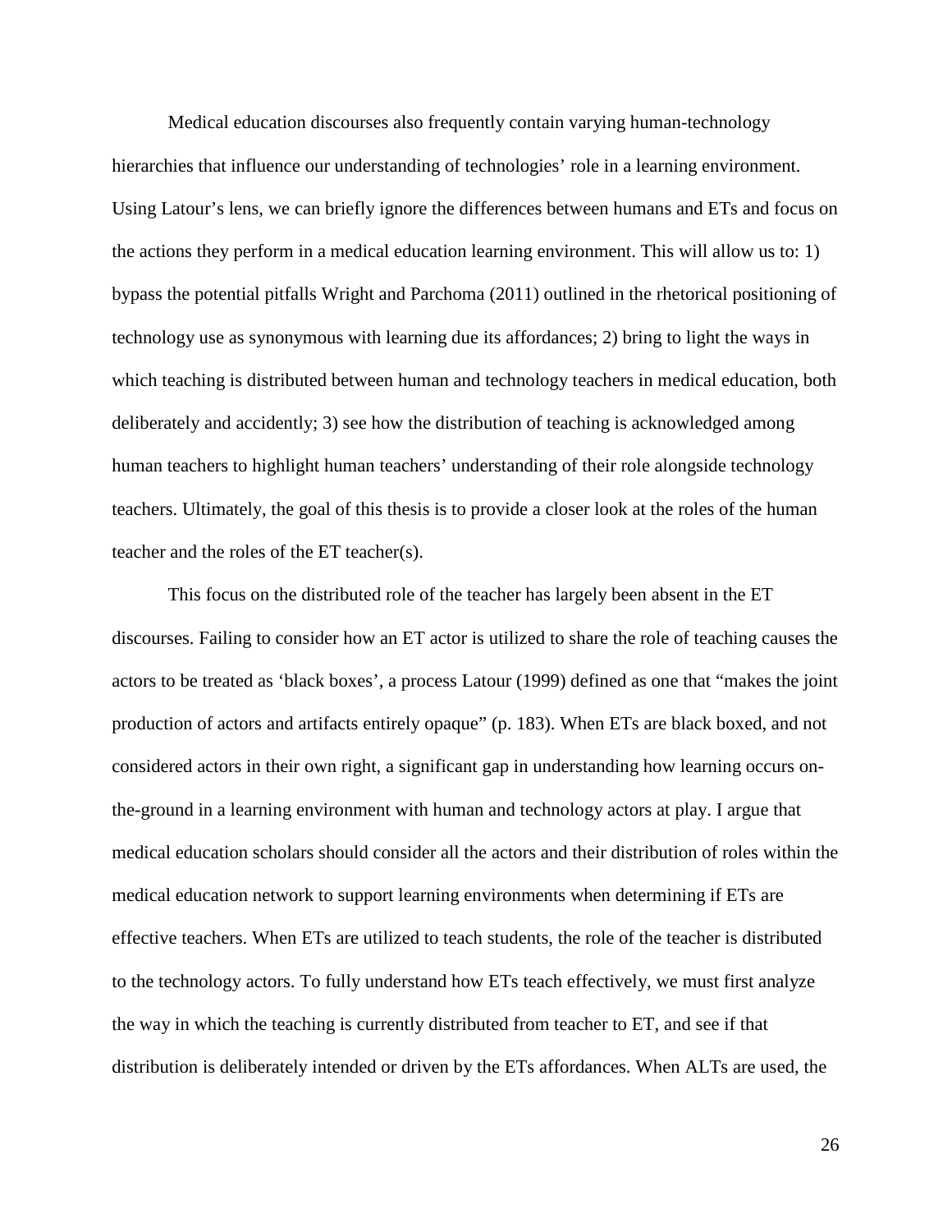Medical education discourses also frequently contain varying human-technology hierarchies that influence our understanding of technologies' role in a learning environment. Using Latour's lens, we can briefly ignore the differences between humans and ETs and focus on the actions they perform in a medical education learning environment. This will allow us to: 1) bypass the potential pitfalls Wright and Parchoma (2011) outlined in the rhetorical positioning of technology use as synonymous with learning due its affordances; 2) bring to light the ways in which teaching is distributed between human and technology teachers in medical education, both deliberately and accidently; 3) see how the distribution of teaching is acknowledged among human teachers to highlight human teachers' understanding of their role alongside technology teachers. Ultimately, the goal of this thesis is to provide a closer look at the roles of the human teacher and the roles of the ET teacher(s).

This focus on the distributed role of the teacher has largely been absent in the ET discourses. Failing to consider how an ET actor is utilized to share the role of teaching causes the actors to be treated as 'black boxes', a process Latour (1999) defined as one that "makes the joint production of actors and artifacts entirely opaque" (p. 183). When ETs are black boxed, and not considered actors in their own right, a significant gap in understanding how learning occurs on-the-ground in a learning environment with human and technology actors at play. I argue that medical education scholars should consider all the actors and their distribution of roles within the medical education network to support learning environments when determining if ETs are effective teachers. When ETs are utilized to teach students, the role of the teacher is distributed to the technology actors. To fully understand how ETs teach effectively, we must first analyze the way in which the teaching is currently distributed from teacher to ET, and see if that distribution is deliberately intended or driven by the ETs affordances. When ALTs are used, the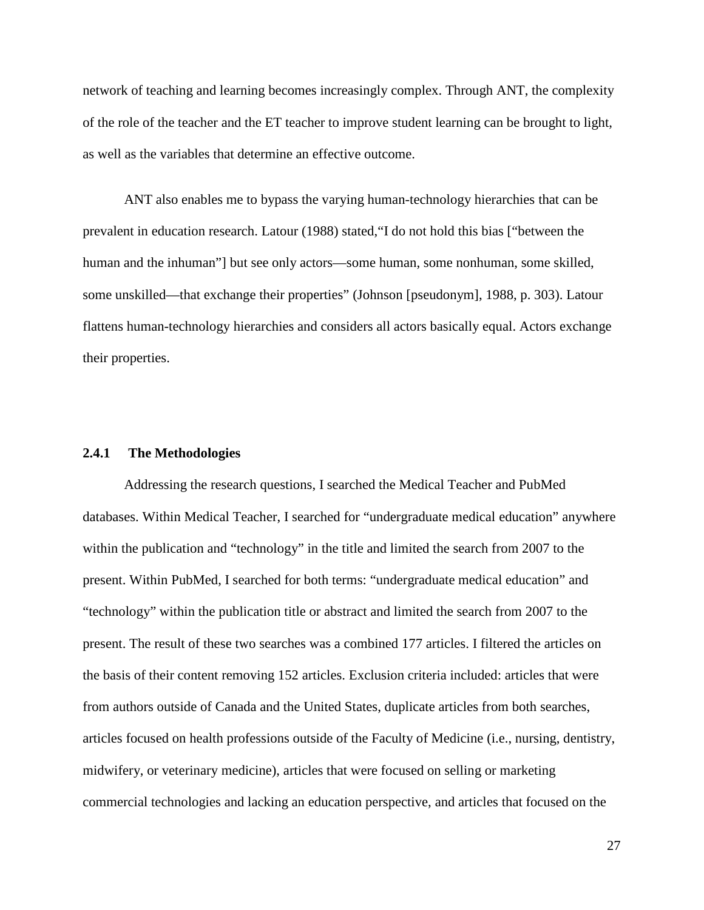network of teaching and learning becomes increasingly complex. Through ANT, the complexity of the role of the teacher and the ET teacher to improve student learning can be brought to light, as well as the variables that determine an effective outcome.

ANT also enables me to bypass the varying human-technology hierarchies that can be prevalent in education research. Latour (1988) stated,"I do not hold this bias ["between the human and the inhuman"] but see only actors—some human, some nonhuman, some skilled, some unskilled—that exchange their properties" (Johnson [pseudonym], 1988, p. 303). Latour flattens human-technology hierarchies and considers all actors basically equal. Actors exchange their properties.

### 2.4.1 The Methodologies

Addressing the research questions, I searched the Medical Teacher and PubMed databases. Within Medical Teacher, I searched for "undergraduate medical education" anywhere within the publication and "technology" in the title and limited the search from 2007 to the present. Within PubMed, I searched for both terms: "undergraduate medical education" and "technology" within the publication title or abstract and limited the search from 2007 to the present. The result of these two searches was a combined 177 articles. I filtered the articles on the basis of their content removing 152 articles. Exclusion criteria included: articles that were from authors outside of Canada and the United States, duplicate articles from both searches, articles focused on health professions outside of the Faculty of Medicine (i.e., nursing, dentistry, midwifery, or veterinary medicine), articles that were focused on selling or marketing commercial technologies and lacking an education perspective, and articles that focused on the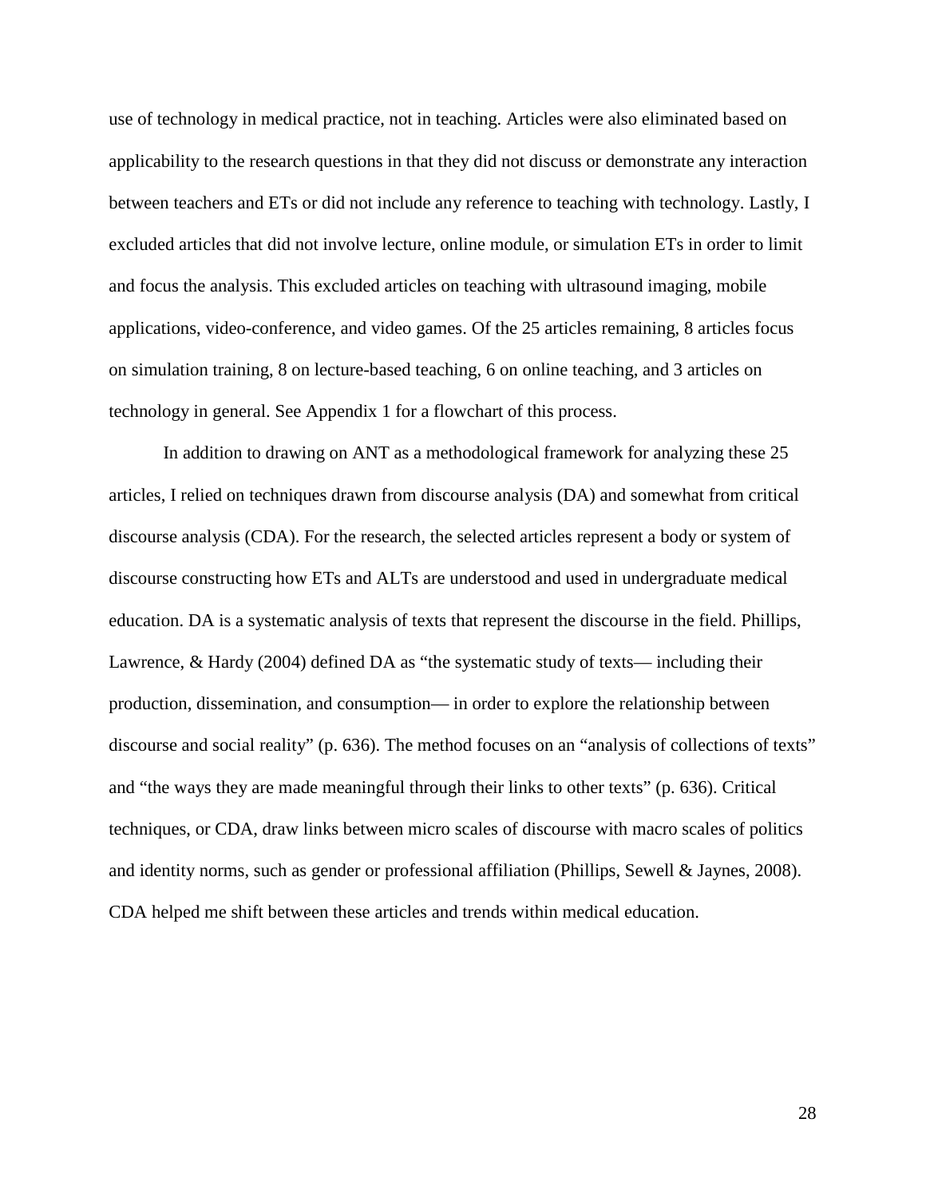use of technology in medical practice, not in teaching. Articles were also eliminated based on applicability to the research questions in that they did not discuss or demonstrate any interaction between teachers and ETs or did not include any reference to teaching with technology. Lastly, I excluded articles that did not involve lecture, online module, or simulation ETs in order to limit and focus the analysis. This excluded articles on teaching with ultrasound imaging, mobile applications, video-conference, and video games. Of the 25 articles remaining, 8 articles focus on simulation training, 8 on lecture-based teaching, 6 on online teaching, and 3 articles on technology in general. See Appendix 1 for a flowchart of this process.

In addition to drawing on ANT as a methodological framework for analyzing these 25 articles, I relied on techniques drawn from discourse analysis (DA) and somewhat from critical discourse analysis (CDA). For the research, the selected articles represent a body or system of discourse constructing how ETs and ALTs are understood and used in undergraduate medical education. DA is a systematic analysis of texts that represent the discourse in the field. Phillips, Lawrence, & Hardy (2004) defined DA as "the systematic study of texts— including their production, dissemination, and consumption— in order to explore the relationship between discourse and social reality" (p. 636). The method focuses on an "analysis of collections of texts" and "the ways they are made meaningful through their links to other texts" (p. 636). Critical techniques, or CDA, draw links between micro scales of discourse with macro scales of politics and identity norms, such as gender or professional affiliation (Phillips, Sewell & Jaynes, 2008). CDA helped me shift between these articles and trends within medical education.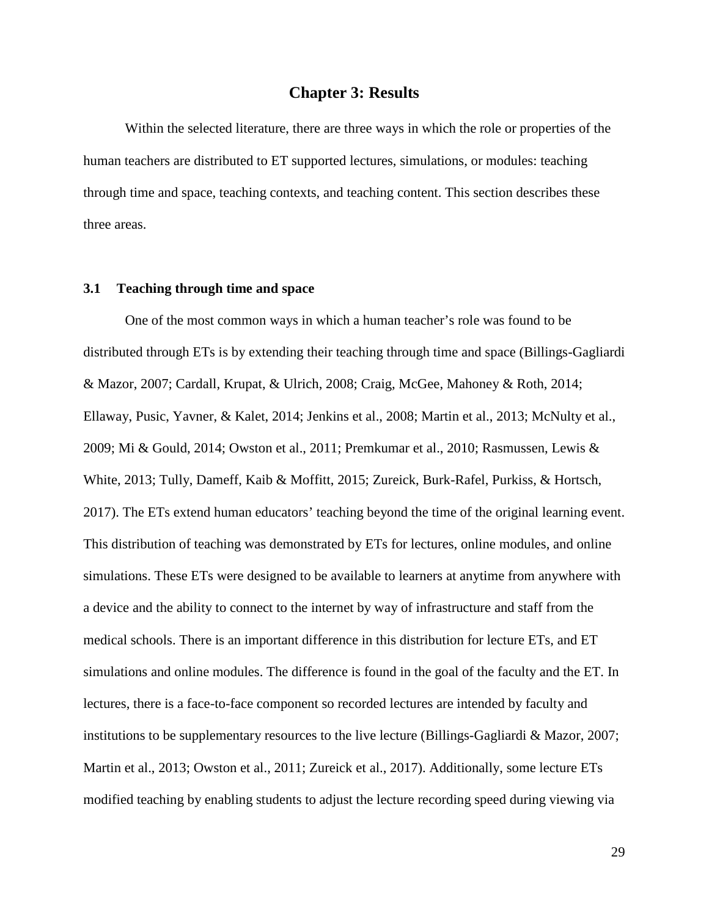# Chapter 3: Results

Within the selected literature, there are three ways in which the role or properties of the human teachers are distributed to ET supported lectures, simulations, or modules: teaching through time and space, teaching contexts, and teaching content. This section describes these three areas.

## 3.1 Teaching through time and space

One of the most common ways in which a human teacher's role was found to be distributed through ETs is by extending their teaching through time and space (Billings-Gagliardi & Mazor, 2007; Cardall, Krupat, & Ulrich, 2008; Craig, McGee, Mahoney & Roth, 2014; Ellaway, Pusic, Yavner, & Kalet, 2014; Jenkins et al., 2008; Martin et al., 2013; McNulty et al., 2009; Mi & Gould, 2014; Owston et al., 2011; Premkumar et al., 2010; Rasmussen, Lewis & White, 2013; Tully, Dameff, Kaib & Moffitt, 2015; Zureick, Burk-Rafel, Purkiss, & Hortsch, 2017). The ETs extend human educators' teaching beyond the time of the original learning event. This distribution of teaching was demonstrated by ETs for lectures, online modules, and online simulations. These ETs were designed to be available to learners at anytime from anywhere with a device and the ability to connect to the internet by way of infrastructure and staff from the medical schools. There is an important difference in this distribution for lecture ETs, and ET simulations and online modules. The difference is found in the goal of the faculty and the ET. In lectures, there is a face-to-face component so recorded lectures are intended by faculty and institutions to be supplementary resources to the live lecture (Billings-Gagliardi & Mazor, 2007; Martin et al., 2013; Owston et al., 2011; Zureick et al., 2017). Additionally, some lecture ETs modified teaching by enabling students to adjust the lecture recording speed during viewing via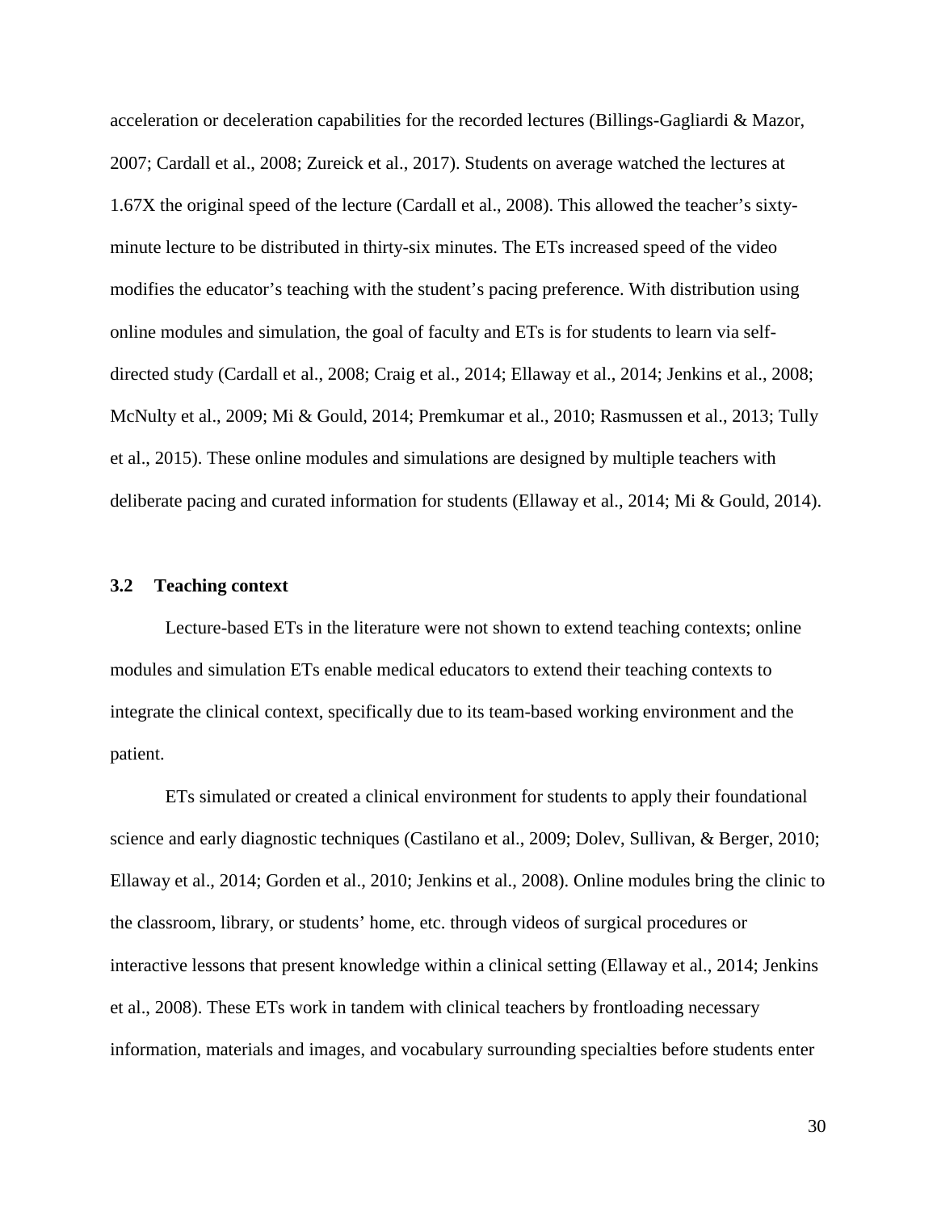acceleration or deceleration capabilities for the recorded lectures (Billings-Gagliardi & Mazor, 2007; Cardall et al., 2008; Zureick et al., 2017). Students on average watched the lectures at 1.67X the original speed of the lecture (Cardall et al., 2008). This allowed the teacher's sixty-minute lecture to be distributed in thirty-six minutes. The ETs increased speed of the video modifies the educator's teaching with the student's pacing preference. With distribution using online modules and simulation, the goal of faculty and ETs is for students to learn via self-directed study (Cardall et al., 2008; Craig et al., 2014; Ellaway et al., 2014; Jenkins et al., 2008; McNulty et al., 2009; Mi & Gould, 2014; Premkumar et al., 2010; Rasmussen et al., 2013; Tully et al., 2015). These online modules and simulations are designed by multiple teachers with deliberate pacing and curated information for students (Ellaway et al., 2014; Mi & Gould, 2014).

### 3.2 Teaching context

Lecture-based ETs in the literature were not shown to extend teaching contexts; online modules and simulation ETs enable medical educators to extend their teaching contexts to integrate the clinical context, specifically due to its team-based working environment and the patient.

ETs simulated or created a clinical environment for students to apply their foundational science and early diagnostic techniques (Castilano et al., 2009; Dolev, Sullivan, & Berger, 2010; Ellaway et al., 2014; Gorden et al., 2010; Jenkins et al., 2008). Online modules bring the clinic to the classroom, library, or students' home, etc. through videos of surgical procedures or interactive lessons that present knowledge within a clinical setting (Ellaway et al., 2014; Jenkins et al., 2008). These ETs work in tandem with clinical teachers by frontloading necessary information, materials and images, and vocabulary surrounding specialties before students enter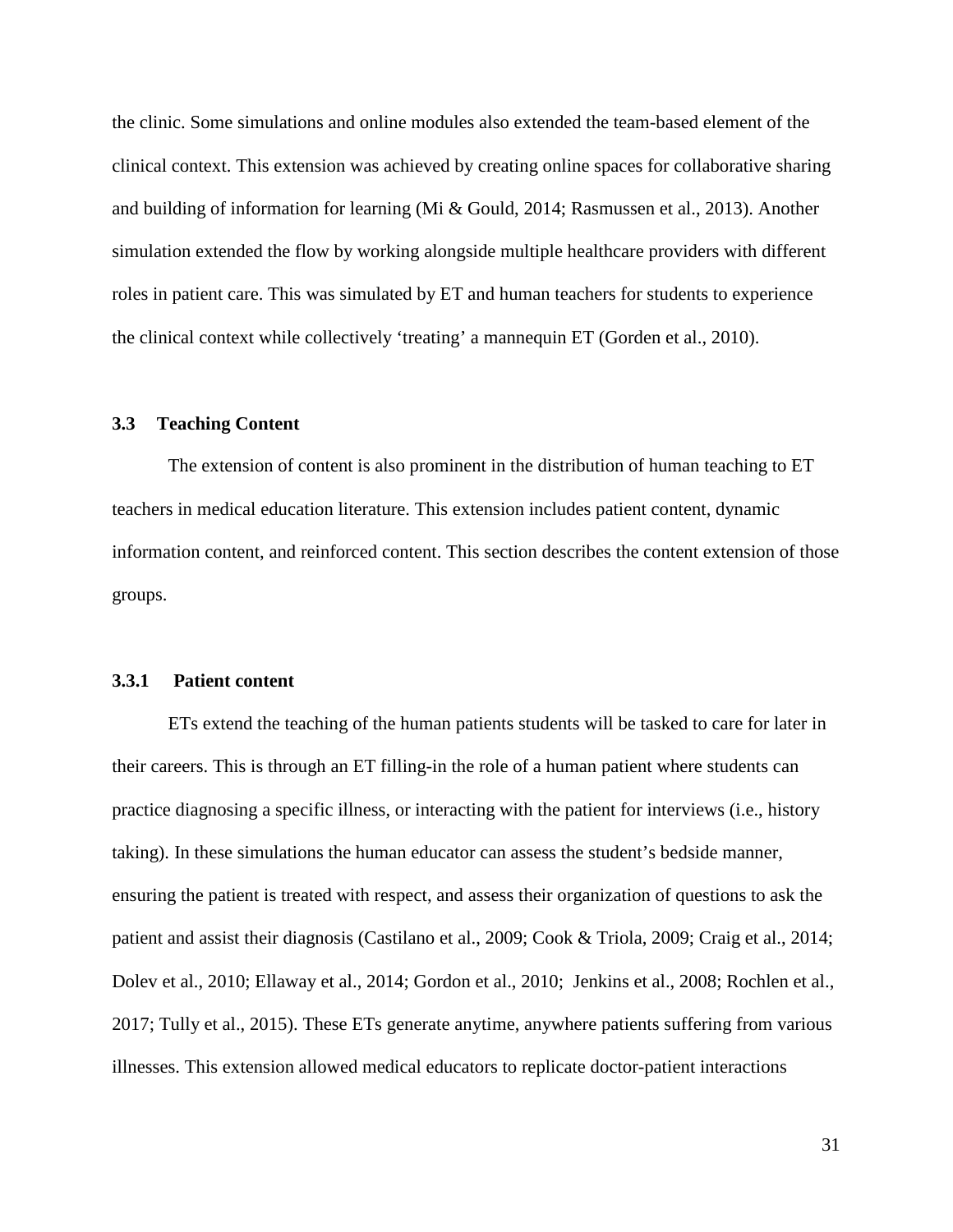the clinic. Some simulations and online modules also extended the team-based element of the clinical context. This extension was achieved by creating online spaces for collaborative sharing and building of information for learning (Mi & Gould, 2014; Rasmussen et al., 2013). Another simulation extended the flow by working alongside multiple healthcare providers with different roles in patient care. This was simulated by ET and human teachers for students to experience the clinical context while collectively 'treating' a mannequin ET (Gorden et al., 2010).

### 3.3 Teaching Content

The extension of content is also prominent in the distribution of human teaching to ET teachers in medical education literature. This extension includes patient content, dynamic information content, and reinforced content. This section describes the content extension of those groups.

#### 3.3.1 Patient content

ETs extend the teaching of the human patients students will be tasked to care for later in their careers. This is through an ET filling-in the role of a human patient where students can practice diagnosing a specific illness, or interacting with the patient for interviews (i.e., history taking). In these simulations the human educator can assess the student's bedside manner, ensuring the patient is treated with respect, and assess their organization of questions to ask the patient and assist their diagnosis (Castilano et al., 2009; Cook & Triola, 2009; Craig et al., 2014; Dolev et al., 2010; Ellaway et al., 2014; Gordon et al., 2010; Jenkins et al., 2008; Rochlen et al., 2017; Tully et al., 2015). These ETs generate anytime, anywhere patients suffering from various illnesses. This extension allowed medical educators to replicate doctor-patient interactions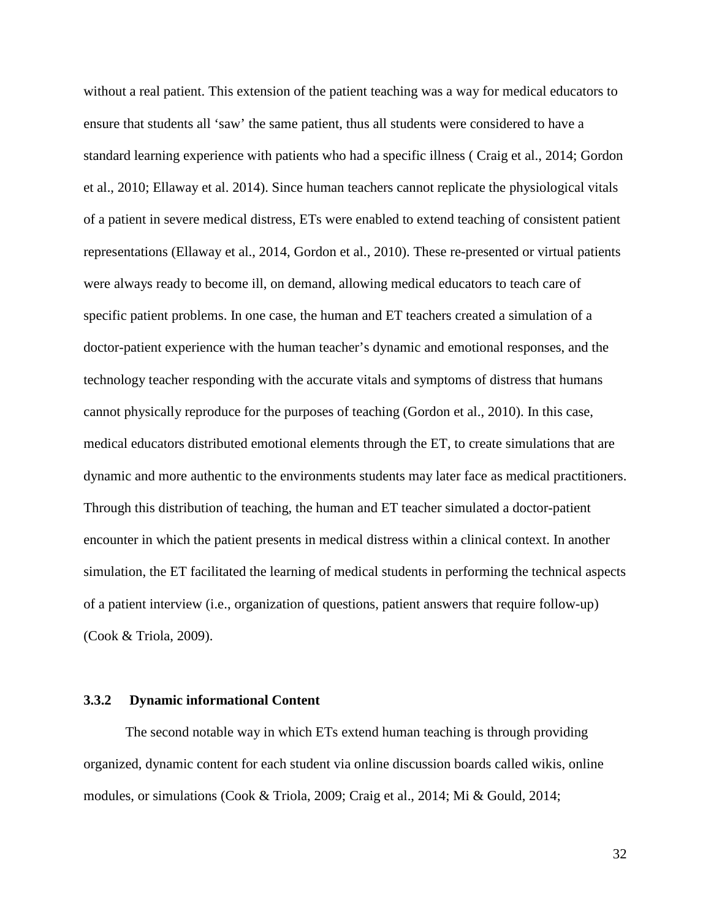without a real patient. This extension of the patient teaching was a way for medical educators to ensure that students all ‘saw’ the same patient, thus all students were considered to have a standard learning experience with patients who had a specific illness ( Craig et al., 2014; Gordon et al., 2010; Ellaway et al. 2014). Since human teachers cannot replicate the physiological vitals of a patient in severe medical distress, ETs were enabled to extend teaching of consistent patient representations (Ellaway et al., 2014, Gordon et al., 2010). These re-presented or virtual patients were always ready to become ill, on demand, allowing medical educators to teach care of specific patient problems. In one case, the human and ET teachers created a simulation of a doctor-patient experience with the human teacher’s dynamic and emotional responses, and the technology teacher responding with the accurate vitals and symptoms of distress that humans cannot physically reproduce for the purposes of teaching (Gordon et al., 2010). In this case, medical educators distributed emotional elements through the ET, to create simulations that are dynamic and more authentic to the environments students may later face as medical practitioners. Through this distribution of teaching, the human and ET teacher simulated a doctor-patient encounter in which the patient presents in medical distress within a clinical context. In another simulation, the ET facilitated the learning of medical students in performing the technical aspects of a patient interview (i.e., organization of questions, patient answers that require follow-up) (Cook & Triola, 2009).

### 3.3.2 Dynamic informational Content

The second notable way in which ETs extend human teaching is through providing organized, dynamic content for each student via online discussion boards called wikis, online modules, or simulations (Cook & Triola, 2009; Craig et al., 2014; Mi & Gould, 2014;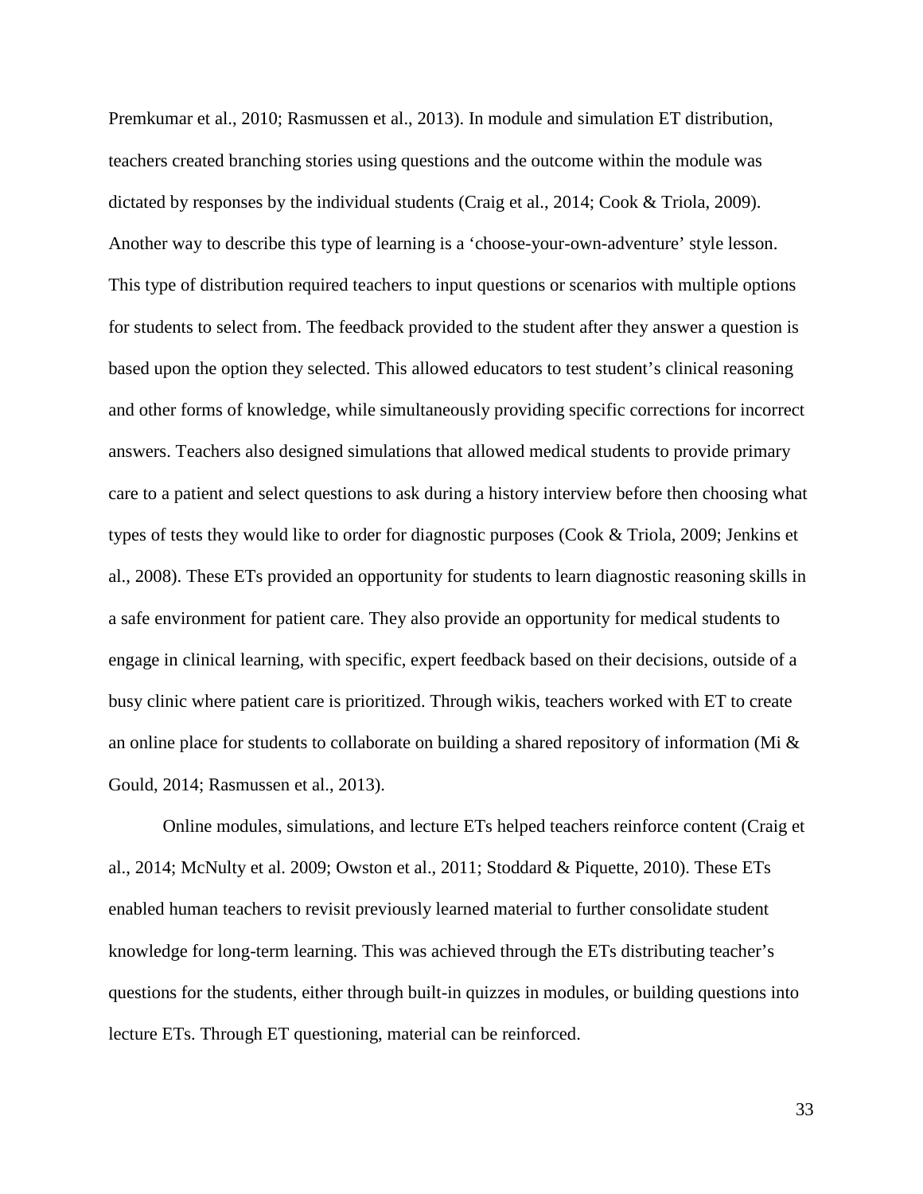Premkumar et al., 2010; Rasmussen et al., 2013). In module and simulation ET distribution, teachers created branching stories using questions and the outcome within the module was dictated by responses by the individual students (Craig et al., 2014; Cook & Triola, 2009). Another way to describe this type of learning is a 'choose-your-own-adventure' style lesson. This type of distribution required teachers to input questions or scenarios with multiple options for students to select from. The feedback provided to the student after they answer a question is based upon the option they selected. This allowed educators to test student's clinical reasoning and other forms of knowledge, while simultaneously providing specific corrections for incorrect answers. Teachers also designed simulations that allowed medical students to provide primary care to a patient and select questions to ask during a history interview before then choosing what types of tests they would like to order for diagnostic purposes (Cook & Triola, 2009; Jenkins et al., 2008). These ETs provided an opportunity for students to learn diagnostic reasoning skills in a safe environment for patient care. They also provide an opportunity for medical students to engage in clinical learning, with specific, expert feedback based on their decisions, outside of a busy clinic where patient care is prioritized. Through wikis, teachers worked with ET to create an online place for students to collaborate on building a shared repository of information (Mi & Gould, 2014; Rasmussen et al., 2013).

Online modules, simulations, and lecture ETs helped teachers reinforce content (Craig et al., 2014; McNulty et al. 2009; Owston et al., 2011; Stoddard & Piquette, 2010). These ETs enabled human teachers to revisit previously learned material to further consolidate student knowledge for long-term learning. This was achieved through the ETs distributing teacher's questions for the students, either through built-in quizzes in modules, or building questions into lecture ETs. Through ET questioning, material can be reinforced.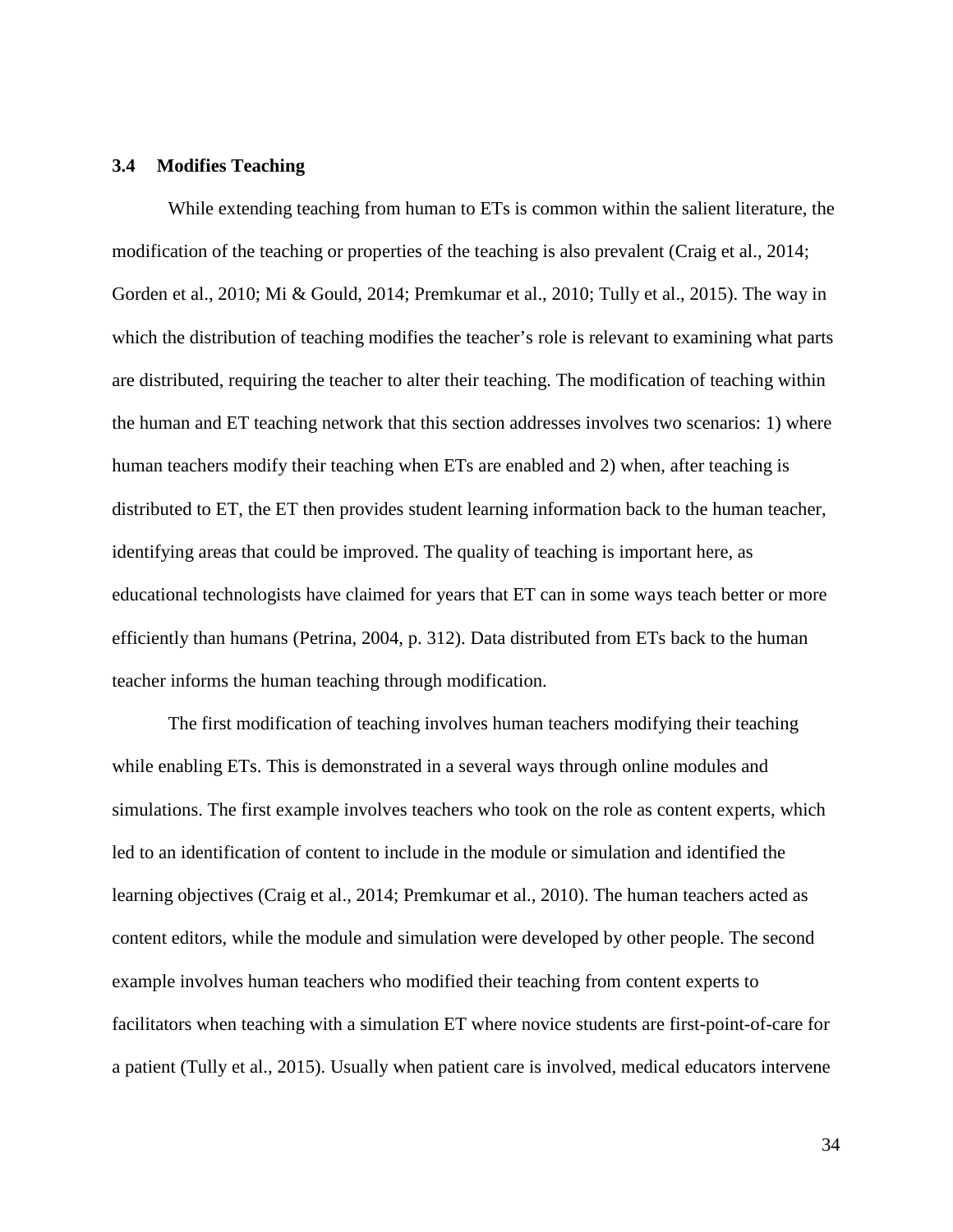### 3.4 Modifies Teaching

While extending teaching from human to ETs is common within the salient literature, the modification of the teaching or properties of the teaching is also prevalent (Craig et al., 2014; Gorden et al., 2010; Mi & Gould, 2014; Premkumar et al., 2010; Tully et al., 2015). The way in which the distribution of teaching modifies the teacher's role is relevant to examining what parts are distributed, requiring the teacher to alter their teaching. The modification of teaching within the human and ET teaching network that this section addresses involves two scenarios: 1) where human teachers modify their teaching when ETs are enabled and 2) when, after teaching is distributed to ET, the ET then provides student learning information back to the human teacher, identifying areas that could be improved. The quality of teaching is important here, as educational technologists have claimed for years that ET can in some ways teach better or more efficiently than humans (Petrina, 2004, p. 312). Data distributed from ETs back to the human teacher informs the human teaching through modification.

The first modification of teaching involves human teachers modifying their teaching while enabling ETs. This is demonstrated in a several ways through online modules and simulations. The first example involves teachers who took on the role as content experts, which led to an identification of content to include in the module or simulation and identified the learning objectives (Craig et al., 2014; Premkumar et al., 2010). The human teachers acted as content editors, while the module and simulation were developed by other people. The second example involves human teachers who modified their teaching from content experts to facilitators when teaching with a simulation ET where novice students are first-point-of-care for a patient (Tully et al., 2015). Usually when patient care is involved, medical educators intervene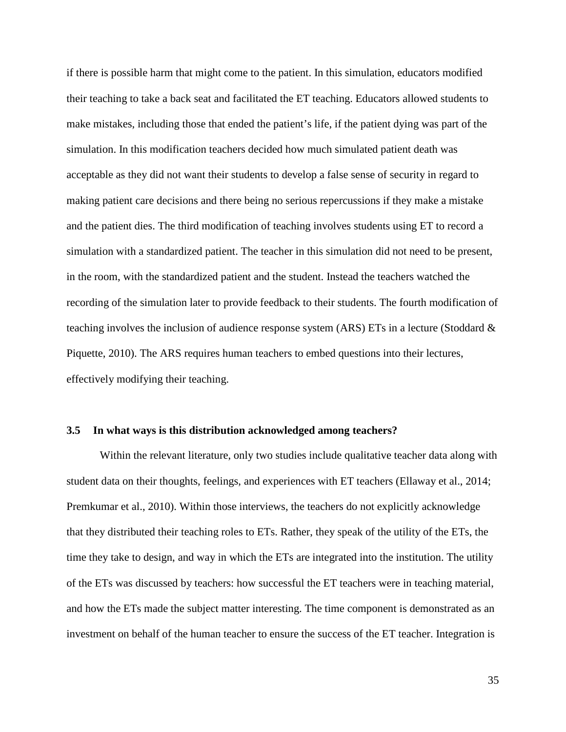if there is possible harm that might come to the patient. In this simulation, educators modified their teaching to take a back seat and facilitated the ET teaching. Educators allowed students to make mistakes, including those that ended the patient's life, if the patient dying was part of the simulation. In this modification teachers decided how much simulated patient death was acceptable as they did not want their students to develop a false sense of security in regard to making patient care decisions and there being no serious repercussions if they make a mistake and the patient dies. The third modification of teaching involves students using ET to record a simulation with a standardized patient. The teacher in this simulation did not need to be present, in the room, with the standardized patient and the student. Instead the teachers watched the recording of the simulation later to provide feedback to their students. The fourth modification of teaching involves the inclusion of audience response system (ARS) ETs in a lecture (Stoddard & Piquette, 2010). The ARS requires human teachers to embed questions into their lectures, effectively modifying their teaching.

### 3.5 In what ways is this distribution acknowledged among teachers?

Within the relevant literature, only two studies include qualitative teacher data along with student data on their thoughts, feelings, and experiences with ET teachers (Ellaway et al., 2014; Premkumar et al., 2010). Within those interviews, the teachers do not explicitly acknowledge that they distributed their teaching roles to ETs. Rather, they speak of the utility of the ETs, the time they take to design, and way in which the ETs are integrated into the institution. The utility of the ETs was discussed by teachers: how successful the ET teachers were in teaching material, and how the ETs made the subject matter interesting. The time component is demonstrated as an investment on behalf of the human teacher to ensure the success of the ET teacher. Integration is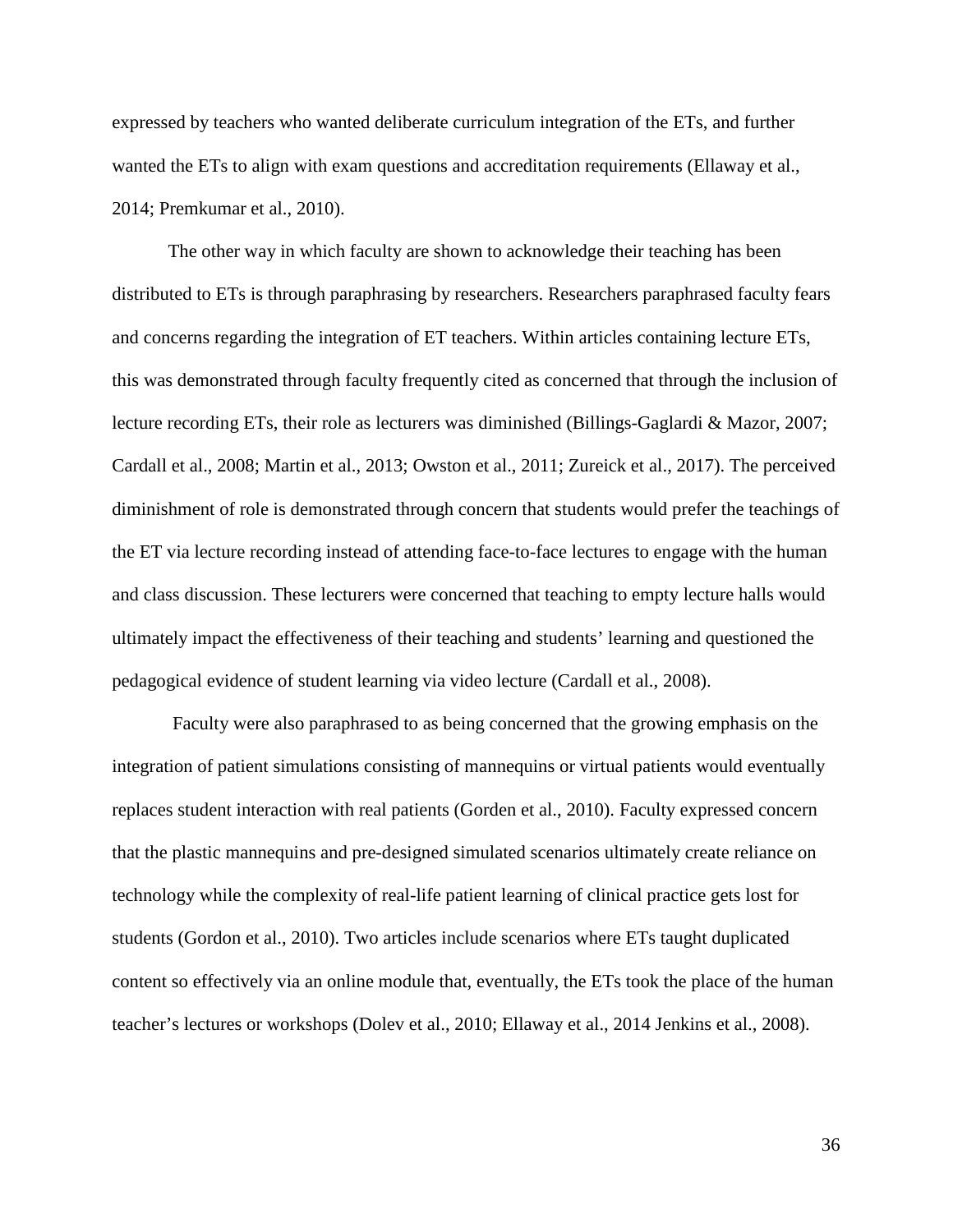expressed by teachers who wanted deliberate curriculum integration of the ETs, and further wanted the ETs to align with exam questions and accreditation requirements (Ellaway et al., 2014; Premkumar et al., 2010).

The other way in which faculty are shown to acknowledge their teaching has been distributed to ETs is through paraphrasing by researchers. Researchers paraphrased faculty fears and concerns regarding the integration of ET teachers. Within articles containing lecture ETs, this was demonstrated through faculty frequently cited as concerned that through the inclusion of lecture recording ETs, their role as lecturers was diminished (Billings-Gaglardi & Mazor, 2007; Cardall et al., 2008; Martin et al., 2013; Owston et al., 2011; Zureick et al., 2017). The perceived diminishment of role is demonstrated through concern that students would prefer the teachings of the ET via lecture recording instead of attending face-to-face lectures to engage with the human and class discussion. These lecturers were concerned that teaching to empty lecture halls would ultimately impact the effectiveness of their teaching and students' learning and questioned the pedagogical evidence of student learning via video lecture (Cardall et al., 2008).

Faculty were also paraphrased to as being concerned that the growing emphasis on the integration of patient simulations consisting of mannequins or virtual patients would eventually replaces student interaction with real patients (Gorden et al., 2010). Faculty expressed concern that the plastic mannequins and pre-designed simulated scenarios ultimately create reliance on technology while the complexity of real-life patient learning of clinical practice gets lost for students (Gordon et al., 2010). Two articles include scenarios where ETs taught duplicated content so effectively via an online module that, eventually, the ETs took the place of the human teacher's lectures or workshops (Dolev et al., 2010; Ellaway et al., 2014 Jenkins et al., 2008).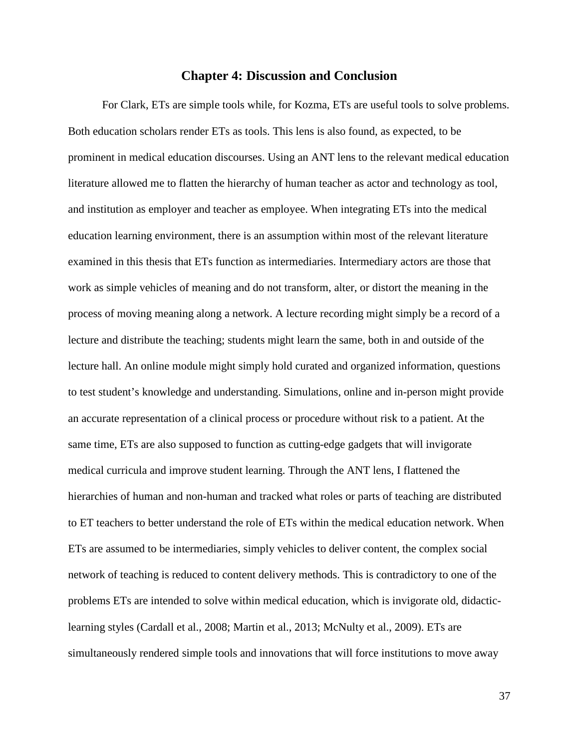# Chapter 4: Discussion and Conclusion

For Clark, ETs are simple tools while, for Kozma, ETs are useful tools to solve problems. Both education scholars render ETs as tools. This lens is also found, as expected, to be prominent in medical education discourses. Using an ANT lens to the relevant medical education literature allowed me to flatten the hierarchy of human teacher as actor and technology as tool, and institution as employer and teacher as employee. When integrating ETs into the medical education learning environment, there is an assumption within most of the relevant literature examined in this thesis that ETs function as intermediaries. Intermediary actors are those that work as simple vehicles of meaning and do not transform, alter, or distort the meaning in the process of moving meaning along a network. A lecture recording might simply be a record of a lecture and distribute the teaching; students might learn the same, both in and outside of the lecture hall. An online module might simply hold curated and organized information, questions to test student's knowledge and understanding. Simulations, online and in-person might provide an accurate representation of a clinical process or procedure without risk to a patient. At the same time, ETs are also supposed to function as cutting-edge gadgets that will invigorate medical curricula and improve student learning. Through the ANT lens, I flattened the hierarchies of human and non-human and tracked what roles or parts of teaching are distributed to ET teachers to better understand the role of ETs within the medical education network. When ETs are assumed to be intermediaries, simply vehicles to deliver content, the complex social network of teaching is reduced to content delivery methods. This is contradictory to one of the problems ETs are intended to solve within medical education, which is invigorate old, didactic-learning styles (Cardall et al., 2008; Martin et al., 2013; McNulty et al., 2009). ETs are simultaneously rendered simple tools and innovations that will force institutions to move away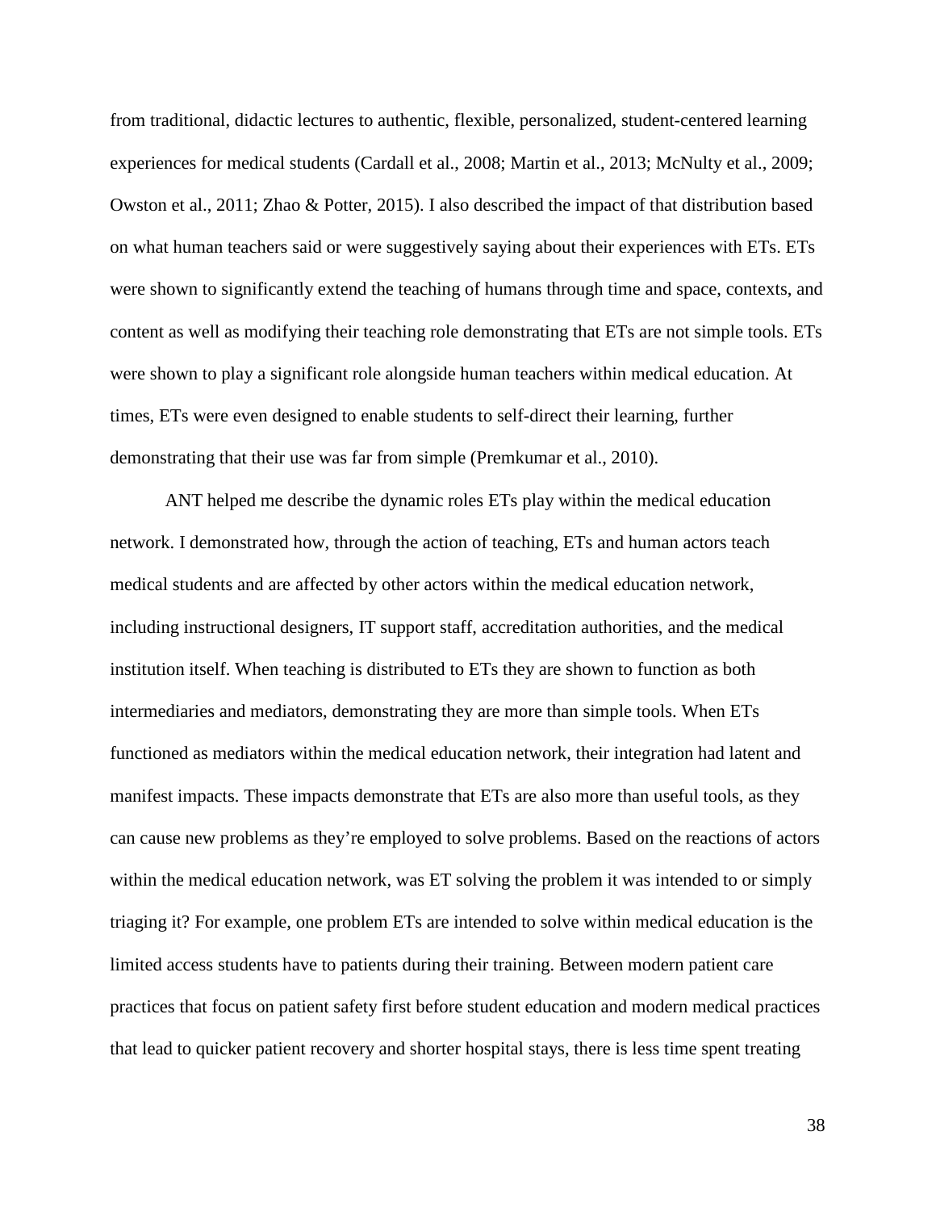from traditional, didactic lectures to authentic, flexible, personalized, student-centered learning experiences for medical students (Cardall et al., 2008; Martin et al., 2013; McNulty et al., 2009; Owston et al., 2011; Zhao & Potter, 2015). I also described the impact of that distribution based on what human teachers said or were suggestively saying about their experiences with ETs. ETs were shown to significantly extend the teaching of humans through time and space, contexts, and content as well as modifying their teaching role demonstrating that ETs are not simple tools. ETs were shown to play a significant role alongside human teachers within medical education. At times, ETs were even designed to enable students to self-direct their learning, further demonstrating that their use was far from simple (Premkumar et al., 2010).

ANT helped me describe the dynamic roles ETs play within the medical education network. I demonstrated how, through the action of teaching, ETs and human actors teach medical students and are affected by other actors within the medical education network, including instructional designers, IT support staff, accreditation authorities, and the medical institution itself. When teaching is distributed to ETs they are shown to function as both intermediaries and mediators, demonstrating they are more than simple tools. When ETs functioned as mediators within the medical education network, their integration had latent and manifest impacts. These impacts demonstrate that ETs are also more than useful tools, as they can cause new problems as they're employed to solve problems. Based on the reactions of actors within the medical education network, was ET solving the problem it was intended to or simply triaging it? For example, one problem ETs are intended to solve within medical education is the limited access students have to patients during their training. Between modern patient care practices that focus on patient safety first before student education and modern medical practices that lead to quicker patient recovery and shorter hospital stays, there is less time spent treating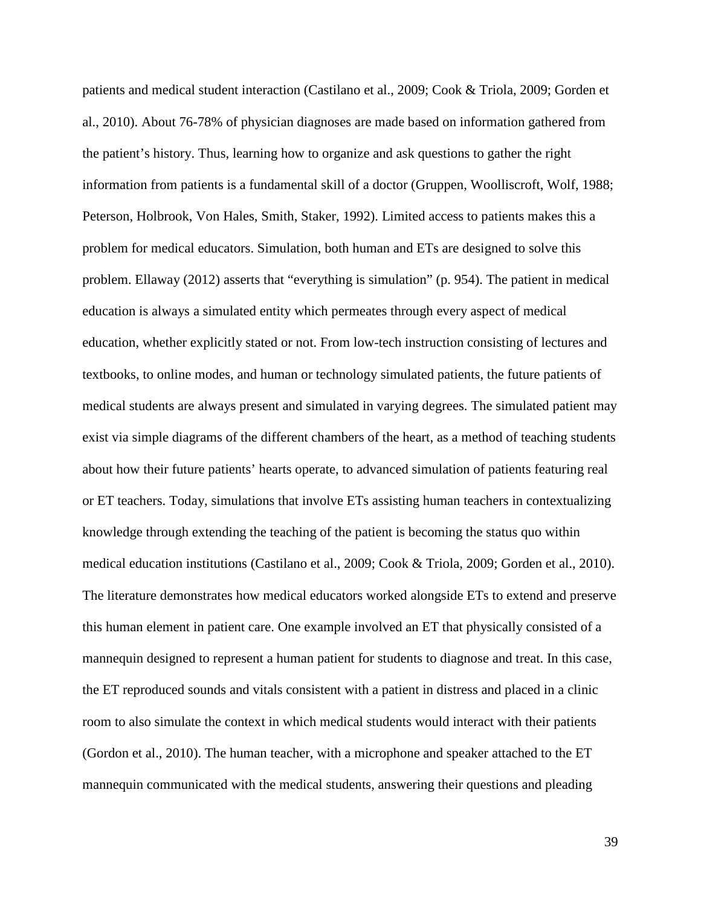patients and medical student interaction (Castilano et al., 2009; Cook & Triola, 2009; Gorden et al., 2010). About 76-78% of physician diagnoses are made based on information gathered from the patient's history. Thus, learning how to organize and ask questions to gather the right information from patients is a fundamental skill of a doctor (Gruppen, Woolliscroft, Wolf, 1988; Peterson, Holbrook, Von Hales, Smith, Staker, 1992). Limited access to patients makes this a problem for medical educators. Simulation, both human and ETs are designed to solve this problem. Ellaway (2012) asserts that "everything is simulation" (p. 954). The patient in medical education is always a simulated entity which permeates through every aspect of medical education, whether explicitly stated or not. From low-tech instruction consisting of lectures and textbooks, to online modes, and human or technology simulated patients, the future patients of medical students are always present and simulated in varying degrees. The simulated patient may exist via simple diagrams of the different chambers of the heart, as a method of teaching students about how their future patients' hearts operate, to advanced simulation of patients featuring real or ET teachers. Today, simulations that involve ETs assisting human teachers in contextualizing knowledge through extending the teaching of the patient is becoming the status quo within medical education institutions (Castilano et al., 2009; Cook & Triola, 2009; Gorden et al., 2010). The literature demonstrates how medical educators worked alongside ETs to extend and preserve this human element in patient care. One example involved an ET that physically consisted of a mannequin designed to represent a human patient for students to diagnose and treat. In this case, the ET reproduced sounds and vitals consistent with a patient in distress and placed in a clinic room to also simulate the context in which medical students would interact with their patients (Gordon et al., 2010). The human teacher, with a microphone and speaker attached to the ET mannequin communicated with the medical students, answering their questions and pleading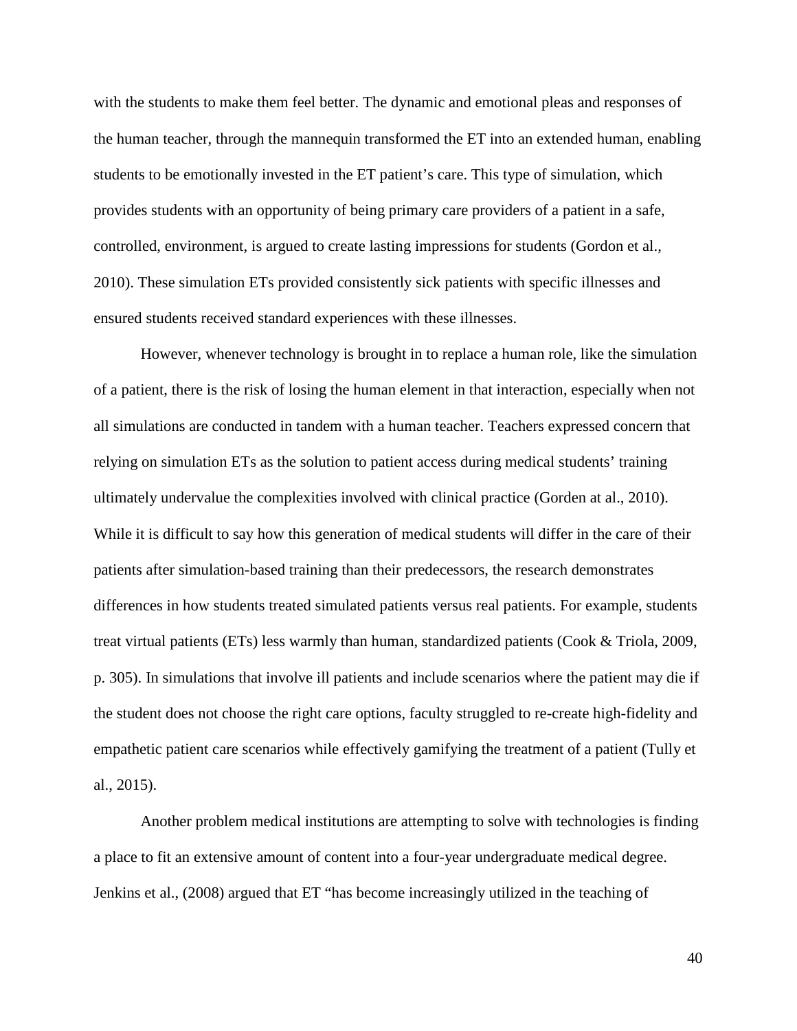with the students to make them feel better. The dynamic and emotional pleas and responses of the human teacher, through the mannequin transformed the ET into an extended human, enabling students to be emotionally invested in the ET patient's care. This type of simulation, which provides students with an opportunity of being primary care providers of a patient in a safe, controlled, environment, is argued to create lasting impressions for students (Gordon et al., 2010). These simulation ETs provided consistently sick patients with specific illnesses and ensured students received standard experiences with these illnesses.

However, whenever technology is brought in to replace a human role, like the simulation of a patient, there is the risk of losing the human element in that interaction, especially when not all simulations are conducted in tandem with a human teacher. Teachers expressed concern that relying on simulation ETs as the solution to patient access during medical students' training ultimately undervalue the complexities involved with clinical practice (Gorden at al., 2010). While it is difficult to say how this generation of medical students will differ in the care of their patients after simulation-based training than their predecessors, the research demonstrates differences in how students treated simulated patients versus real patients. For example, students treat virtual patients (ETs) less warmly than human, standardized patients (Cook & Triola, 2009, p. 305). In simulations that involve ill patients and include scenarios where the patient may die if the student does not choose the right care options, faculty struggled to re-create high-fidelity and empathetic patient care scenarios while effectively gamifying the treatment of a patient (Tully et al., 2015).

Another problem medical institutions are attempting to solve with technologies is finding a place to fit an extensive amount of content into a four-year undergraduate medical degree. Jenkins et al., (2008) argued that ET "has become increasingly utilized in the teaching of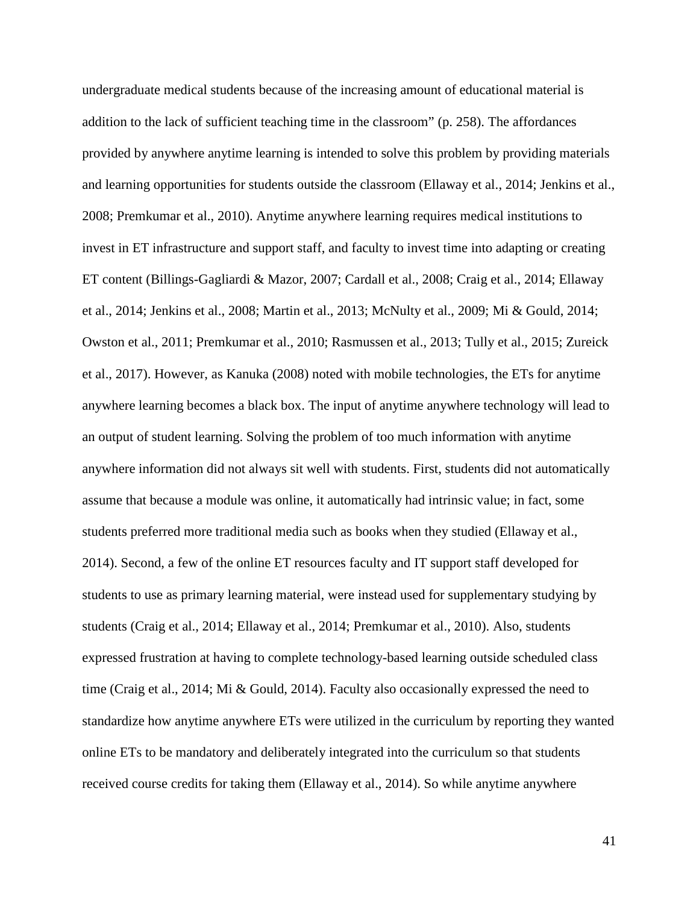undergraduate medical students because of the increasing amount of educational material is addition to the lack of sufficient teaching time in the classroom" (p. 258). The affordances provided by anywhere anytime learning is intended to solve this problem by providing materials and learning opportunities for students outside the classroom (Ellaway et al., 2014; Jenkins et al., 2008; Premkumar et al., 2010). Anytime anywhere learning requires medical institutions to invest in ET infrastructure and support staff, and faculty to invest time into adapting or creating ET content (Billings-Gagliardi & Mazor, 2007; Cardall et al., 2008; Craig et al., 2014; Ellaway et al., 2014; Jenkins et al., 2008; Martin et al., 2013; McNulty et al., 2009; Mi & Gould, 2014; Owston et al., 2011; Premkumar et al., 2010; Rasmussen et al., 2013; Tully et al., 2015; Zureick et al., 2017). However, as Kanuka (2008) noted with mobile technologies, the ETs for anytime anywhere learning becomes a black box. The input of anytime anywhere technology will lead to an output of student learning. Solving the problem of too much information with anytime anywhere information did not always sit well with students. First, students did not automatically assume that because a module was online, it automatically had intrinsic value; in fact, some students preferred more traditional media such as books when they studied (Ellaway et al., 2014). Second, a few of the online ET resources faculty and IT support staff developed for students to use as primary learning material, were instead used for supplementary studying by students (Craig et al., 2014; Ellaway et al., 2014; Premkumar et al., 2010). Also, students expressed frustration at having to complete technology-based learning outside scheduled class time (Craig et al., 2014; Mi & Gould, 2014). Faculty also occasionally expressed the need to standardize how anytime anywhere ETs were utilized in the curriculum by reporting they wanted online ETs to be mandatory and deliberately integrated into the curriculum so that students received course credits for taking them (Ellaway et al., 2014). So while anytime anywhere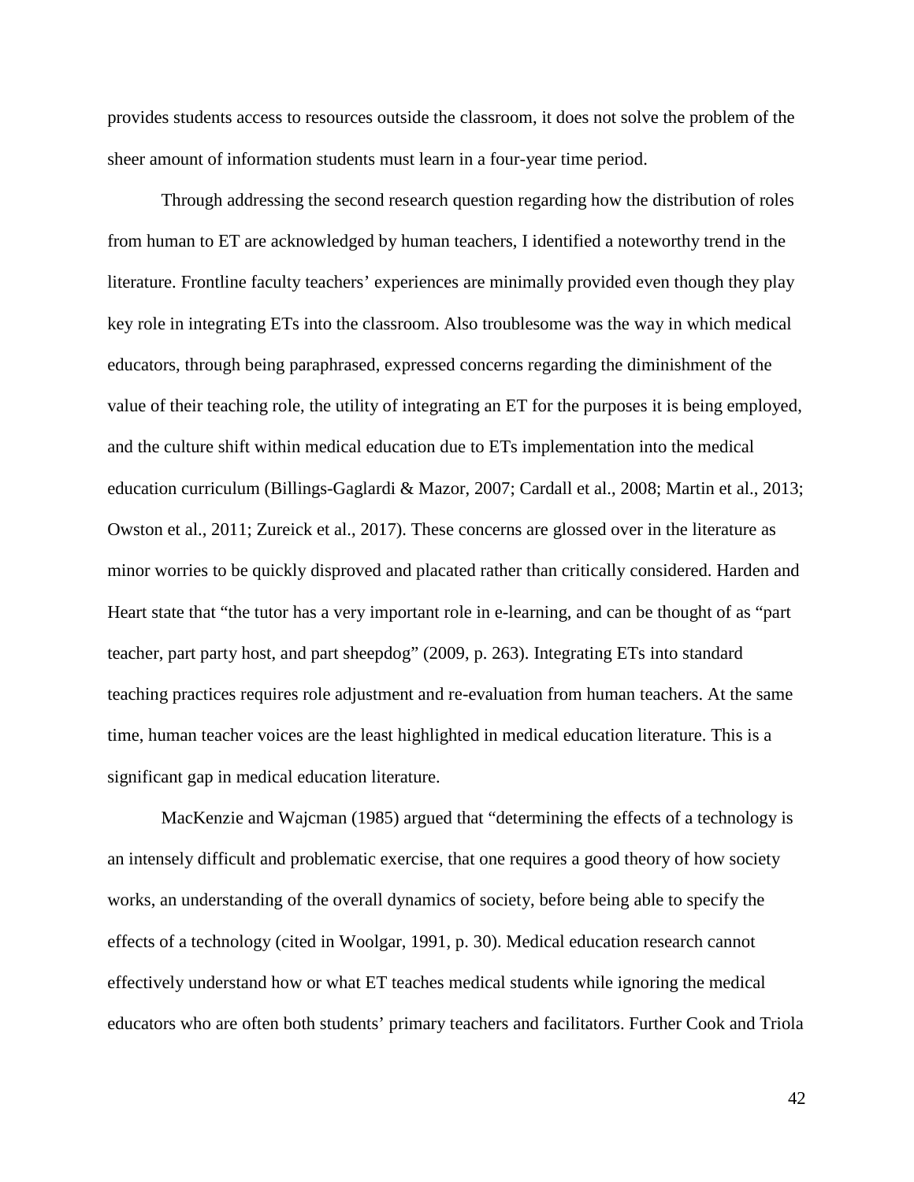provides students access to resources outside the classroom, it does not solve the problem of the sheer amount of information students must learn in a four-year time period.

Through addressing the second research question regarding how the distribution of roles from human to ET are acknowledged by human teachers, I identified a noteworthy trend in the literature. Frontline faculty teachers' experiences are minimally provided even though they play key role in integrating ETs into the classroom. Also troublesome was the way in which medical educators, through being paraphrased, expressed concerns regarding the diminishment of the value of their teaching role, the utility of integrating an ET for the purposes it is being employed, and the culture shift within medical education due to ETs implementation into the medical education curriculum (Billings-Gaglardi & Mazor, 2007; Cardall et al., 2008; Martin et al., 2013; Owston et al., 2011; Zureick et al., 2017). These concerns are glossed over in the literature as minor worries to be quickly disproved and placated rather than critically considered. Harden and Heart state that "the tutor has a very important role in e-learning, and can be thought of as "part teacher, part party host, and part sheepdog" (2009, p. 263). Integrating ETs into standard teaching practices requires role adjustment and re-evaluation from human teachers. At the same time, human teacher voices are the least highlighted in medical education literature. This is a significant gap in medical education literature.

MacKenzie and Wajcman (1985) argued that "determining the effects of a technology is an intensely difficult and problematic exercise, that one requires a good theory of how society works, an understanding of the overall dynamics of society, before being able to specify the effects of a technology (cited in Woolgar, 1991, p. 30). Medical education research cannot effectively understand how or what ET teaches medical students while ignoring the medical educators who are often both students' primary teachers and facilitators. Further Cook and Triola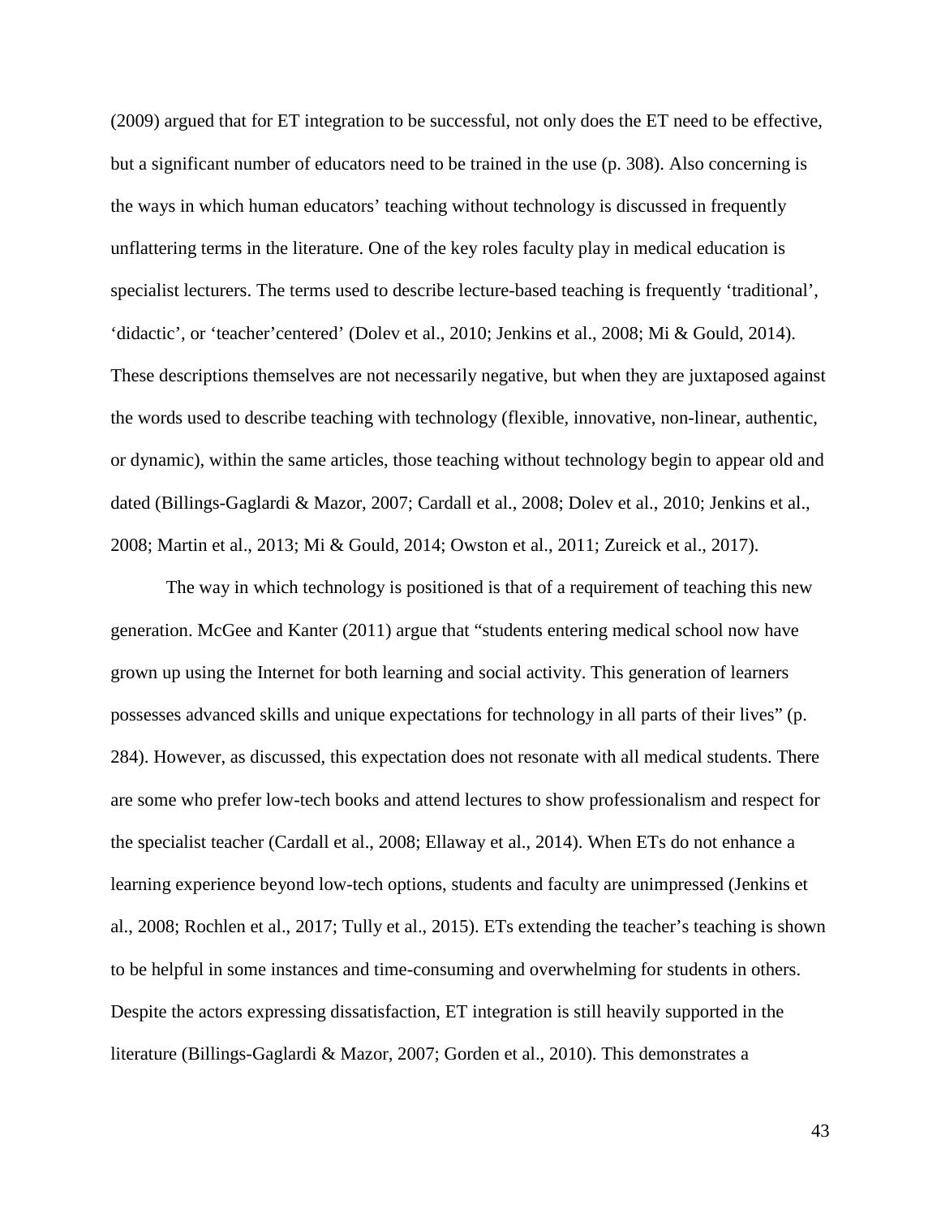(2009) argued that for ET integration to be successful, not only does the ET need to be effective, but a significant number of educators need to be trained in the use (p. 308). Also concerning is the ways in which human educators' teaching without technology is discussed in frequently unflattering terms in the literature. One of the key roles faculty play in medical education is specialist lecturers. The terms used to describe lecture-based teaching is frequently 'traditional', 'didactic', or 'teacher'centered' (Dolev et al., 2010; Jenkins et al., 2008; Mi & Gould, 2014). These descriptions themselves are not necessarily negative, but when they are juxtaposed against the words used to describe teaching with technology (flexible, innovative, non-linear, authentic, or dynamic), within the same articles, those teaching without technology begin to appear old and dated (Billings-Gaglardi & Mazor, 2007; Cardall et al., 2008; Dolev et al., 2010; Jenkins et al., 2008; Martin et al., 2013; Mi & Gould, 2014; Owston et al., 2011; Zureick et al., 2017).

The way in which technology is positioned is that of a requirement of teaching this new generation. McGee and Kanter (2011) argue that "students entering medical school now have grown up using the Internet for both learning and social activity. This generation of learners possesses advanced skills and unique expectations for technology in all parts of their lives" (p. 284). However, as discussed, this expectation does not resonate with all medical students. There are some who prefer low-tech books and attend lectures to show professionalism and respect for the specialist teacher (Cardall et al., 2008; Ellaway et al., 2014). When ETs do not enhance a learning experience beyond low-tech options, students and faculty are unimpressed (Jenkins et al., 2008; Rochlen et al., 2017; Tully et al., 2015). ETs extending the teacher's teaching is shown to be helpful in some instances and time-consuming and overwhelming for students in others. Despite the actors expressing dissatisfaction, ET integration is still heavily supported in the literature (Billings-Gaglardi & Mazor, 2007; Gorden et al., 2010). This demonstrates a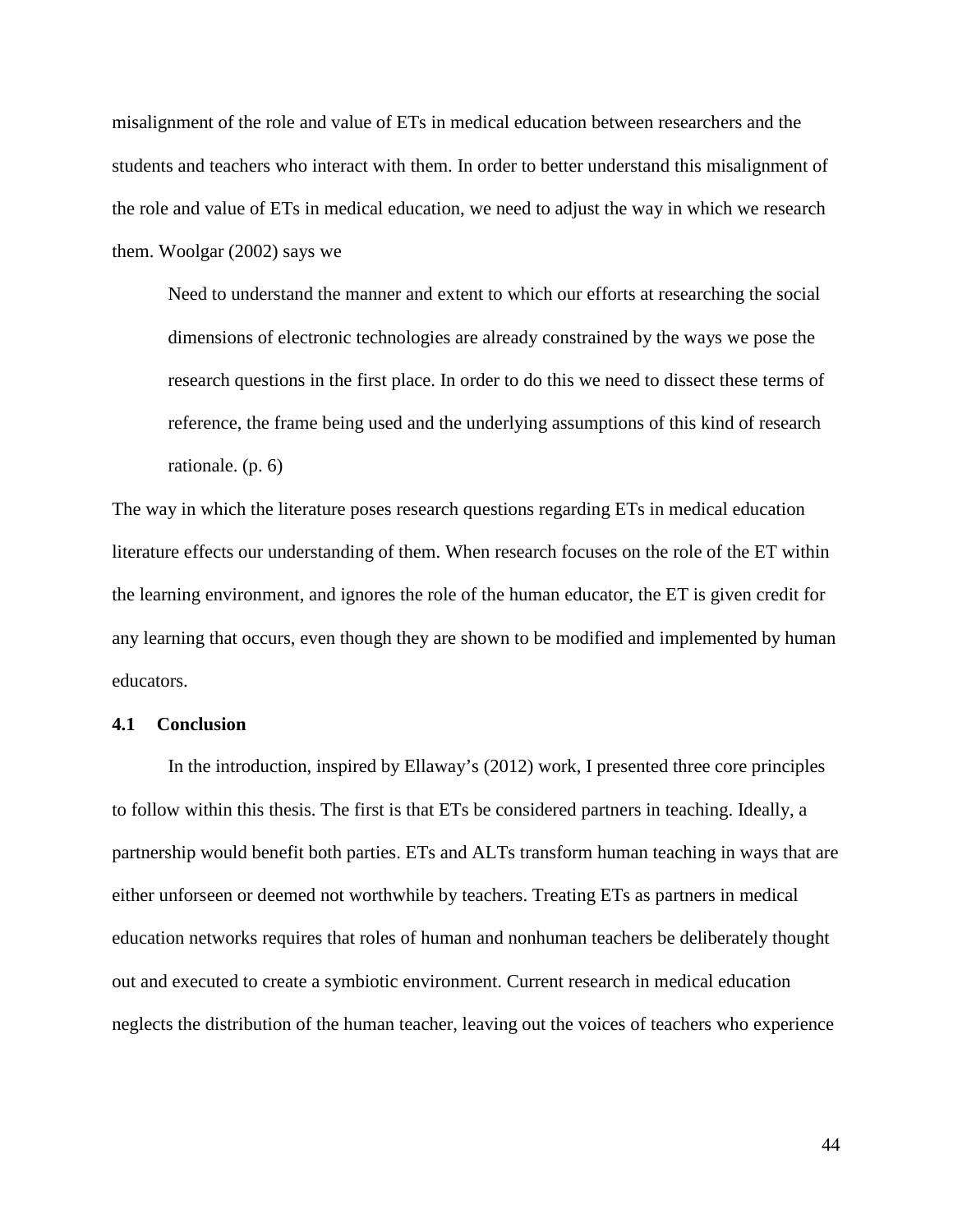misalignment of the role and value of ETs in medical education between researchers and the students and teachers who interact with them. In order to better understand this misalignment of the role and value of ETs in medical education, we need to adjust the way in which we research them. Woolgar (2002) says we

> Need to understand the manner and extent to which our efforts at researching the social dimensions of electronic technologies are already constrained by the ways we pose the research questions in the first place. In order to do this we need to dissect these terms of reference, the frame being used and the underlying assumptions of this kind of research rationale. (p. 6)

The way in which the literature poses research questions regarding ETs in medical education literature effects our understanding of them. When research focuses on the role of the ET within the learning environment, and ignores the role of the human educator, the ET is given credit for any learning that occurs, even though they are shown to be modified and implemented by human educators.

### 4.1 Conclusion

In the introduction, inspired by Ellaway's (2012) work, I presented three core principles to follow within this thesis. The first is that ETs be considered partners in teaching. Ideally, a partnership would benefit both parties. ETs and ALTs transform human teaching in ways that are either unforseen or deemed not worthwhile by teachers. Treating ETs as partners in medical education networks requires that roles of human and nonhuman teachers be deliberately thought out and executed to create a symbiotic environment. Current research in medical education neglects the distribution of the human teacher, leaving out the voices of teachers who experience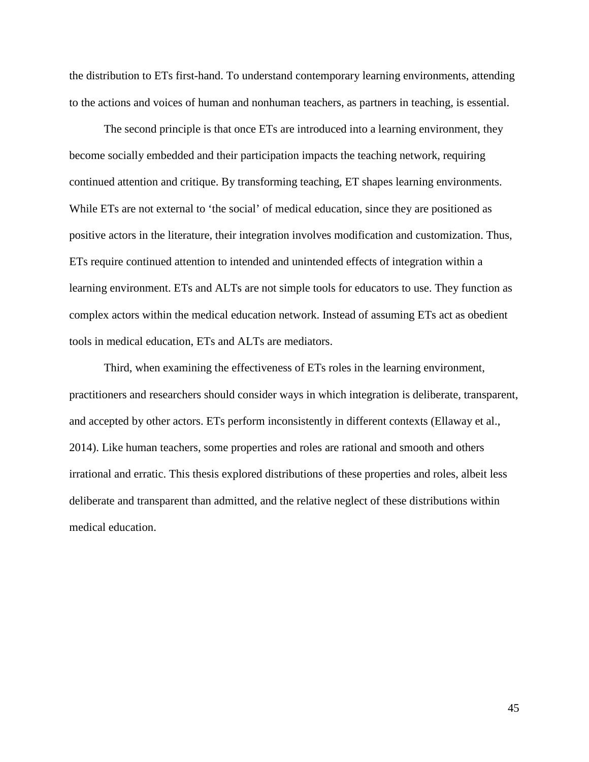the distribution to ETs first-hand. To understand contemporary learning environments, attending to the actions and voices of human and nonhuman teachers, as partners in teaching, is essential.

The second principle is that once ETs are introduced into a learning environment, they become socially embedded and their participation impacts the teaching network, requiring continued attention and critique. By transforming teaching, ET shapes learning environments. While ETs are not external to 'the social' of medical education, since they are positioned as positive actors in the literature, their integration involves modification and customization. Thus, ETs require continued attention to intended and unintended effects of integration within a learning environment. ETs and ALTs are not simple tools for educators to use. They function as complex actors within the medical education network. Instead of assuming ETs act as obedient tools in medical education, ETs and ALTs are mediators.

Third, when examining the effectiveness of ETs roles in the learning environment, practitioners and researchers should consider ways in which integration is deliberate, transparent, and accepted by other actors. ETs perform inconsistently in different contexts (Ellaway et al., 2014). Like human teachers, some properties and roles are rational and smooth and others irrational and erratic. This thesis explored distributions of these properties and roles, albeit less deliberate and transparent than admitted, and the relative neglect of these distributions within medical education.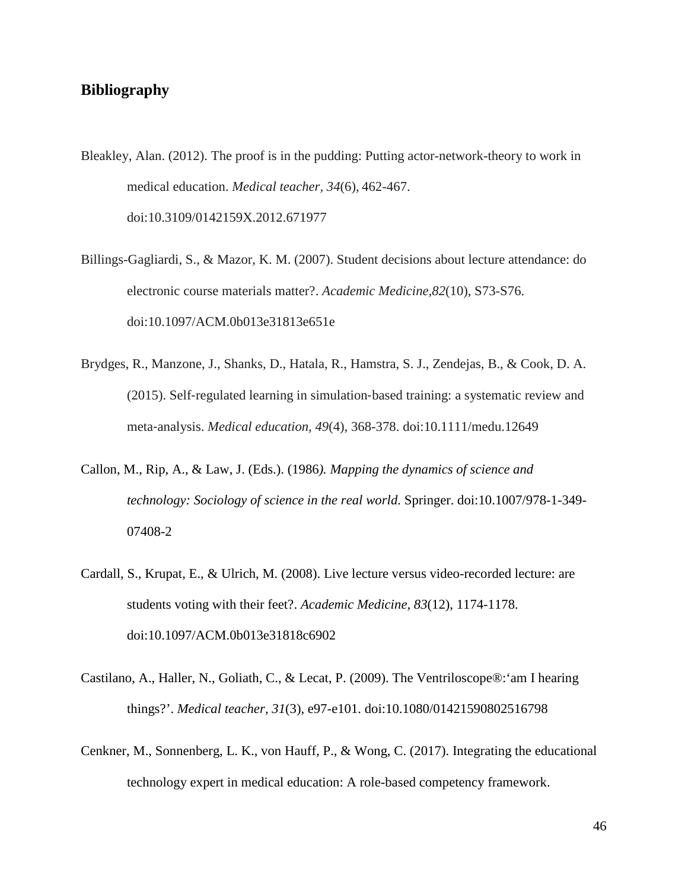## Bibliography

Bleakley, Alan. (2012). The proof is in the pudding: Putting actor-network-theory to work in medical education. *Medical teacher, 34*(6), 462-467. doi:10.3109/0142159X.2012.671977

Billings-Gagliardi, S., & Mazor, K. M. (2007). Student decisions about lecture attendance: do electronic course materials matter?. *Academic Medicine,82*(10), S73-S76. doi:10.1097/ACM.0b013e31813e651e

Brydges, R., Manzone, J., Shanks, D., Hatala, R., Hamstra, S. J., Zendejas, B., & Cook, D. A. (2015). Self-regulated learning in simulation-based training: a systematic review and meta-analysis. *Medical education, 49*(4), 368-378. doi:10.1111/medu.12649

Callon, M., Rip, A., & Law, J. (Eds.). (1986*). Mapping the dynamics of science and technology: Sociology of science in the real world*. Springer. doi:10.1007/978-1-349-07408-2

Cardall, S., Krupat, E., & Ulrich, M. (2008). Live lecture versus video-recorded lecture: are students voting with their feet?. *Academic Medicine, 83*(12), 1174-1178. doi:10.1097/ACM.0b013e31818c6902

Castilano, A., Haller, N., Goliath, C., & Lecat, P. (2009). The Ventriloscope®:'am I hearing things?'. *Medical teacher, 31*(3), e97-e101. doi:10.1080/01421590802516798

Cenkner, M., Sonnenberg, L. K., von Hauff, P., & Wong, C. (2017). Integrating the educational technology expert in medical education: A role-based competency framework.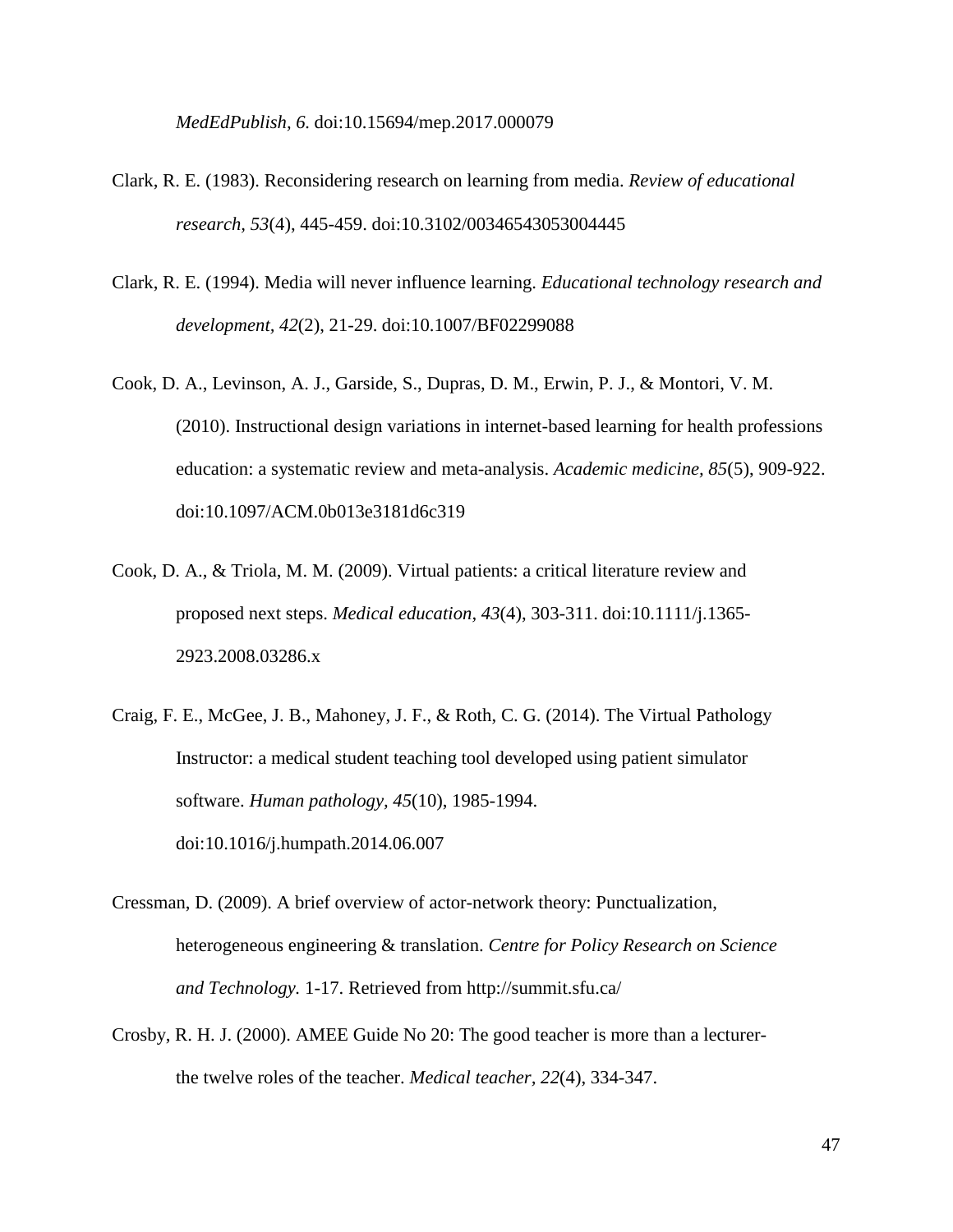*MedEdPublish, 6.* doi:10.15694/mep.2017.000079

Clark, R. E. (1983). Reconsidering research on learning from media. *Review of educational research, 53*(4), 445-459. doi:10.3102/00346543053004445

Clark, R. E. (1994). Media will never influence learning. *Educational technology research and development, 42*(2), 21-29. doi:10.1007/BF02299088

Cook, D. A., Levinson, A. J., Garside, S., Dupras, D. M., Erwin, P. J., & Montori, V. M. (2010). Instructional design variations in internet-based learning for health professions education: a systematic review and meta-analysis. *Academic medicine, 85*(5), 909-922. doi:10.1097/ACM.0b013e3181d6c319

Cook, D. A., & Triola, M. M. (2009). Virtual patients: a critical literature review and proposed next steps. *Medical education*, *43*(4), 303-311. doi:10.1111/j.1365-2923.2008.03286.x

Craig, F. E., McGee, J. B., Mahoney, J. F., & Roth, C. G. (2014). The Virtual Pathology Instructor: a medical student teaching tool developed using patient simulator software. *Human pathology, 45*(10), 1985-1994. doi:10.1016/j.humpath.2014.06.007

Cressman, D. (2009). A brief overview of actor-network theory: Punctualization, heterogeneous engineering & translation. *Centre for Policy Research on Science and Technology.* 1-17. Retrieved from http://summit.sfu.ca/

Crosby, R. H. J. (2000). AMEE Guide No 20: The good teacher is more than a lecturer- the twelve roles of the teacher. *Medical teacher, 22*(4), 334-347.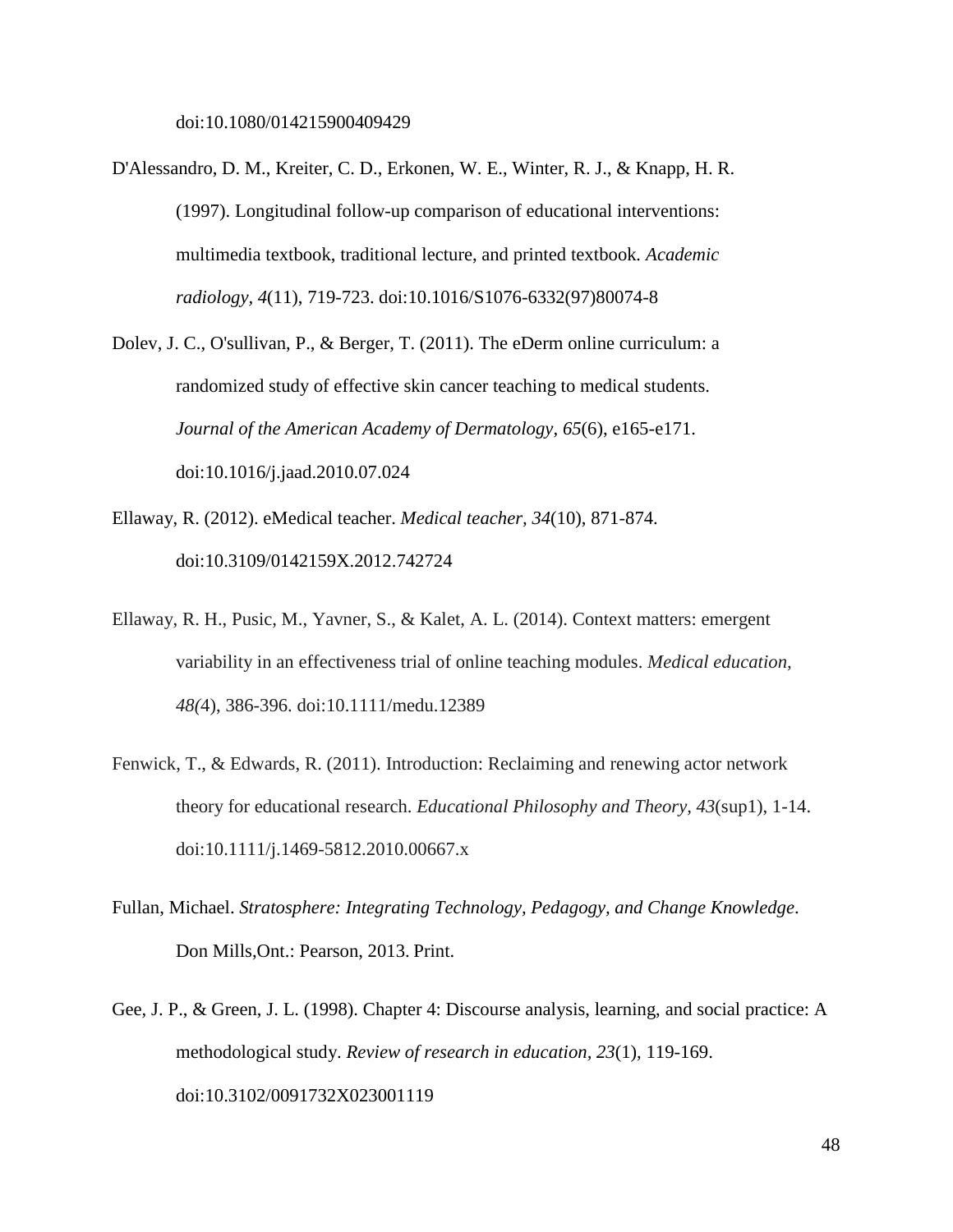doi:10.1080/014215900409429

D'Alessandro, D. M., Kreiter, C. D., Erkonen, W. E., Winter, R. J., & Knapp, H. R. (1997). Longitudinal follow-up comparison of educational interventions: multimedia textbook, traditional lecture, and printed textbook. *Academic radiology, 4*(11), 719-723. doi:10.1016/S1076-6332(97)80074-8

Dolev, J. C., O'sullivan, P., & Berger, T. (2011). The eDerm online curriculum: a randomized study of effective skin cancer teaching to medical students. *Journal of the American Academy of Dermatology*, *65*(6), e165-e171. doi:10.1016/j.jaad.2010.07.024

Ellaway, R. (2012). eMedical teacher. *Medical teacher, 34*(10), 871-874. doi:10.3109/0142159X.2012.742724

Ellaway, R. H., Pusic, M., Yavner, S., & Kalet, A. L. (2014). Context matters: emergent variability in an effectiveness trial of online teaching modules. *Medical education, 48(*4), 386-396. doi:10.1111/medu.12389

Fenwick, T., & Edwards, R. (2011). Introduction: Reclaiming and renewing actor network theory for educational research. *Educational Philosophy and Theory*, *43*(sup1), 1-14. doi:10.1111/j.1469-5812.2010.00667.x

Fullan, Michael. *Stratosphere: Integrating Technology, Pedagogy, and Change Knowledge*. Don Mills,Ont.: Pearson, 2013. Print.

Gee, J. P., & Green, J. L. (1998). Chapter 4: Discourse analysis, learning, and social practice: A methodological study. *Review of research in education*, *23*(1), 119-169. doi:10.3102/0091732X023001119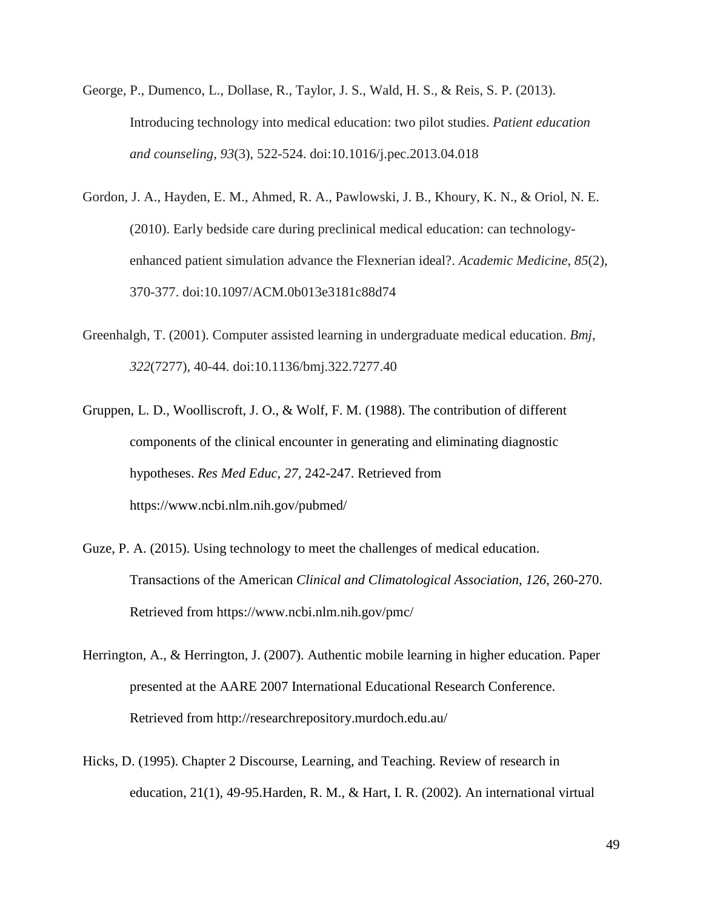George, P., Dumenco, L., Dollase, R., Taylor, J. S., Wald, H. S., & Reis, S. P. (2013). Introducing technology into medical education: two pilot studies. *Patient education and counseling, 93*(3), 522-524. doi:10.1016/j.pec.2013.04.018

Gordon, J. A., Hayden, E. M., Ahmed, R. A., Pawlowski, J. B., Khoury, K. N., & Oriol, N. E. (2010). Early bedside care during preclinical medical education: can technology-enhanced patient simulation advance the Flexnerian ideal?. *Academic Medicine*, *85*(2), 370-377. doi:10.1097/ACM.0b013e3181c88d74

Greenhalgh, T. (2001). Computer assisted learning in undergraduate medical education. *Bmj, 322*(7277), 40-44. doi:10.1136/bmj.322.7277.40

Gruppen, L. D., Woolliscroft, J. O., & Wolf, F. M. (1988). The contribution of different components of the clinical encounter in generating and eliminating diagnostic hypotheses. *Res Med Educ, 27,* 242-247. Retrieved from https://www.ncbi.nlm.nih.gov/pubmed/

Guze, P. A. (2015). Using technology to meet the challenges of medical education. Transactions of the American *Clinical and Climatological Association*, *126*, 260-270. Retrieved from https://www.ncbi.nlm.nih.gov/pmc/

Herrington, A., & Herrington, J. (2007). Authentic mobile learning in higher education. Paper presented at the AARE 2007 International Educational Research Conference. Retrieved from http://researchrepository.murdoch.edu.au/

Hicks, D. (1995). Chapter 2 Discourse, Learning, and Teaching. Review of research in education, 21(1), 49-95.Harden, R. M., & Hart, I. R. (2002). An international virtual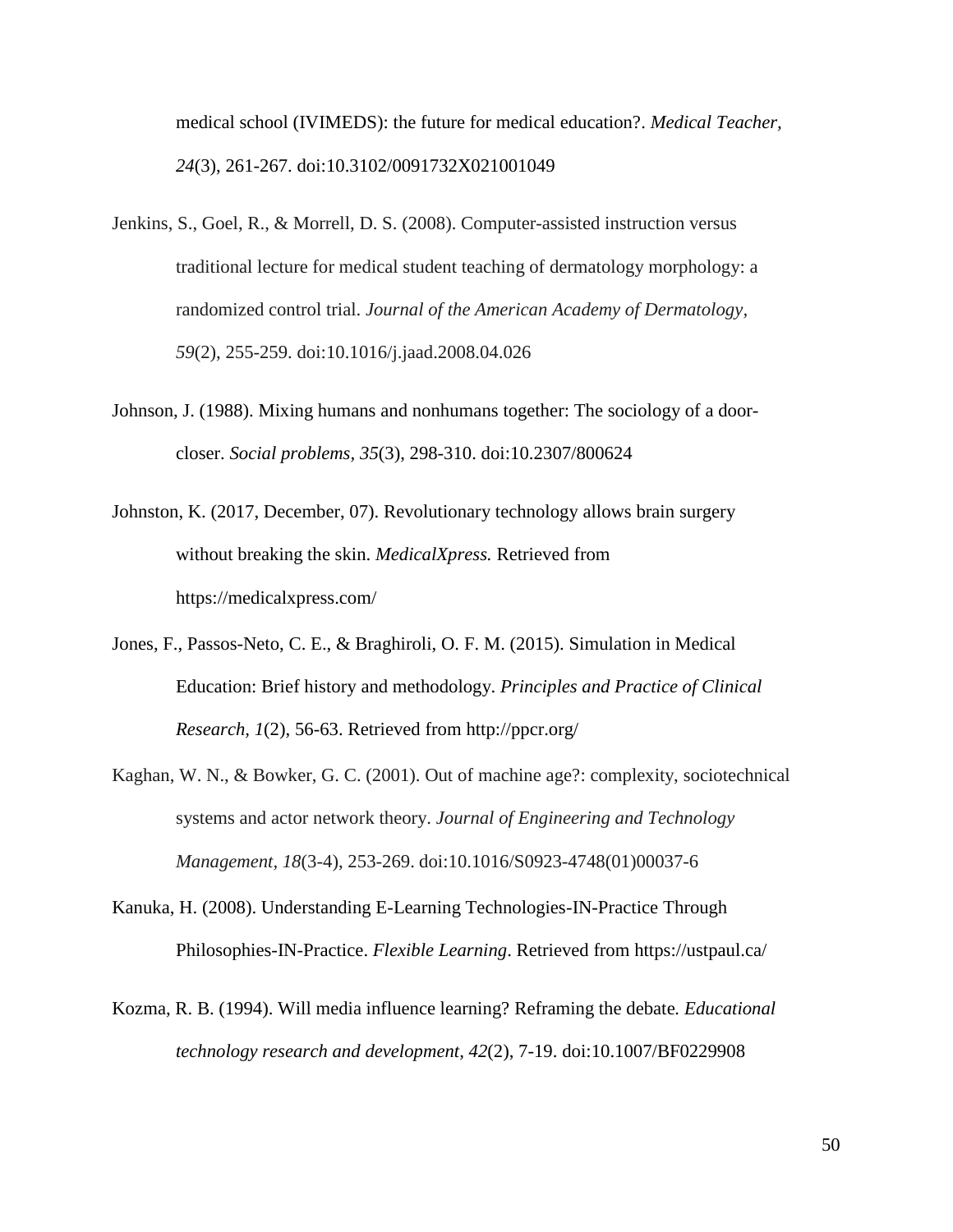medical school (IVIMEDS): the future for medical education?. *Medical Teacher, 24*(3), 261-267. doi:10.3102/0091732X021001049

Jenkins, S., Goel, R., & Morrell, D. S. (2008). Computer-assisted instruction versus traditional lecture for medical student teaching of dermatology morphology: a randomized control trial. *Journal of the American Academy of Dermatology, 59*(2), 255-259. doi:10.1016/j.jaad.2008.04.026

Johnson, J. (1988). Mixing humans and nonhumans together: The sociology of a door-closer. *Social problems, 35*(3), 298-310. doi:10.2307/800624

Johnston, K. (2017, December, 07). Revolutionary technology allows brain surgery without breaking the skin. *MedicalXpress.* Retrieved from https://medicalxpress.com/

Jones, F., Passos-Neto, C. E., & Braghiroli, O. F. M. (2015). Simulation in Medical Education: Brief history and methodology. *Principles and Practice of Clinical Research, 1*(2), 56-63. Retrieved from http://ppcr.org/

Kaghan, W. N., & Bowker, G. C. (2001). Out of machine age?: complexity, sociotechnical systems and actor network theory. *Journal of Engineering and Technology Management, 18*(3-4), 253-269. doi:10.1016/S0923-4748(01)00037-6

Kanuka, H. (2008). Understanding E-Learning Technologies-IN-Practice Through Philosophies-IN-Practice. *Flexible Learning*. Retrieved from https://ustpaul.ca/

Kozma, R. B. (1994). Will media influence learning? Reframing the debate. *Educational technology research and development, 42*(2), 7-19. doi:10.1007/BF0229908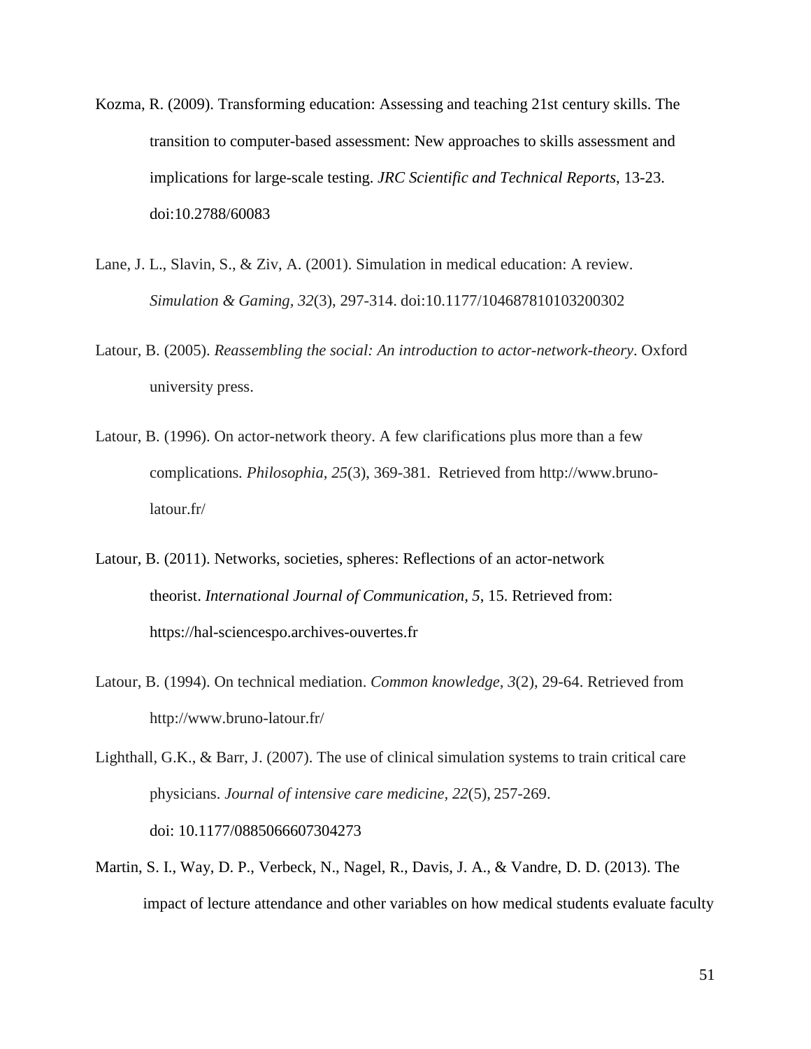Kozma, R. (2009). Transforming education: Assessing and teaching 21st century skills. The transition to computer-based assessment: New approaches to skills assessment and implications for large-scale testing. *JRC Scientific and Technical Reports*, 13-23. doi:10.2788/60083

Lane, J. L., Slavin, S., & Ziv, A. (2001). Simulation in medical education: A review. *Simulation & Gaming, 32*(3), 297-314. doi:10.1177/104687810103200302

Latour, B. (2005). *Reassembling the social: An introduction to actor-network-theory*. Oxford university press.

Latour, B. (1996). On actor-network theory. A few clarifications plus more than a few complications*. Philosophia*, *25*(3), 369-381. Retrieved from http://www.bruno-latour.fr/

Latour, B. (2011). Networks, societies, spheres: Reflections of an actor-network theorist. *International Journal of Communication, 5*, 15. Retrieved from: https://hal-sciencespo.archives-ouvertes.fr

Latour, B. (1994). On technical mediation. *Common knowledge*, *3*(2), 29-64. Retrieved from http://www.bruno-latour.fr/

Lighthall, G.K., & Barr, J. (2007). The use of clinical simulation systems to train critical care physicians. *Journal of intensive care medicine*, *22*(5), 257-269. doi: 10.1177/0885066607304273

Martin, S. I., Way, D. P., Verbeck, N., Nagel, R., Davis, J. A., & Vandre, D. D. (2013). The impact of lecture attendance and other variables on how medical students evaluate faculty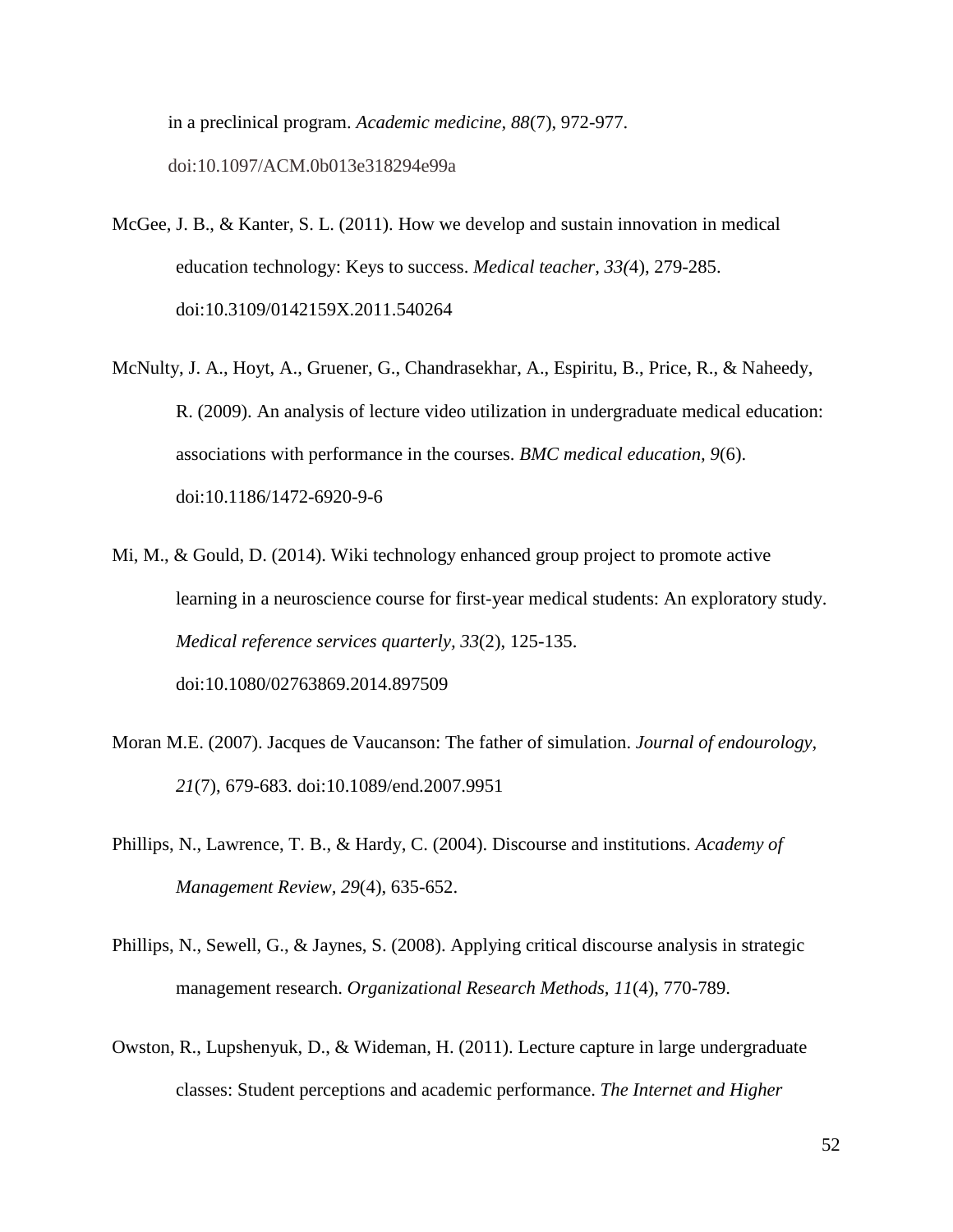in a preclinical program. *Academic medicine, 88*(7), 972-977. doi:10.1097/ACM.0b013e318294e99a

McGee, J. B., & Kanter, S. L. (2011). How we develop and sustain innovation in medical education technology: Keys to success. *Medical teacher, 33(*4), 279-285. doi:10.3109/0142159X.2011.540264

McNulty, J. A., Hoyt, A., Gruener, G., Chandrasekhar, A., Espiritu, B., Price, R., & Naheedy, R. (2009). An analysis of lecture video utilization in undergraduate medical education: associations with performance in the courses. *BMC medical education, 9*(6). doi:10.1186/1472-6920-9-6

Mi, M., & Gould, D. (2014). Wiki technology enhanced group project to promote active learning in a neuroscience course for first-year medical students: An exploratory study. *Medical reference services quarterly, 33*(2), 125-135. doi:10.1080/02763869.2014.897509

Moran M.E. (2007). Jacques de Vaucanson: The father of simulation. *Journal of endourology, 21*(7), 679-683. doi:10.1089/end.2007.9951

Phillips, N., Lawrence, T. B., & Hardy, C. (2004). Discourse and institutions. *Academy of Management Review, 29*(4), 635-652.

Phillips, N., Sewell, G., & Jaynes, S. (2008). Applying critical discourse analysis in strategic management research. *Organizational Research Methods, 11*(4), 770-789.

Owston, R., Lupshenyuk, D., & Wideman, H. (2011). Lecture capture in large undergraduate classes: Student perceptions and academic performance. *The Internet and Higher*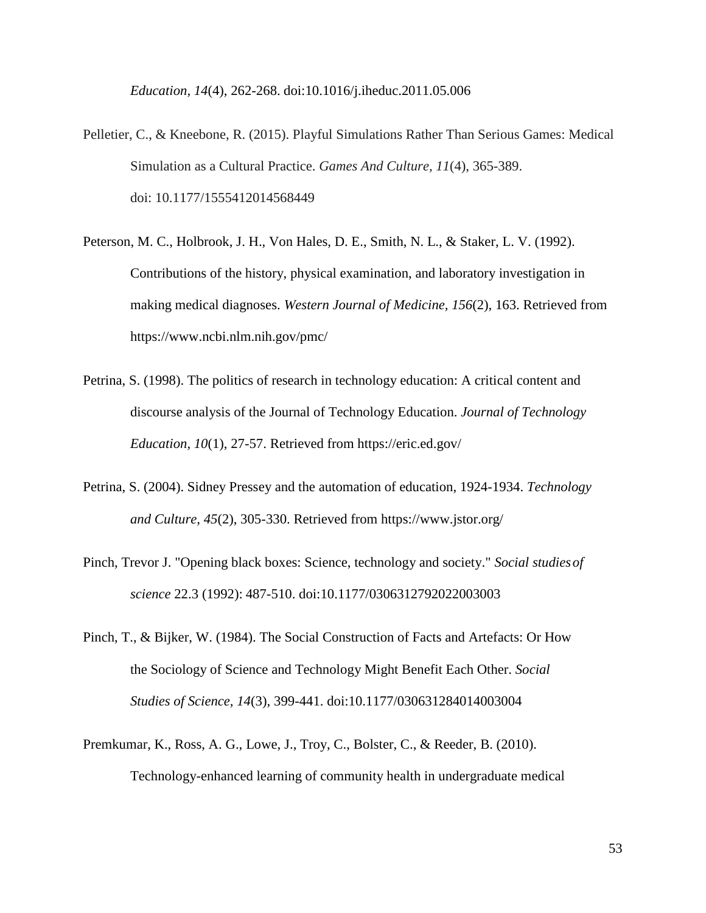*Education, 14*(4), 262-268. doi:10.1016/j.iheduc.2011.05.006

Pelletier, C., & Kneebone, R. (2015). Playful Simulations Rather Than Serious Games: Medical Simulation as a Cultural Practice. *Games And Culture, 11*(4), 365-389. doi: 10.1177/1555412014568449

Peterson, M. C., Holbrook, J. H., Von Hales, D. E., Smith, N. L., & Staker, L. V. (1992). Contributions of the history, physical examination, and laboratory investigation in making medical diagnoses. *Western Journal of Medicine, 156*(2), 163. Retrieved from https://www.ncbi.nlm.nih.gov/pmc/

Petrina, S. (1998). The politics of research in technology education: A critical content and discourse analysis of the Journal of Technology Education. *Journal of Technology Education, 10*(1), 27-57. Retrieved from https://eric.ed.gov/

Petrina, S. (2004). Sidney Pressey and the automation of education, 1924-1934. *Technology and Culture, 45*(2), 305-330. Retrieved from https://www.jstor.org/

Pinch, Trevor J. "Opening black boxes: Science, technology and society." *Social studies of science* 22.3 (1992): 487-510. doi:10.1177/0306312792022003003

Pinch, T., & Bijker, W. (1984). The Social Construction of Facts and Artefacts: Or How the Sociology of Science and Technology Might Benefit Each Other. *Social Studies of Science, 14*(3), 399-441. doi:10.1177/030631284014003004

Premkumar, K., Ross, A. G., Lowe, J., Troy, C., Bolster, C., & Reeder, B. (2010). Technology-enhanced learning of community health in undergraduate medical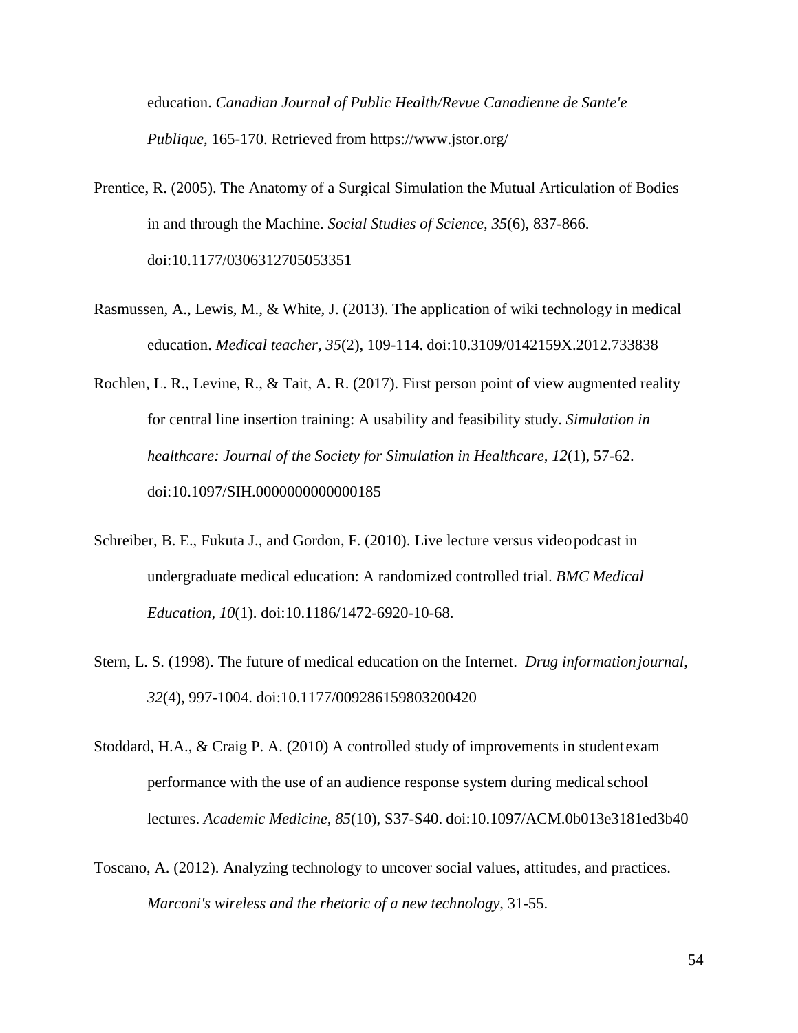education. *Canadian Journal of Public Health/Revue Canadienne de Sante'e Publique*, 165-170. Retrieved from https://www.jstor.org/

Prentice, R. (2005). The Anatomy of a Surgical Simulation the Mutual Articulation of Bodies in and through the Machine. *Social Studies of Science, 35*(6), 837-866. doi:10.1177/0306312705053351

Rasmussen, A., Lewis, M., & White, J. (2013). The application of wiki technology in medical education. *Medical teacher, 35*(2), 109-114. doi:10.3109/0142159X.2012.733838

Rochlen, L. R., Levine, R., & Tait, A. R. (2017). First person point of view augmented reality for central line insertion training: A usability and feasibility study. *Simulation in healthcare: Journal of the Society for Simulation in Healthcare, 12*(1), 57-62. doi:10.1097/SIH.0000000000000185

Schreiber, B. E., Fukuta J., and Gordon, F. (2010). Live lecture versus video podcast in undergraduate medical education: A randomized controlled trial. *BMC Medical Education, 10*(1). doi:10.1186/1472-6920-10-68.

Stern, L. S. (1998). The future of medical education on the Internet. *Drug information journal, 32*(4), 997-1004. doi:10.1177/009286159803200420

Stoddard, H.A., & Craig P. A. (2010) A controlled study of improvements in student exam performance with the use of an audience response system during medical school lectures. *Academic Medicine, 85*(10), S37-S40. doi:10.1097/ACM.0b013e3181ed3b40

Toscano, A. (2012). Analyzing technology to uncover social values, attitudes, and practices. *Marconi's wireless and the rhetoric of a new technology*, 31-55.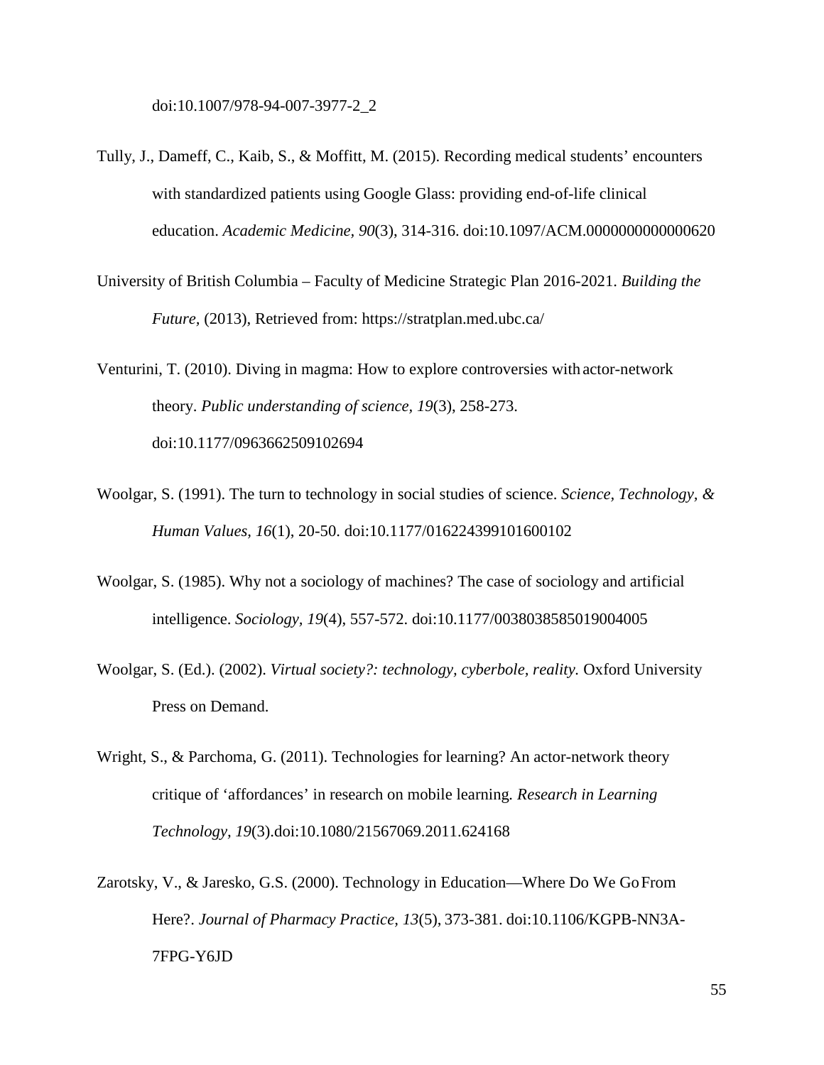doi:10.1007/978-94-007-3977-2_2

Tully, J., Dameff, C., Kaib, S., & Moffitt, M. (2015). Recording medical students' encounters with standardized patients using Google Glass: providing end-of-life clinical education. *Academic Medicine, 90*(3), 314-316. doi:10.1097/ACM.0000000000000620

University of British Columbia – Faculty of Medicine Strategic Plan 2016-2021. *Building the Future,* (2013), Retrieved from: https://stratplan.med.ubc.ca/

Venturini, T. (2010). Diving in magma: How to explore controversies with actor-network theory. *Public understanding of science, 19*(3), 258-273. doi:10.1177/0963662509102694

Woolgar, S. (1991). The turn to technology in social studies of science. *Science, Technology, & Human Values, 16*(1), 20-50. doi:10.1177/016224399101600102

Woolgar, S. (1985). Why not a sociology of machines? The case of sociology and artificial intelligence. *Sociology, 19*(4), 557-572. doi:10.1177/0038038585019004005

Woolgar, S. (Ed.). (2002). *Virtual society?: technology, cyberbole, reality.* Oxford University Press on Demand.

Wright, S., & Parchoma, G. (2011). Technologies for learning? An actor-network theory critique of 'affordances' in research on mobile learning. *Research in Learning Technology, 19*(3).doi:10.1080/21567069.2011.624168

Zarotsky, V., & Jaresko, G.S. (2000). Technology in Education—Where Do We Go From Here?. *Journal of Pharmacy Practice, 13*(5), 373-381. doi:10.1106/KGPB-NN3A-7FPG-Y6JD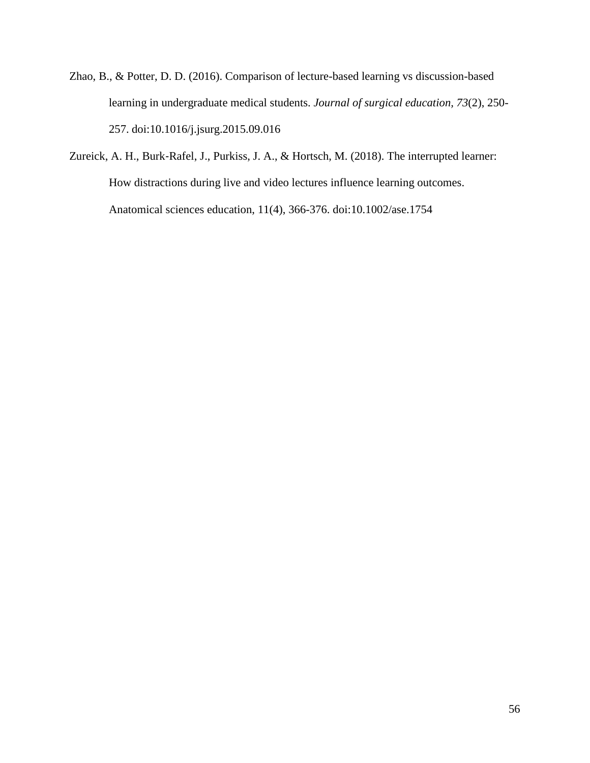Zhao, B., & Potter, D. D. (2016). Comparison of lecture-based learning vs discussion-based learning in undergraduate medical students. *Journal of surgical education, 73*(2), 250-257. doi:10.1016/j.jsurg.2015.09.016

Zureick, A. H., Burk-Rafel, J., Purkiss, J. A., & Hortsch, M. (2018). The interrupted learner: How distractions during live and video lectures influence learning outcomes. Anatomical sciences education, 11(4), 366-376. doi:10.1002/ase.1754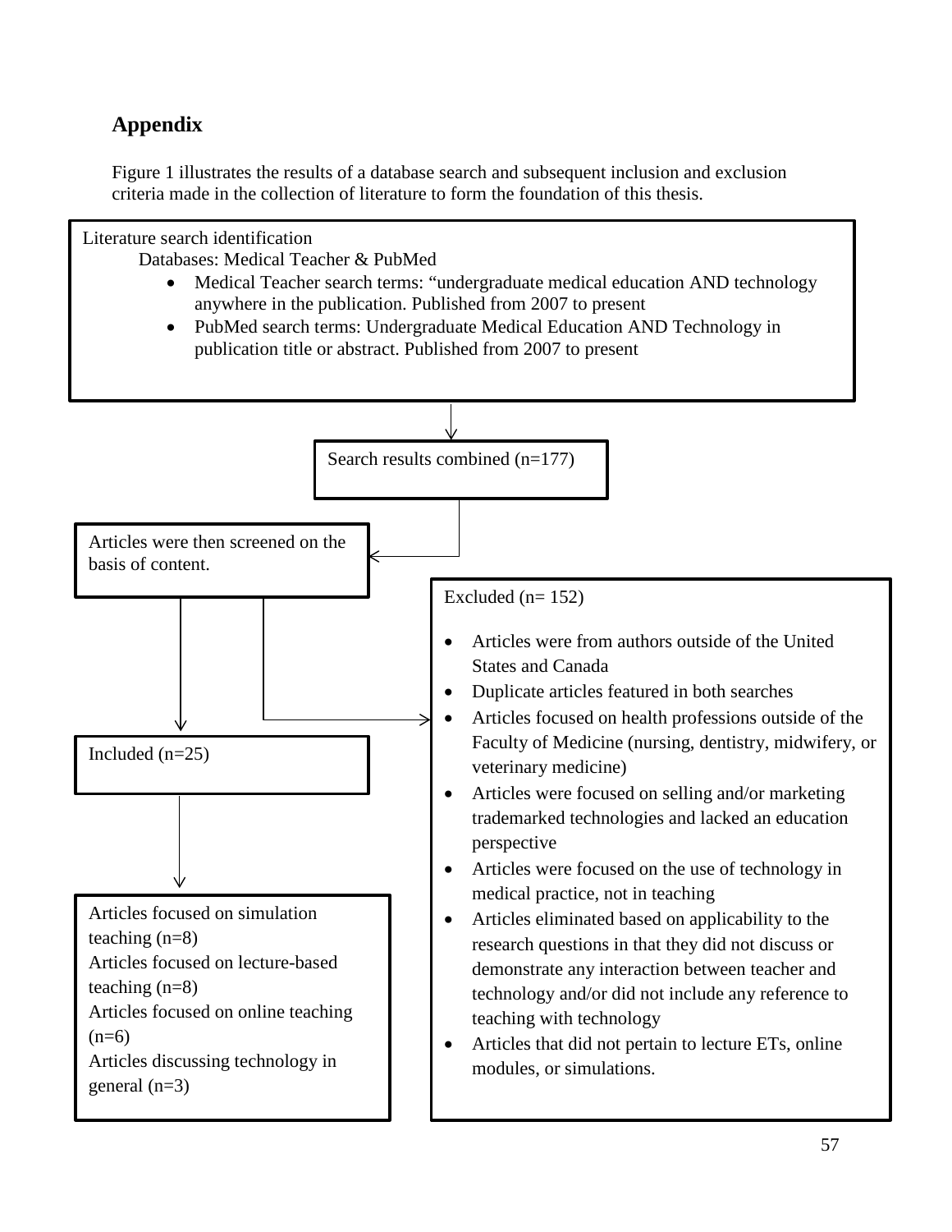## Appendix

Figure 1 illustrates the results of a database search and subsequent inclusion and exclusion criteria made in the collection of literature to form the foundation of this thesis.

Literature search identification

Databases: Medical Teacher & PubMed

- Medical Teacher search terms: "undergraduate medical education AND technology anywhere in the publication. Published from 2007 to present
- PubMed search terms: Undergraduate Medical Education AND Technology in publication title or abstract. Published from 2007 to present

Search results combined (n=177)

Articles were then screened on the basis of content.

Excluded (n= 152)

- Articles were from authors outside of the United States and Canada
- Duplicate articles featured in both searches
- Articles focused on health professions outside of the Faculty of Medicine (nursing, dentistry, midwifery, or veterinary medicine)
- Articles were focused on selling and/or marketing trademarked technologies and lacked an education perspective
- Articles were focused on the use of technology in medical practice, not in teaching
- Articles eliminated based on applicability to the research questions in that they did not discuss or demonstrate any interaction between teacher and technology and/or did not include any reference to teaching with technology
- Articles that did not pertain to lecture ETs, online modules, or simulations.

Included (n=25)

Articles focused on simulation teaching (n=8)
Articles focused on lecture-based teaching (n=8)
Articles focused on online teaching (n=6)
Articles discussing technology in general (n=3)